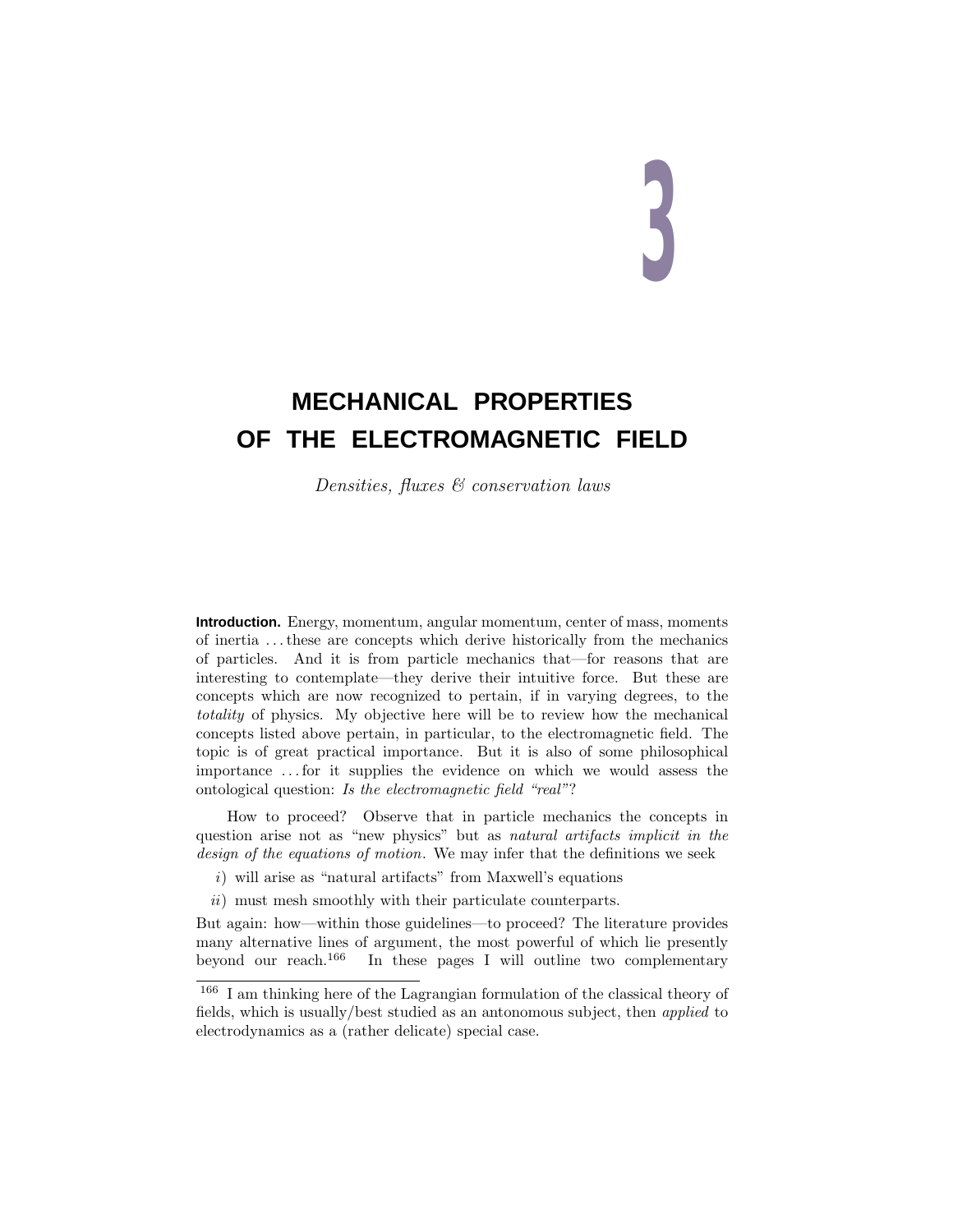# 3

# MECHANICAL PROPERTIES OF THE ELECTROMAGNETIC FIELD

*Densities, fluxes & conservation laws*

**Introduction.** Energy, momentum, angular momentum, center of mass, moments of inertia . . . these are concepts which derive historically from the mechanics of particles. And it is from particle mechanics that—for reasons that are interesting to contemplate—they derive their intuitive force. But these are concepts which are now recognized to pertain, if in varying degrees, to the *totality* of physics. My objective here will be to review how the mechanical concepts listed above pertain, in particular, to the electromagnetic field. The topic is of great practical importance. But it is also of some philosophical importance . . . for it supplies the evidence on which we would assess the ontological question: *Is the electromagnetic field "real"*?

How to proceed? Observe that in particle mechanics the concepts in question arise not as "new physics" but as *natural artifacts implicit in the design of the equations of motion*. We may infer that the definitions we seek

*i*) will arise as "natural artifacts" from Maxwell's equations

*ii*) must mesh smoothly with their particulate counterparts.

But again: how—within those guidelines—to proceed? The literature provides many alternative lines of argument, the most powerful of which lie presently beyond our reach.[166] In these pages I will outline two complementary

[166] I am thinking here of the Lagrangian formulation of the classical theory of fields, which is usually/best studied as an antonomous subject, then *applied* to electrodynamics as a (rather delicate) special case.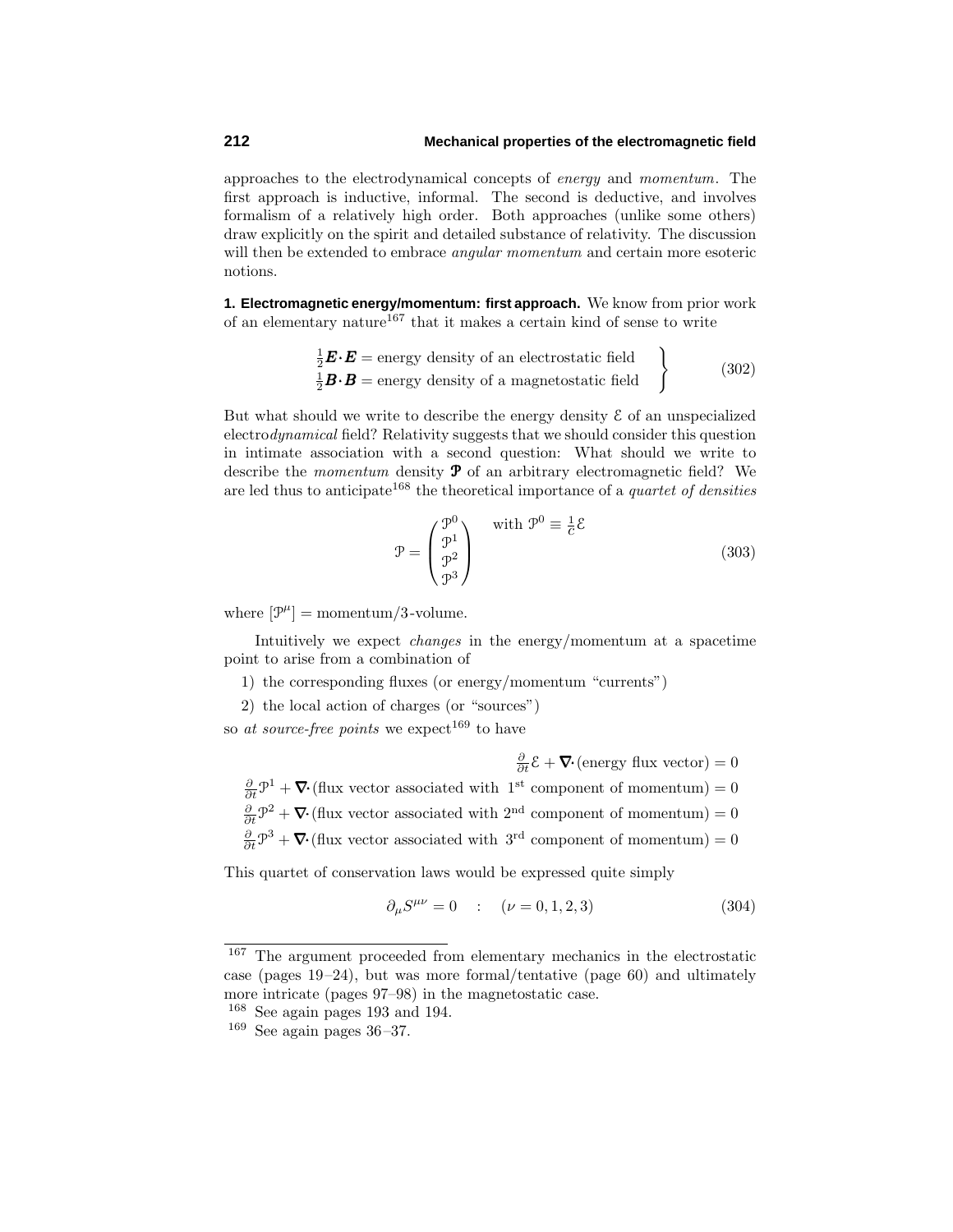approaches to the electrodynamical concepts of *energy* and *momentum*. The first approach is inductive, informal. The second is deductive, and involves formalism of a relatively high order. Both approaches (unlike some others) draw explicitly on the spirit and detailed substance of relativity. The discussion will then be extended to embrace *angular momentum* and certain more esoteric notions.

**1. Electromagnetic energy/momentum: first approach.** We know from prior work of an elementary nature[167] that it makes a certain kind of sense to write

$$\left.\begin{array}{l}\tfrac{1}{2}\boldsymbol{E}\cdot\boldsymbol{E} = \text{energy density of an electrostatic field}\\ \tfrac{1}{2}\boldsymbol{B}\cdot\boldsymbol{B} = \text{energy density of a magnetostatic field}\end{array}\right\} \tag{302}$$

But what should we write to describe the energy density $\mathcal{E}$ of an unspecialized electro*dynamical* field? Relativity suggests that we should consider this question in intimate association with a second question: What should we write to describe the *momentum* density $\boldsymbol{\mathcal{P}}$ of an arbitrary electromagnetic field? We are led thus to anticipate[168] the theoretical importance of a *quartet of densities*

$$\mathcal{P} = \begin{pmatrix}\mathcal{P}^0\\ \mathcal{P}^1\\ \mathcal{P}^2\\ \mathcal{P}^3\end{pmatrix} \quad \text{with } \mathcal{P}^0 \equiv \tfrac{1}{c}\mathcal{E} \tag{303}$$

where $[\mathcal{P}^\mu] = \text{momentum/3-volume}$.

Intuitively we expect *changes* in the energy/momentum at a spacetime point to arise from a combination of

1) the corresponding fluxes (or energy/momentum "currents")

2) the local action of charges (or "sources")

so *at source-free points* we expect[169] to have

$$\begin{aligned}\tfrac{\partial}{\partial t}\mathcal{E} + \boldsymbol{\nabla}\cdot(\text{energy flux vector}) &= 0\\ \tfrac{\partial}{\partial t}\mathcal{P}^1 + \boldsymbol{\nabla}\cdot(\text{flux vector associated with } 1^{\text{st}} \text{ component of momentum}) &= 0\\ \tfrac{\partial}{\partial t}\mathcal{P}^2 + \boldsymbol{\nabla}\cdot(\text{flux vector associated with } 2^{\text{nd}} \text{ component of momentum}) &= 0\\ \tfrac{\partial}{\partial t}\mathcal{P}^3 + \boldsymbol{\nabla}\cdot(\text{flux vector associated with } 3^{\text{rd}} \text{ component of momentum}) &= 0\end{aligned}$$

This quartet of conservation laws would be expressed quite simply

$$\partial_\mu S^{\mu\nu} = 0 \quad : \quad (\nu = 0, 1, 2, 3) \tag{304}$$

---

[167] The argument proceeded from elementary mechanics in the electrostatic case (pages 19–24), but was more formal/tentative (page 60) and ultimately more intricate (pages 97–98) in the magnetostatic case.

[168] See again pages 193 and 194.

[169] See again pages 36–37.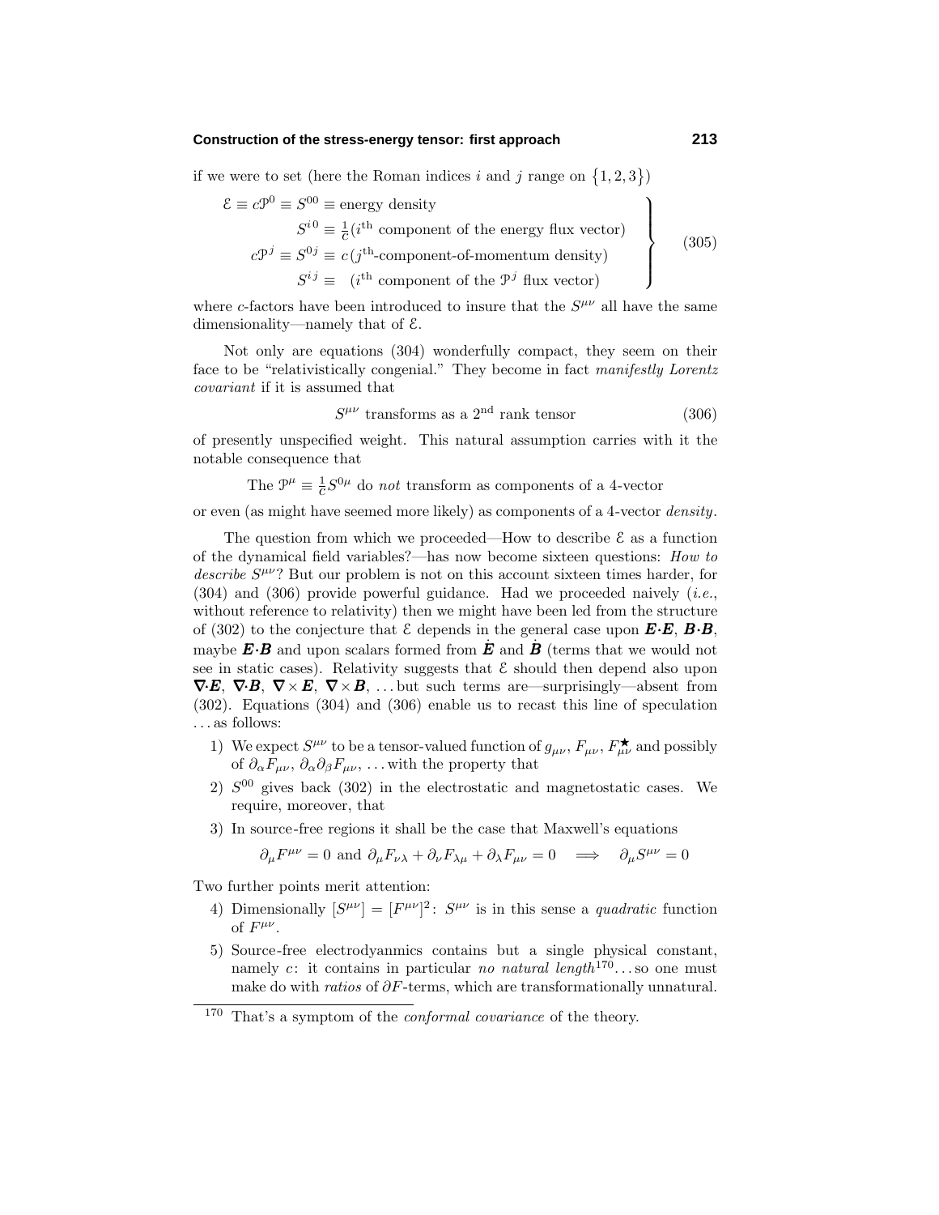if we were to set (here the Roman indices $i$ and $j$ range on $\{1, 2, 3\}$)

$$\left.\begin{aligned}
\mathcal{E} \equiv c\mathcal{P}^0 \equiv S^{00} &\equiv \text{energy density} \\
S^{i\,0} &\equiv \tfrac{1}{c}(i^{\text{th}} \text{ component of the energy flux vector}) \\
c\mathcal{P}^j \equiv S^{0j} &\equiv c\,(j^{\text{th}}\text{-component-of-momentum density}) \\
S^{i\,j} &\equiv \quad (i^{\text{th}} \text{ component of the } \mathcal{P}^j \text{ flux vector})
\end{aligned}\right\} \tag{305}$$

where $c$-factors have been introduced to insure that the $S^{\mu\nu}$ all have the same dimensionality—namely that of $\mathcal{E}$.

Not only are equations (304) wonderfully compact, they seem on their face to be "relativistically congenial." They become in fact *manifestly Lorentz covariant* if it is assumed that

$$S^{\mu\nu} \text{ transforms as a } 2^{\text{nd}} \text{ rank tensor} \tag{306}$$

of presently unspecified weight. This natural assumption carries with it the notable consequence that

$$\text{The } \mathcal{P}^\mu \equiv \tfrac{1}{c}S^{0\mu} \text{ do } \textit{not} \text{ transform as components of a 4-vector}$$

or even (as might have seemed more likely) as components of a 4-vector *density*.

The question from which we proceeded—How to describe $\mathcal{E}$ as a function of the dynamical field variables?—has now become sixteen questions: *How to describe* $S^{\mu\nu}$? But our problem is not on this account sixteen times harder, for (304) and (306) provide powerful guidance. Had we proceeded naively (*i.e.*, without reference to relativity) then we might have been led from the structure of (302) to the conjecture that $\mathcal{E}$ depends in the general case upon $\boldsymbol{E}\cdot\boldsymbol{E}$, $\boldsymbol{B}\cdot\boldsymbol{B}$, maybe $\boldsymbol{E}\cdot\boldsymbol{B}$ and upon scalars formed from $\dot{\boldsymbol{E}}$ and $\dot{\boldsymbol{B}}$ (terms that we would not see in static cases). Relativity suggests that $\mathcal{E}$ should then depend also upon $\boldsymbol{\nabla}\cdot\boldsymbol{E}$, $\boldsymbol{\nabla}\cdot\boldsymbol{B}$, $\boldsymbol{\nabla}\times\boldsymbol{E}$, $\boldsymbol{\nabla}\times\boldsymbol{B}$, ... but such terms are—surprisingly—absent from (302). Equations (304) and (306) enable us to recast this line of speculation ... as follows:

1) We expect $S^{\mu\nu}$ to be a tensor-valued function of $g_{\mu\nu}$, $F_{\mu\nu}$, $F^{\star}_{\mu\nu}$ and possibly of $\partial_\alpha F_{\mu\nu}$, $\partial_\alpha\partial_\beta F_{\mu\nu}$, ... with the property that
2) $S^{00}$ gives back (302) in the electrostatic and magnetostatic cases. We require, moreover, that
3) In source-free regions it shall be the case that Maxwell's equations

$$\partial_\mu F^{\mu\nu} = 0 \text{ and } \partial_\mu F_{\nu\lambda} + \partial_\nu F_{\lambda\mu} + \partial_\lambda F_{\mu\nu} = 0 \quad\Longrightarrow\quad \partial_\mu S^{\mu\nu} = 0$$

Two further points merit attention:

4) Dimensionally $[S^{\mu\nu}] = [F^{\mu\nu}]^2$: $S^{\mu\nu}$ is in this sense a *quadratic* function of $F^{\mu\nu}$.
5) Source-free electrodyanmics contains but a single physical constant, namely $c$: it contains in particular *no natural length*[170]... so one must make do with *ratios* of $\partial F$-terms, which are transformationally unnatural.

[170] That's a symptom of the *conformal covariance* of the theory.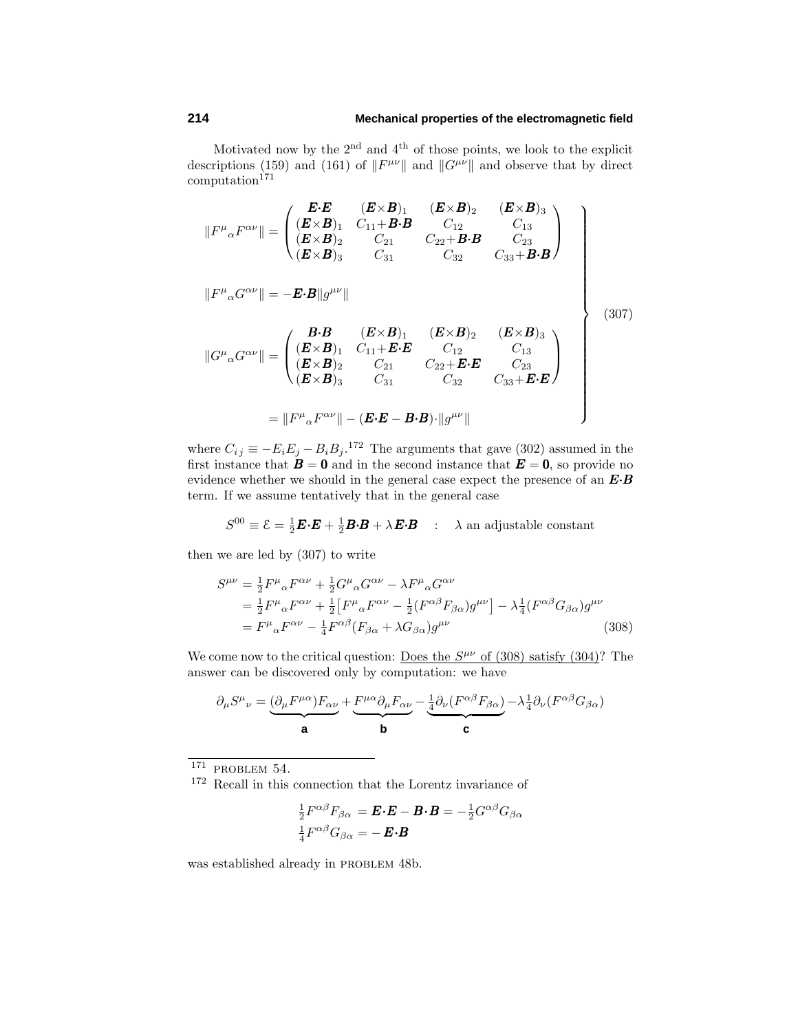Motivated now by the 2nd and 4th of those points, we look to the explicit descriptions (159) and (161) of $\|F^{\mu\nu}\|$ and $\|G^{\mu\nu}\|$ and observe that by direct computation[171]

$$
\left.
\begin{aligned}
\|F^\mu{}_\alpha F^{\alpha\nu}\| &= \begin{pmatrix} \boldsymbol{E\cdot E} & (\boldsymbol{E}\times\boldsymbol{B})_1 & (\boldsymbol{E}\times\boldsymbol{B})_2 & (\boldsymbol{E}\times\boldsymbol{B})_3 \\ (\boldsymbol{E}\times\boldsymbol{B})_1 & C_{11}+\boldsymbol{B\cdot B} & C_{12} & C_{13} \\ (\boldsymbol{E}\times\boldsymbol{B})_2 & C_{21} & C_{22}+\boldsymbol{B\cdot B} & C_{23} \\ (\boldsymbol{E}\times\boldsymbol{B})_3 & C_{31} & C_{32} & C_{33}+\boldsymbol{B\cdot B} \end{pmatrix} \\[2mm]
\|F^\mu{}_\alpha G^{\alpha\nu}\| &= -\boldsymbol{E\cdot B}\|g^{\mu\nu}\| \\[2mm]
\|G^\mu{}_\alpha G^{\alpha\nu}\| &= \begin{pmatrix} \boldsymbol{B\cdot B} & (\boldsymbol{E}\times\boldsymbol{B})_1 & (\boldsymbol{E}\times\boldsymbol{B})_2 & (\boldsymbol{E}\times\boldsymbol{B})_3 \\ (\boldsymbol{E}\times\boldsymbol{B})_1 & C_{11}+\boldsymbol{E\cdot E} & C_{12} & C_{13} \\ (\boldsymbol{E}\times\boldsymbol{B})_2 & C_{21} & C_{22}+\boldsymbol{E\cdot E} & C_{23} \\ (\boldsymbol{E}\times\boldsymbol{B})_3 & C_{31} & C_{32} & C_{33}+\boldsymbol{E\cdot E} \end{pmatrix} \\[2mm]
&= \|F^\mu{}_\alpha F^{\alpha\nu}\| - (\boldsymbol{E\cdot E} - \boldsymbol{B\cdot B})\cdot\|g^{\mu\nu}\|
\end{aligned}
\right\} \tag{307}
$$

where $C_{ij} \equiv -E_iE_j - B_iB_j$.[172] The arguments that gave (302) assumed in the first instance that $\boldsymbol{B} = \boldsymbol{0}$ and in the second instance that $\boldsymbol{E} = \boldsymbol{0}$, so provide no evidence whether we should in the general case expect the presence of an $\boldsymbol{E\cdot B}$ term. If we assume tentatively that in the general case

$$
S^{00} \equiv \mathcal{E} = \tfrac{1}{2}\boldsymbol{E\cdot E} + \tfrac{1}{2}\boldsymbol{B\cdot B} + \lambda\,\boldsymbol{E\cdot B} \quad : \quad \lambda \text{ an adjustable constant}
$$

then we are led by (307) to write

$$
\begin{aligned}
S^{\mu\nu} &= \tfrac{1}{2}F^\mu{}_\alpha F^{\alpha\nu} + \tfrac{1}{2}G^\mu{}_\alpha G^{\alpha\nu} - \lambda F^\mu{}_\alpha G^{\alpha\nu} \\
&= \tfrac{1}{2}F^\mu{}_\alpha F^{\alpha\nu} + \tfrac{1}{2}\big[F^\mu{}_\alpha F^{\alpha\nu} - \tfrac{1}{2}(F^{\alpha\beta}F_{\beta\alpha})g^{\mu\nu}\big] - \lambda\tfrac{1}{4}(F^{\alpha\beta}G_{\beta\alpha})g^{\mu\nu} \\
&= F^\mu{}_\alpha F^{\alpha\nu} - \tfrac{1}{4}F^{\alpha\beta}(F_{\beta\alpha} + \lambda G_{\beta\alpha})g^{\mu\nu}
\end{aligned} \tag{308}
$$

We come now to the critical question: <u>Does the $S^{\mu\nu}$ of (308) satisfy (304)</u>? The answer can be discovered only by computation: we have

$$
\partial_\mu S^\mu{}_\nu = \underbrace{(\partial_\mu F^{\mu\alpha})F_{\alpha\nu}}_{\textbf{a}} + \underbrace{F^{\mu\alpha}\partial_\mu F_{\alpha\nu}}_{\textbf{b}} - \underbrace{\tfrac{1}{4}\partial_\nu(F^{\alpha\beta}F_{\beta\alpha})}_{\textbf{c}} - \lambda\tfrac{1}{4}\partial_\nu(F^{\alpha\beta}G_{\beta\alpha})
$$

---

[171] PROBLEM 54.

[172] Recall in this connection that the Lorentz invariance of

$$
\begin{aligned}
\tfrac{1}{2}F^{\alpha\beta}F_{\beta\alpha} &= \boldsymbol{E\cdot E} - \boldsymbol{B\cdot B} = -\tfrac{1}{2}G^{\alpha\beta}G_{\beta\alpha} \\
\tfrac{1}{4}F^{\alpha\beta}G_{\beta\alpha} &= -\,\boldsymbol{E\cdot B}
\end{aligned}
$$

was established already in PROBLEM 48b.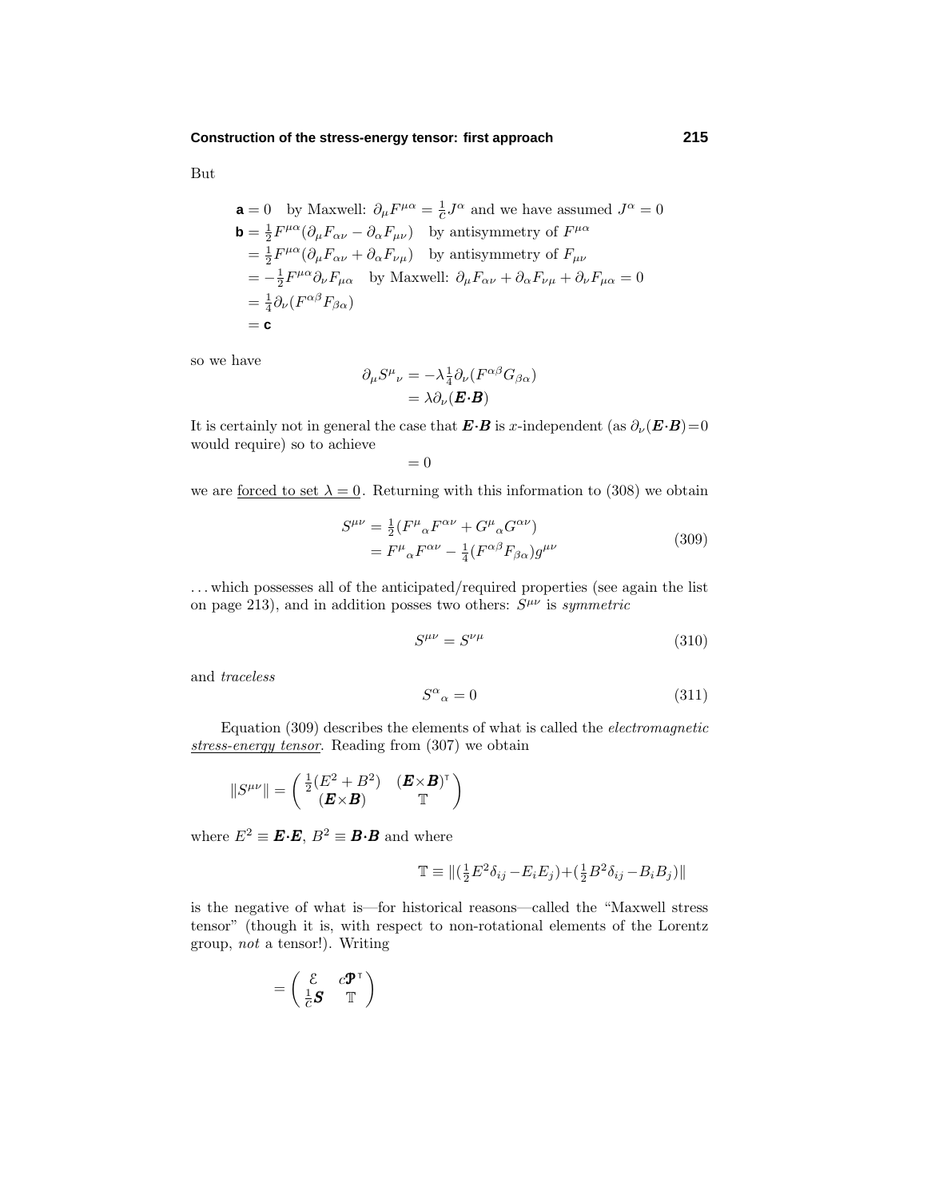But

$$
\begin{aligned}
\textbf{a} &= 0 \quad \text{by Maxwell: } \partial_\mu F^{\mu\alpha} = \tfrac{1}{c}J^\alpha \text{ and we have assumed } J^\alpha = 0\\
\textbf{b} &= \tfrac{1}{2}F^{\mu\alpha}(\partial_\mu F_{\alpha\nu} - \partial_\alpha F_{\mu\nu}) \quad \text{by antisymmetry of } F^{\mu\alpha}\\
&= \tfrac{1}{2}F^{\mu\alpha}(\partial_\mu F_{\alpha\nu} + \partial_\alpha F_{\nu\mu}) \quad \text{by antisymmetry of } F_{\mu\nu}\\
&= -\tfrac{1}{2}F^{\mu\alpha}\partial_\nu F_{\mu\alpha} \quad \text{by Maxwell: } \partial_\mu F_{\alpha\nu} + \partial_\alpha F_{\nu\mu} + \partial_\nu F_{\mu\alpha} = 0\\
&= \tfrac{1}{4}\partial_\nu(F^{\alpha\beta}F_{\beta\alpha})\\
&= \textbf{c}
\end{aligned}
$$

so we have

$$
\begin{aligned}
\partial_\mu S^\mu{}_\nu &= -\lambda\tfrac{1}{4}\partial_\nu(F^{\alpha\beta}G_{\beta\alpha})\\
&= \lambda\partial_\nu(\boldsymbol{E}\cdot\boldsymbol{B})
\end{aligned}
$$

It is certainly not in general the case that $\boldsymbol{E}\cdot\boldsymbol{B}$ is $x$-independent (as $\partial_\nu(\boldsymbol{E}\cdot\boldsymbol{B})=0$ would require) so to achieve

$$= 0$$

we are forced to set $\lambda = 0$. Returning with this information to (308) we obtain

$$
\begin{aligned}
S^{\mu\nu} &= \tfrac{1}{2}(F^\mu{}_\alpha F^{\alpha\nu} + G^\mu{}_\alpha G^{\alpha\nu})\\
&= F^\mu{}_\alpha F^{\alpha\nu} - \tfrac{1}{4}(F^{\alpha\beta}F_{\beta\alpha})g^{\mu\nu}
\end{aligned}
\tag{309}
$$

. . . which possesses all of the anticipated/required properties (see again the list on page 213), and in addition posses two others: $S^{\mu\nu}$ is *symmetric*

$$S^{\mu\nu} = S^{\nu\mu} \tag{310}$$

and *traceless*

$$S^\alpha{}_\alpha = 0 \tag{311}$$

Equation (309) describes the elements of what is called the *electromagnetic stress-energy tensor*. Reading from (307) we obtain

$$
\|S^{\mu\nu}\| = \begin{pmatrix} \tfrac{1}{2}(E^2 + B^2) & (\boldsymbol{E}\times\boldsymbol{B})^{\mathsf{T}} \\ (\boldsymbol{E}\times\boldsymbol{B}) & \mathbb{T} \end{pmatrix}
$$

where $E^2 \equiv \boldsymbol{E}\cdot\boldsymbol{E}$, $B^2 \equiv \boldsymbol{B}\cdot\boldsymbol{B}$ and where

$$\mathbb{T} \equiv \|(\tfrac{1}{2}E^2\delta_{ij} - E_iE_j) + (\tfrac{1}{2}B^2\delta_{ij} - B_iB_j)\|$$

is the negative of what is—for historical reasons—called the "Maxwell stress tensor" (though it is, with respect to non-rotational elements of the Lorentz group, *not* a tensor!). Writing

$$
= \begin{pmatrix} \mathcal{E} & c\boldsymbol{\mathcal{P}}^{\mathsf{T}} \\ \tfrac{1}{c}\boldsymbol{S} & \mathbb{T} \end{pmatrix}
$$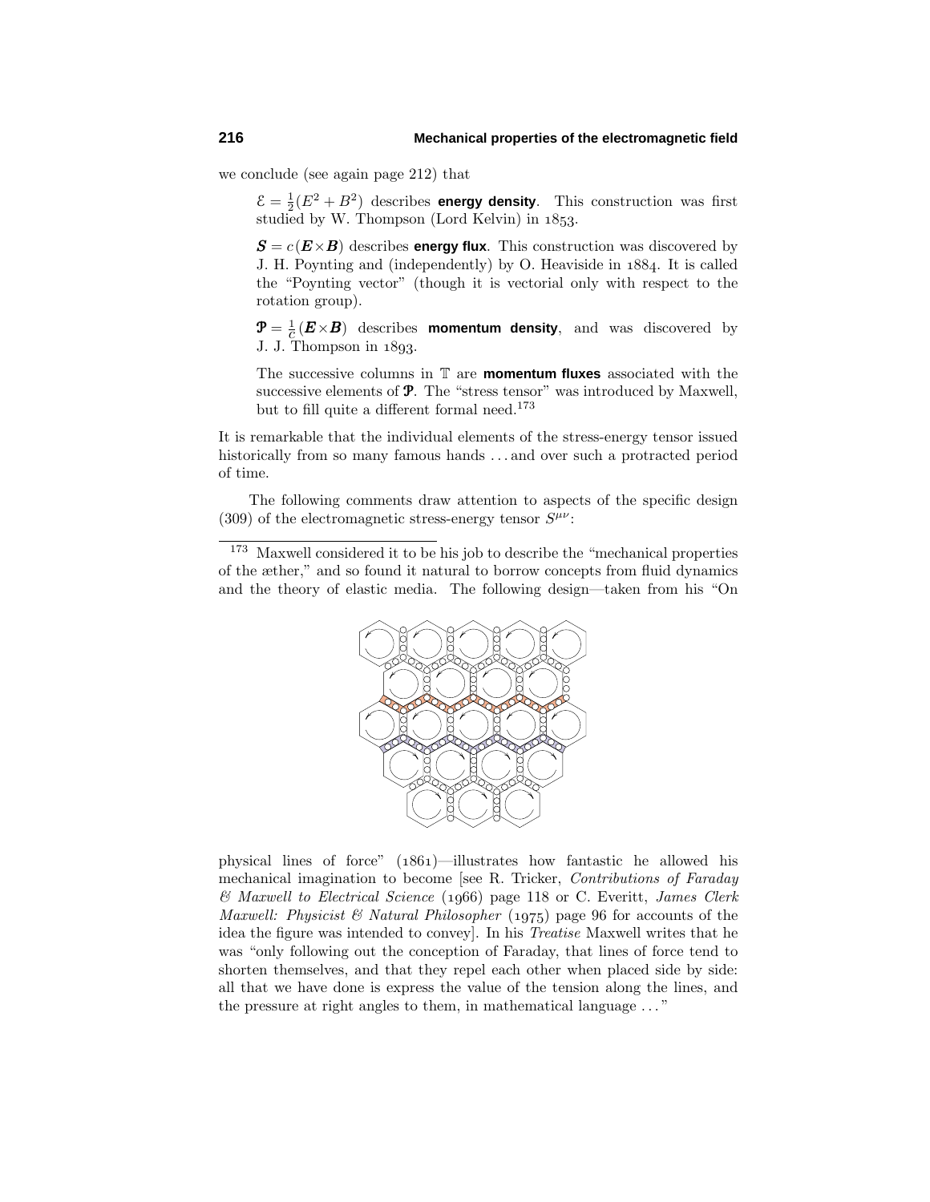we conclude (see again page 212) that

> $\mathcal{E} = \frac{1}{2}(E^2 + B^2)$ describes **energy density**. This construction was first studied by W. Thompson (Lord Kelvin) in 1853.
>
> $\boldsymbol{S} = c(\boldsymbol{E}\times\boldsymbol{B})$ describes **energy flux**. This construction was discovered by J. H. Poynting and (independently) by O. Heaviside in 1884. It is called the "Poynting vector" (though it is vectorial only with respect to the rotation group).
>
> $\boldsymbol{\mathcal{P}} = \frac{1}{c}(\boldsymbol{E}\times\boldsymbol{B})$ describes **momentum density**, and was discovered by J. J. Thompson in 1893.
>
> The successive columns in $\mathbb{T}$ are **momentum fluxes** associated with the successive elements of $\boldsymbol{\mathcal{P}}$. The "stress tensor" was introduced by Maxwell, but to fill quite a different formal need.[173]

It is remarkable that the individual elements of the stress-energy tensor issued historically from so many famous hands ... and over such a protracted period of time.

The following comments draw attention to aspects of the specific design (309) of the electromagnetic stress-energy tensor $S^{\mu\nu}$:

---

[173] Maxwell considered it to be his job to describe the "mechanical properties of the æther," and so found it natural to borrow concepts from fluid dynamics and the theory of elastic media. The following design—taken from his "On physical lines of force" (1861)—illustrates how fantastic he allowed his mechanical imagination to become [see R. Tricker, *Contributions of Faraday & Maxwell to Electrical Science* (1966) page 118 or C. Everitt, *James Clerk Maxwell: Physicist & Natural Philosopher* (1975) page 96 for accounts of the idea the figure was intended to convey]. In his *Treatise* Maxwell writes that he was "only following out the conception of Faraday, that lines of force tend to shorten themselves, and that they repel each other when placed side by side: all that we have done is express the value of the tension along the lines, and the pressure at right angles to them, in mathematical language ..."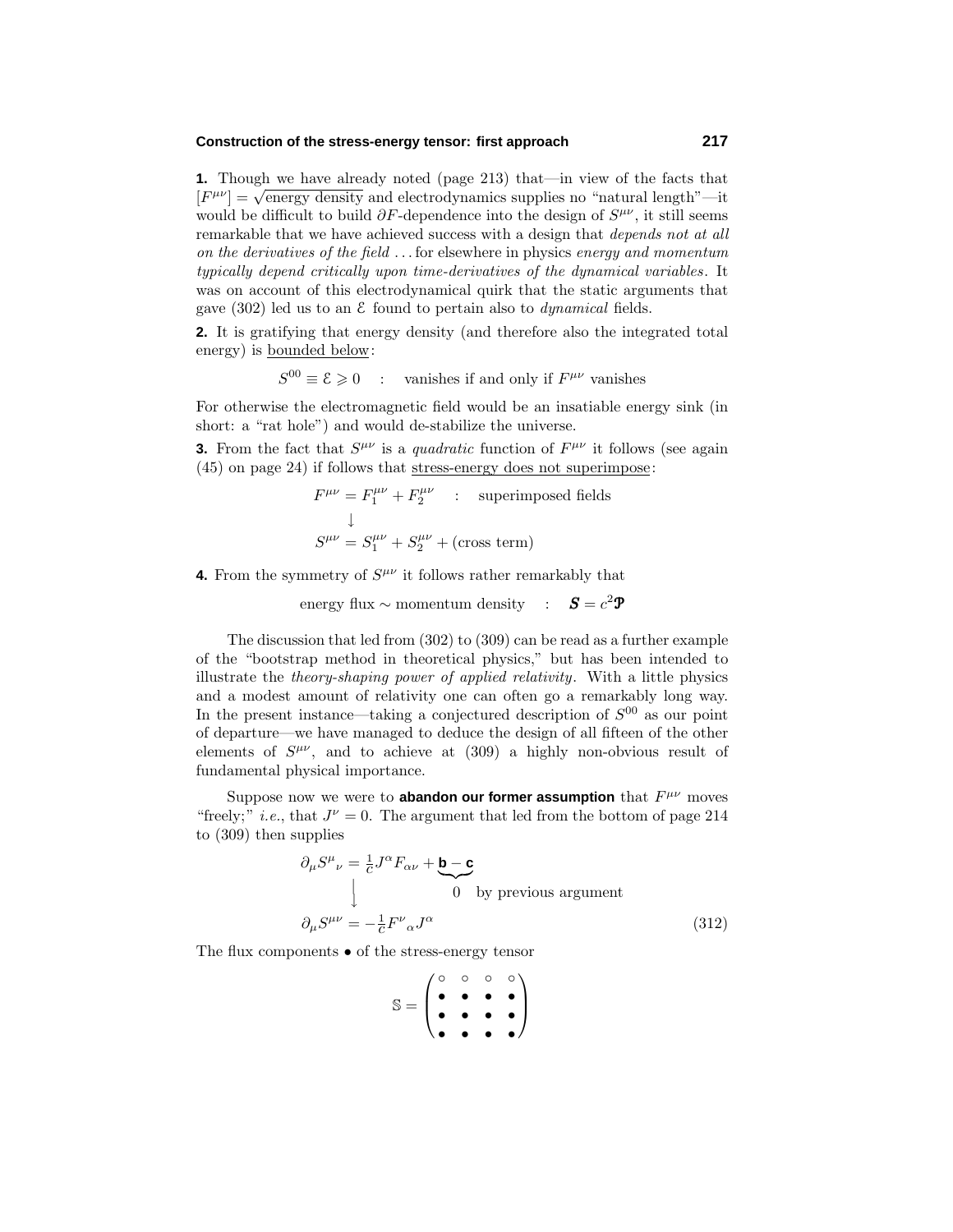**1.** Though we have already noted (page 213) that—in view of the facts that $[F^{\mu\nu}] = \sqrt{\text{energy density}}$ and electrodynamics supplies no "natural length"—it would be difficult to build $\partial F$-dependence into the design of $S^{\mu\nu}$, it still seems remarkable that we have achieved success with a design that *depends not at all on the derivatives of the field* . . . for elsewhere in physics *energy and momentum typically depend critically upon time-derivatives of the dynamical variables*. It was on account of this electrodynamical quirk that the static arguments that gave (302) led us to an $\mathcal{E}$ found to pertain also to *dynamical* fields.

**2.** It is gratifying that energy density (and therefore also the integrated total energy) is <u>bounded below</u>:

$$S^{00} \equiv \mathcal{E} \geqslant 0 \quad : \quad \text{vanishes if and only if } F^{\mu\nu} \text{ vanishes}$$

For otherwise the electromagnetic field would be an insatiable energy sink (in short: a "rat hole") and would de-stabilize the universe.

**3.** From the fact that $S^{\mu\nu}$ is a *quadratic* function of $F^{\mu\nu}$ it follows (see again (45) on page 24) if follows that <u>stress-energy does not superimpose</u>:

$$
\begin{aligned}
F^{\mu\nu} &= F_1^{\mu\nu} + F_2^{\mu\nu} \quad : \quad \text{superimposed fields}\\
&\downarrow\\
S^{\mu\nu} &= S_1^{\mu\nu} + S_2^{\mu\nu} + (\text{cross term})
\end{aligned}
$$

**4.** From the symmetry of $S^{\mu\nu}$ it follows rather remarkably that

$$\text{energy flux} \sim \text{momentum density} \quad : \quad \boldsymbol{S} = c^2\boldsymbol{\mathcal{P}}$$

The discussion that led from (302) to (309) can be read as a further example of the "bootstrap method in theoretical physics," but has been intended to illustrate the *theory-shaping power of applied relativity*. With a little physics and a modest amount of relativity one can often go a remarkably long way. In the present instance—taking a conjectured description of $S^{00}$ as our point of departure—we have managed to deduce the design of all fifteen of the other elements of $S^{\mu\nu}$, and to achieve at (309) a highly non-obvious result of fundamental physical importance.

Suppose now we were to **abandon our former assumption** that $F^{\mu\nu}$ moves "freely;" *i.e.*, that $J^\nu = 0$. The argument that led from the bottom of page 214 to (309) then supplies

$$
\begin{aligned}
\partial_\mu S^\mu{}_\nu &= \tfrac{1}{c} J^\alpha F_{\alpha\nu} + \underbrace{\mathbf{b} - \mathbf{c}}_{0 \text{ by previous argument}}\\
&\Big\downarrow\\
\partial_\mu S^{\mu\nu} &= -\tfrac{1}{c} F^\nu{}_\alpha J^\alpha
\end{aligned}
\tag{312}
$$

The flux components $\bullet$ of the stress-energy tensor

$$\mathbb{S} = \begin{pmatrix} \circ & \circ & \circ & \circ \\ \bullet & \bullet & \bullet & \bullet \\ \bullet & \bullet & \bullet & \bullet \\ \bullet & \bullet & \bullet & \bullet \end{pmatrix}$$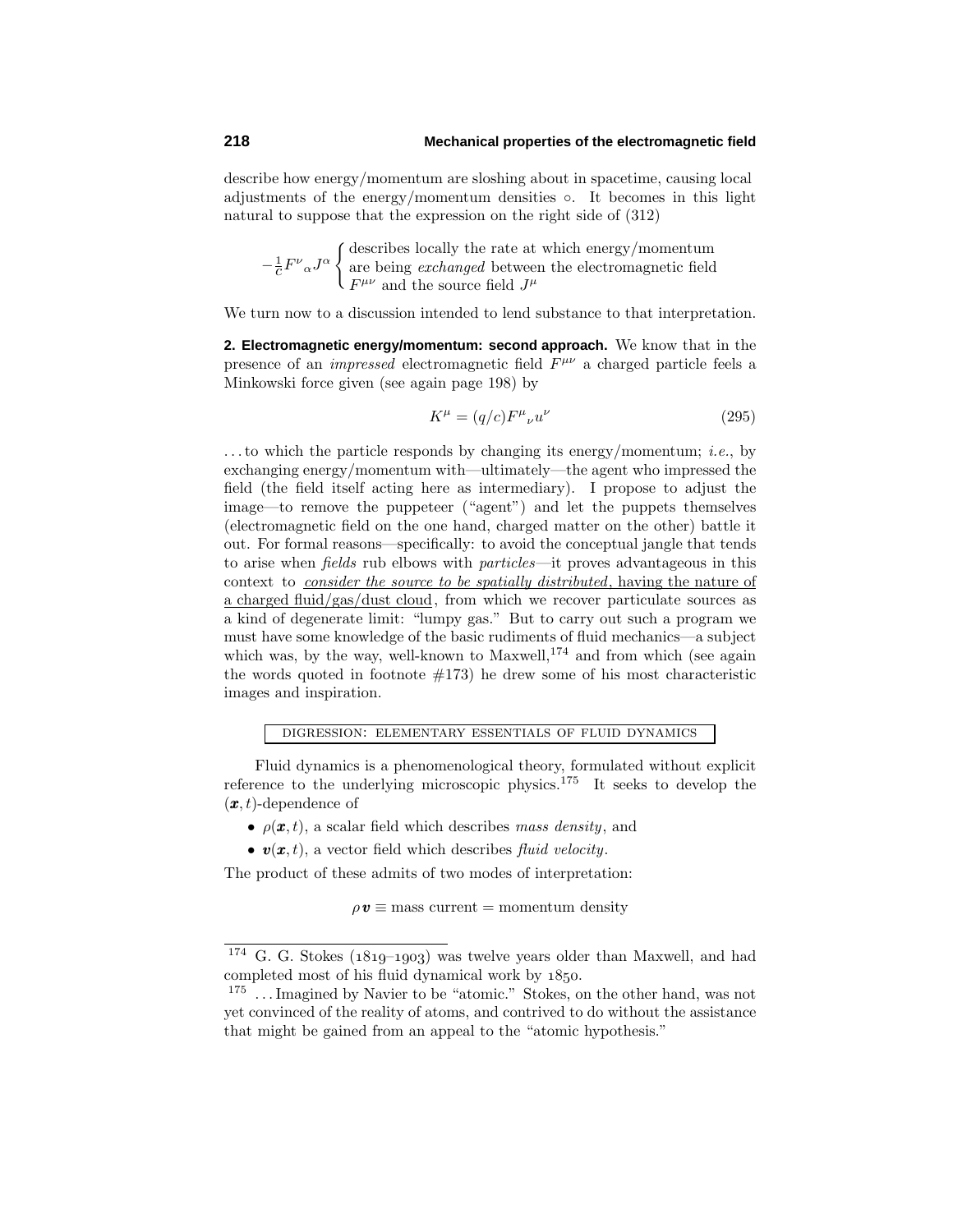describe how energy/momentum are sloshing about in spacetime, causing local adjustments of the energy/momentum densities ∘. It becomes in this light natural to suppose that the expression on the right side of (312)

$$-\tfrac{1}{c}F^{\nu}{}_{\alpha}J^{\alpha}\begin{cases}\text{describes locally the rate at which energy/momentum}\\ \text{are being } exchanged \text{ between the electromagnetic field}\\ F^{\mu\nu} \text{ and the source field } J^{\mu}\end{cases}$$

We turn now to a discussion intended to lend substance to that interpretation.

**2. Electromagnetic energy/momentum: second approach.** We know that in the presence of an *impressed* electromagnetic field $F^{\mu\nu}$ a charged particle feels a Minkowski force given (see again page 198) by

$$K^{\mu} = (q/c)F^{\mu}{}_{\nu}u^{\nu} \tag{295}$$

. . . to which the particle responds by changing its energy/momentum; *i.e.*, by exchanging energy/momentum with—ultimately—the agent who impressed the field (the field itself acting here as intermediary). I propose to adjust the image—to remove the puppeteer ("agent") and let the puppets themselves (electromagnetic field on the one hand, charged matter on the other) battle it out. For formal reasons—specifically: to avoid the conceptual jangle that tends to arise when *fields* rub elbows with *particles*—it proves advantageous in this context to *consider the source to be spatially distributed*, having the nature of a charged fluid/gas/dust cloud, from which we recover particulate sources as a kind of degenerate limit: "lumpy gas." But to carry out such a program we must have some knowledge of the basic rudiments of fluid mechanics—a subject which was, by the way, well-known to Maxwell,[174] and from which (see again the words quoted in footnote #173) he drew some of his most characteristic images and inspiration.

DIGRESSION: ELEMENTARY ESSENTIALS OF FLUID DYNAMICS

Fluid dynamics is a phenomenological theory, formulated without explicit reference to the underlying microscopic physics.[175] It seeks to develop the $(\boldsymbol{x}, t)$-dependence of

- $\rho(\boldsymbol{x}, t)$, a scalar field which describes *mass density*, and
- $\boldsymbol{v}(\boldsymbol{x}, t)$, a vector field which describes *fluid velocity*.

The product of these admits of two modes of interpretation:

$$\rho\boldsymbol{v} \equiv \text{mass current} = \text{momentum density}$$

---

[174] G. G. Stokes (1819–1903) was twelve years older than Maxwell, and had completed most of his fluid dynamical work by 1850.

[175] . . . Imagined by Navier to be "atomic." Stokes, on the other hand, was not yet convinced of the reality of atoms, and contrived to do without the assistance that might be gained from an appeal to the "atomic hypothesis."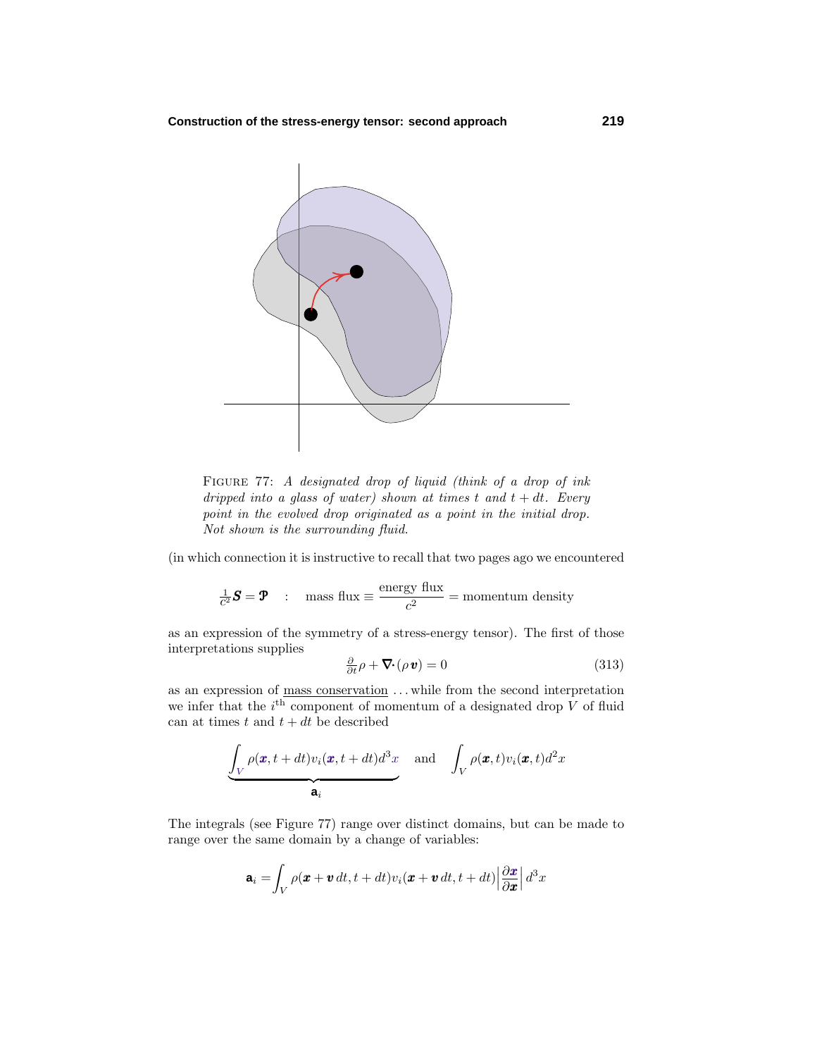FIGURE 77: *A designated drop of liquid (think of a drop of ink dripped into a glass of water) shown at times $t$ and $t + dt$. Every point in the evolved drop originated as a point in the initial drop. Not shown is the surrounding fluid.*

(in which connection it is instructive to recall that two pages ago we encountered

$$\tfrac{1}{c^2}\boldsymbol{S} = \boldsymbol{\mathfrak{P}} \quad : \quad \text{mass flux} \equiv \frac{\text{energy flux}}{c^2} = \text{momentum density}$$

as an expression of the symmetry of a stress-energy tensor). The first of those interpretations supplies

$$\tfrac{\partial}{\partial t}\rho + \boldsymbol{\nabla}\boldsymbol{\cdot}(\rho\,\boldsymbol{v}) = 0 \tag{313}$$

as an expression of mass conservation . . . while from the second interpretation we infer that the $i^{\text{th}}$ component of momentum of a designated drop $V$ of fluid can at times $t$ and $t + dt$ be described

$$\underbrace{\int_{\mathcal{V}} \rho(\boldsymbol{x}, t + dt) v_i(\boldsymbol{x}, t + dt) d^3 x}_{\mathbf{a}_i} \quad \text{and} \quad \int_V \rho(\boldsymbol{x}, t) v_i(\boldsymbol{x}, t) d^2 x$$

The integrals (see Figure 77) range over distinct domains, but can be made to range over the same domain by a change of variables:

$$\mathbf{a}_i = \int_V \rho(\boldsymbol{x} + \boldsymbol{v}\,dt, t + dt) v_i(\boldsymbol{x} + \boldsymbol{v}\,dt, t + dt) \Big|\frac{\partial \boldsymbol{x}}{\partial \boldsymbol{x}}\Big|\, d^3 x$$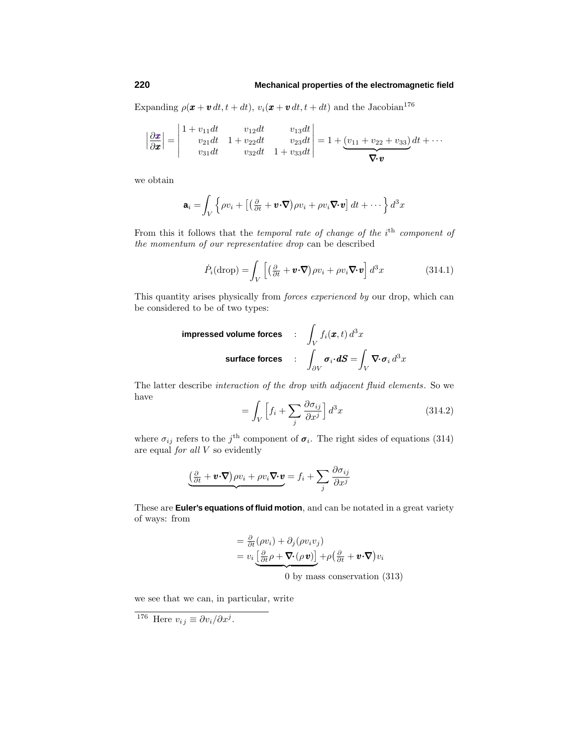Expanding $\rho(\boldsymbol{x}+\boldsymbol{v}\,dt, t+dt)$, $v_i(\boldsymbol{x}+\boldsymbol{v}\,dt, t+dt)$ and the Jacobian[176]

$$\left|\frac{\partial \boldsymbol{x}}{\partial \boldsymbol{x}}\right| = \begin{vmatrix} 1+v_{11}dt & v_{12}dt & v_{13}dt \\ v_{21}dt & 1+v_{22}dt & v_{23}dt \\ v_{31}dt & v_{32}dt & 1+v_{33}dt \end{vmatrix} = 1 + \underbrace{(v_{11}+v_{22}+v_{33})}_{\boldsymbol{\nabla}\cdot\boldsymbol{v}}dt + \cdots$$

we obtain

$$\mathsf{a}_i = \int_V \Big\{ \rho v_i + \big[\big(\tfrac{\partial}{\partial t} + \boldsymbol{v}\cdot\boldsymbol{\nabla}\big)\rho v_i + \rho v_i \boldsymbol{\nabla}\cdot\boldsymbol{v}\big]\,dt + \cdots \Big\}\,d^3x$$

From this it follows that the *temporal rate of change of the $i^{\text{th}}$ component of the momentum of our representative drop* can be described

$$\dot{P}_i(\text{drop}) = \int_V \Big[\big(\tfrac{\partial}{\partial t} + \boldsymbol{v}\cdot\boldsymbol{\nabla}\big)\rho v_i + \rho v_i \boldsymbol{\nabla}\cdot\boldsymbol{v}\Big]\,d^3x \tag{314.1}$$

This quantity arises physically from *forces experienced by* our drop, which can be considered to be of two types:

$$\textbf{impressed volume forces} \quad : \quad \int_V f_i(\boldsymbol{x}, t)\,d^3x$$

$$\textbf{surface forces} \quad : \quad \int_{\partial V} \boldsymbol{\sigma}_i \cdot \boldsymbol{dS} = \int_V \boldsymbol{\nabla}\cdot\boldsymbol{\sigma}_i\,d^3x$$

The latter describe *interaction of the drop with adjacent fluid elements*. So we have

$$= \int_V \Big[ f_i + \sum_j \frac{\partial \sigma_{ij}}{\partial x^j}\Big]\,d^3x \tag{314.2}$$

where $\sigma_{ij}$ refers to the $j^{\text{th}}$ component of $\boldsymbol{\sigma}_i$. The right sides of equations (314) are equal *for all $V$* so evidently

$$\underbrace{\big(\tfrac{\partial}{\partial t} + \boldsymbol{v}\cdot\boldsymbol{\nabla}\big)\rho v_i + \rho v_i \boldsymbol{\nabla}\cdot\boldsymbol{v}} = f_i + \sum_j \frac{\partial \sigma_{ij}}{\partial x^j}$$

These are **Euler's equations of fluid motion**, and can be notated in a great variety of ways: from

$$\begin{aligned} &= \tfrac{\partial}{\partial t}(\rho v_i) + \partial_j(\rho v_i v_j) \\ &= v_i \underbrace{\big[\tfrac{\partial}{\partial t}\rho + \boldsymbol{\nabla}\cdot(\rho\,\boldsymbol{v})\big]}_{0 \text{ by mass conservation (313)}} + \rho\big(\tfrac{\partial}{\partial t} + \boldsymbol{v}\cdot\boldsymbol{\nabla}\big)v_i \end{aligned}$$

we see that we can, in particular, write

---

[176] Here $v_{ij} \equiv \partial v_i / \partial x^j$.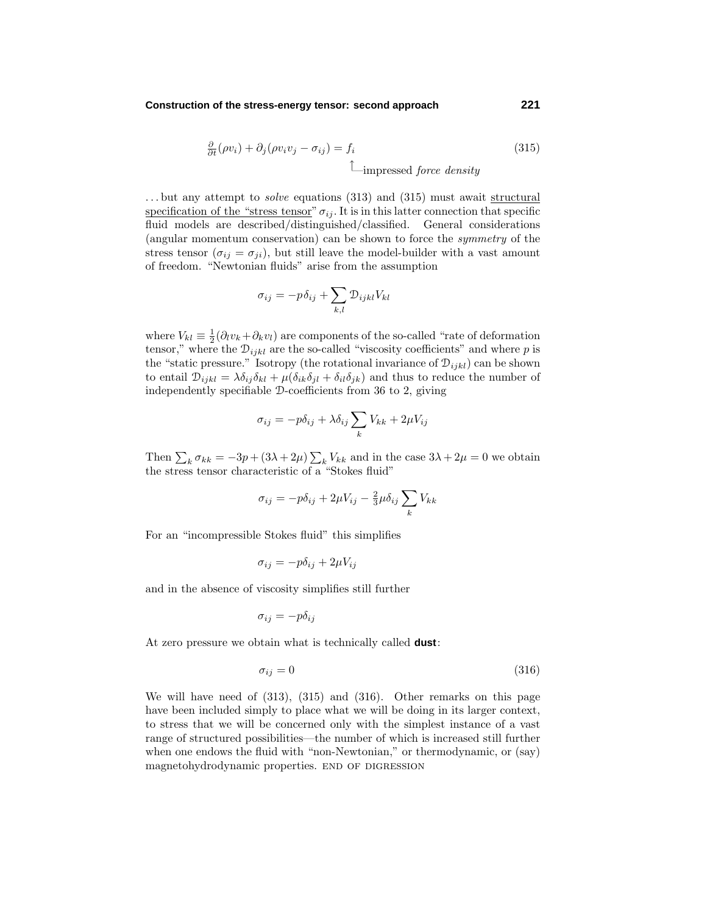$$\frac{\partial}{\partial t}(\rho v_i) + \partial_j(\rho v_i v_j - \sigma_{ij}) = f_i \tag{315}$$

$\quad\quad\quad\quad\quad\quad\quad\quad\quad\quad\quad\quad\quad\quad\quad\quad\quad\quad\quad\quad\quad\quad\quad\quad$ ↑—impressed *force density*

. . . but any attempt to *solve* equations (313) and (315) must await structural specification of the "stress tensor" $\sigma_{ij}$. It is in this latter connection that specific fluid models are described/distinguished/classified. General considerations (angular momentum conservation) can be shown to force the *symmetry* of the stress tensor ($\sigma_{ij} = \sigma_{ji}$), but still leave the model-builder with a vast amount of freedom. "Newtonian fluids" arise from the assumption

$$\sigma_{ij} = -p\,\delta_{ij} + \sum_{k,l} \mathcal{D}_{ijkl} V_{kl}$$

where $V_{kl} \equiv \frac{1}{2}(\partial_l v_k + \partial_k v_l)$ are components of the so-called "rate of deformation tensor," where the $\mathcal{D}_{ijkl}$ are the so-called "viscosity coefficients" and where $p$ is the "static pressure." Isotropy (the rotational invariance of $\mathcal{D}_{ijkl}$) can be shown to entail $\mathcal{D}_{ijkl} = \lambda\delta_{ij}\delta_{kl} + \mu(\delta_{ik}\delta_{jl} + \delta_{il}\delta_{jk})$ and thus to reduce the number of independently specifiable $\mathcal{D}$-coefficients from 36 to 2, giving

$$\sigma_{ij} = -p\delta_{ij} + \lambda\delta_{ij}\sum_k V_{kk} + 2\mu V_{ij}$$

Then $\sum_k \sigma_{kk} = -3p + (3\lambda + 2\mu)\sum_k V_{kk}$ and in the case $3\lambda + 2\mu = 0$ we obtain the stress tensor characteristic of a "Stokes fluid"

$$\sigma_{ij} = -p\delta_{ij} + 2\mu V_{ij} - \tfrac{2}{3}\mu\delta_{ij}\sum_k V_{kk}$$

For an "incompressible Stokes fluid" this simplifies

$$\sigma_{ij} = -p\delta_{ij} + 2\mu V_{ij}$$

and in the absence of viscosity simplifies still further

$$\sigma_{ij} = -p\delta_{ij}$$

At zero pressure we obtain what is technically called **dust**:

$$\sigma_{ij} = 0 \tag{316}$$

We will have need of (313), (315) and (316). Other remarks on this page have been included simply to place what we will be doing in its larger context, to stress that we will be concerned only with the simplest instance of a vast range of structured possibilities—the number of which is increased still further when one endows the fluid with "non-Newtonian," or thermodynamic, or (say) magnetohydrodynamic properties. END OF DIGRESSION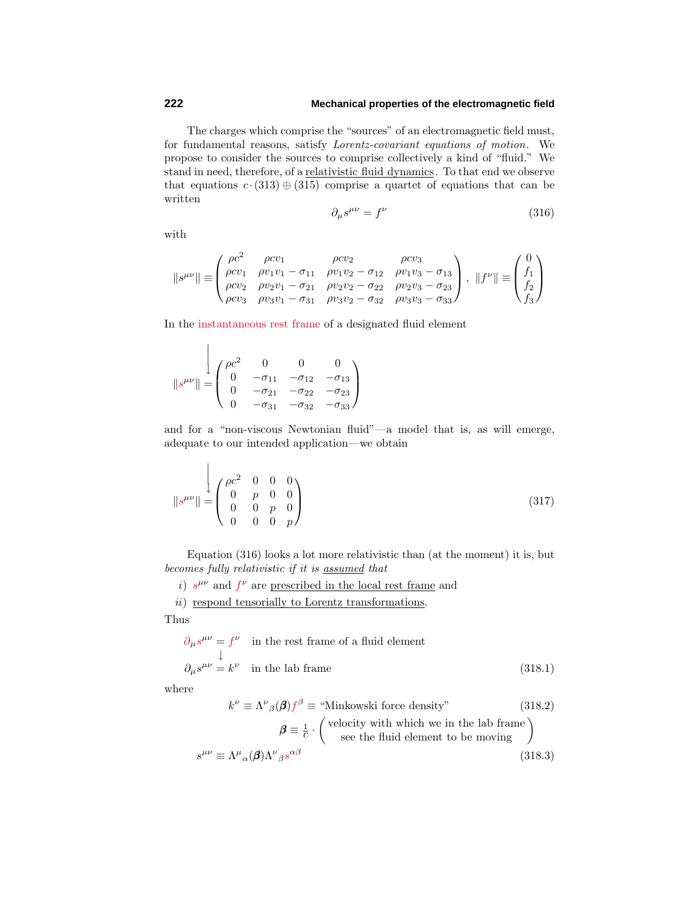The charges which comprise the "sources" of an electromagnetic field must, for fundamental reasons, satisfy *Lorentz-covariant equations of motion*. We propose to consider the sources to comprise collectively a kind of "fluid." We stand in need, therefore, of a relativistic fluid dynamics. To that end we observe that equations $c\cdot(313)\oplus(315)$ comprise a quartet of equations that can be written

$$\partial_\mu s^{\mu\nu} = f^\nu \tag{316}$$

with

$$\|s^{\mu\nu}\| \equiv \begin{pmatrix} \rho c^2 & \rho c v_1 & \rho c v_2 & \rho c v_3 \\ \rho c v_1 & \rho v_1 v_1 - \sigma_{11} & \rho v_1 v_2 - \sigma_{12} & \rho v_1 v_3 - \sigma_{13} \\ \rho c v_2 & \rho v_2 v_1 - \sigma_{21} & \rho v_2 v_2 - \sigma_{22} & \rho v_2 v_3 - \sigma_{23} \\ \rho c v_3 & \rho v_3 v_1 - \sigma_{31} & \rho v_3 v_2 - \sigma_{32} & \rho v_3 v_3 - \sigma_{33} \end{pmatrix}, \quad \|f^\nu\| \equiv \begin{pmatrix} 0 \\ f_1 \\ f_2 \\ f_3 \end{pmatrix}$$

In the instantaneous rest frame of a designated fluid element

$$\|s^{\mu\nu}\| \xrightarrow{\quad} \begin{pmatrix} \rho c^2 & 0 & 0 & 0 \\ 0 & -\sigma_{11} & -\sigma_{12} & -\sigma_{13} \\ 0 & -\sigma_{21} & -\sigma_{22} & -\sigma_{23} \\ 0 & -\sigma_{31} & -\sigma_{32} & -\sigma_{33} \end{pmatrix}$$

and for a "non-viscous Newtonian fluid"—a model that is, as will emerge, adequate to our intended application—we obtain

$$\|s^{\mu\nu}\| \xrightarrow{\quad} \begin{pmatrix} \rho c^2 & 0 & 0 & 0 \\ 0 & p & 0 & 0 \\ 0 & 0 & p & 0 \\ 0 & 0 & 0 & p \end{pmatrix} \tag{317}$$

Equation (316) looks a lot more relativistic than (at the moment) it is, but *becomes fully relativistic if it is assumed that*

*i)* $s^{\mu\nu}$ and $f^\nu$ are prescribed in the local rest frame and

*ii)* respond tensorially to Lorentz transformations.

Thus

$$\begin{aligned} \partial_\mu s^{\mu\nu} &= f^\nu \quad \text{in the rest frame of a fluid element} \\ &\downarrow \\ \partial_\mu s^{\mu\nu} &= k^\nu \quad \text{in the lab frame} \end{aligned} \tag{318.1}$$

where

$$k^\nu \equiv \Lambda^\nu{}_\beta(\boldsymbol{\beta}) f^\beta \equiv \text{"Minkowski force density"} \tag{318.2}$$

$$\boldsymbol{\beta} \equiv \tfrac{1}{c}\cdot\begin{pmatrix}\text{velocity with which we in the lab frame} \\ \text{see the fluid element to be moving}\end{pmatrix}$$

$$s^{\mu\nu} \equiv \Lambda^\mu{}_\alpha(\boldsymbol{\beta})\Lambda^\nu{}_\beta s^{\alpha\beta} \tag{318.3}$$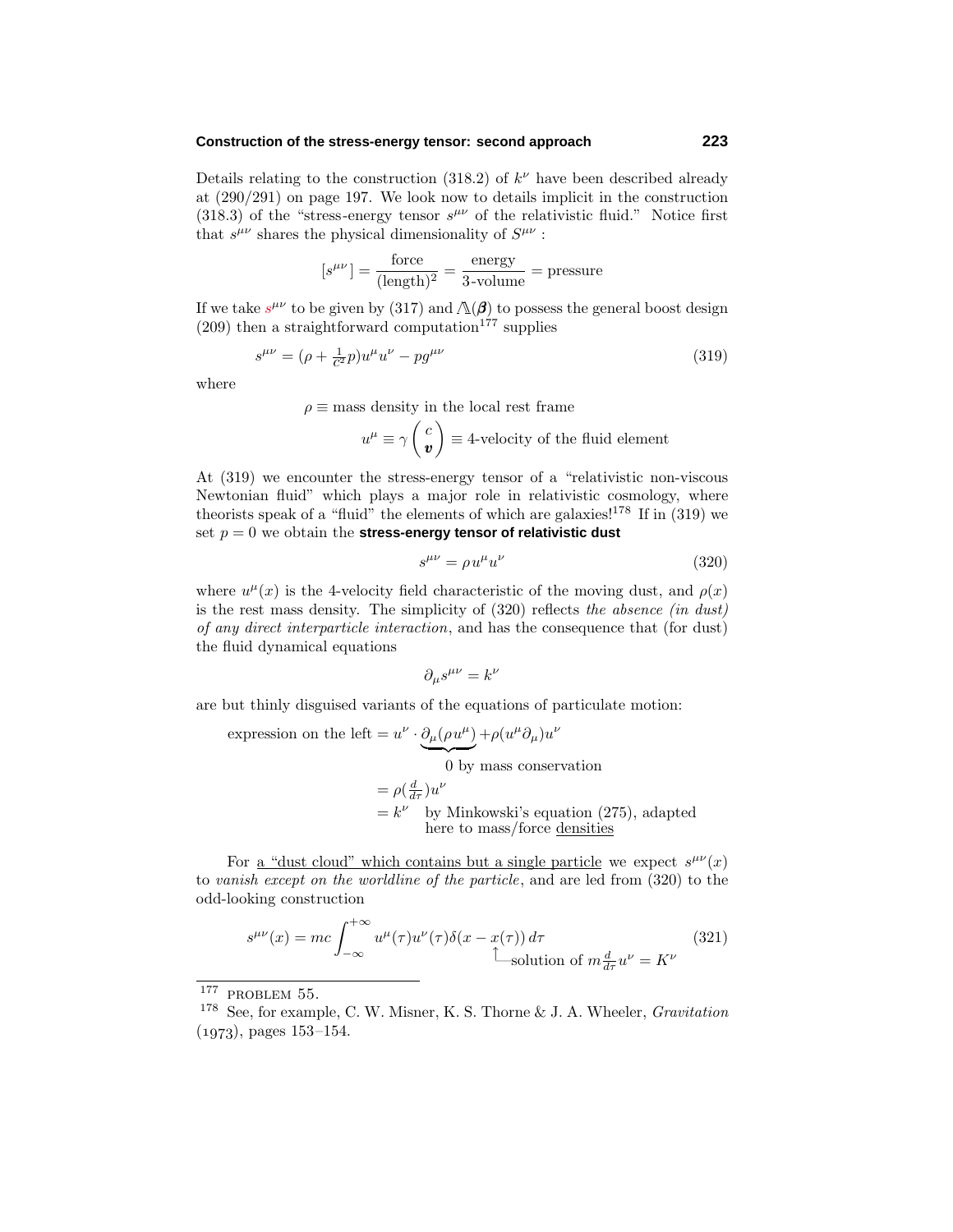Details relating to the construction (318.2) of $k^\nu$ have been described already at (290/291) on page 197. We look now to details implicit in the construction (318.3) of the "stress-energy tensor $s^{\mu\nu}$ of the relativistic fluid." Notice first that $s^{\mu\nu}$ shares the physical dimensionality of $S^{\mu\nu}$ :

$$[s^{\mu\nu}] = \frac{\text{force}}{(\text{length})^2} = \frac{\text{energy}}{\text{3-volume}} = \text{pressure}$$

If we take $s^{\mu\nu}$ to be given by (317) and $\Lambda(\boldsymbol{\beta})$ to possess the general boost design (209) then a straightforward computation[177] supplies

$$s^{\mu\nu} = (\rho + \tfrac{1}{c^2}p)u^\mu u^\nu - pg^{\mu\nu} \tag{319}$$

where

$$\rho \equiv \text{mass density in the local rest frame}$$

$$u^\mu \equiv \gamma \begin{pmatrix} c \\ \boldsymbol{v} \end{pmatrix} \equiv \text{4-velocity of the fluid element}$$

At (319) we encounter the stress-energy tensor of a "relativistic non-viscous Newtonian fluid" which plays a major role in relativistic cosmology, where theorists speak of a "fluid" the elements of which are galaxies![178] If in (319) we set $p = 0$ we obtain the **stress-energy tensor of relativistic dust**

$$s^{\mu\nu} = \rho u^\mu u^\nu \tag{320}$$

where $u^\mu(x)$ is the 4-velocity field characteristic of the moving dust, and $\rho(x)$ is the rest mass density. The simplicity of (320) reflects *the absence (in dust) of any direct interparticle interaction*, and has the consequence that (for dust) the fluid dynamical equations

$$\partial_\mu s^{\mu\nu} = k^\nu$$

are but thinly disguised variants of the equations of particulate motion:

$$\begin{aligned}
\text{expression on the left} &= u^\nu \cdot \underbrace{\partial_\mu(\rho u^\mu)}_{0 \text{ by mass conservation}} + \rho(u^\mu \partial_\mu)u^\nu \\
&= \rho(\tfrac{d}{d\tau})u^\nu \\
&= k^\nu \quad \text{by Minkowski's equation (275), adapted here to mass/force } \underline{\text{densities}}
\end{aligned}$$

For <u>a "dust cloud" which contains but a single particle</u> we expect $s^{\mu\nu}(x)$ to *vanish except on the worldline of the particle*, and are led from (320) to the odd-looking construction

$$s^{\mu\nu}(x) = mc\int_{-\infty}^{+\infty} u^\mu(\tau)u^\nu(\tau)\delta(x - x(\tau))\,d\tau \tag{321}$$

where $x(\tau)$ is the solution of $m\frac{d}{d\tau}u^\nu = K^\nu$

---

[177] PROBLEM 55.

[178] See, for example, C. W. Misner, K. S. Thorne & J. A. Wheeler, *Gravitation* (1973), pages 153–154.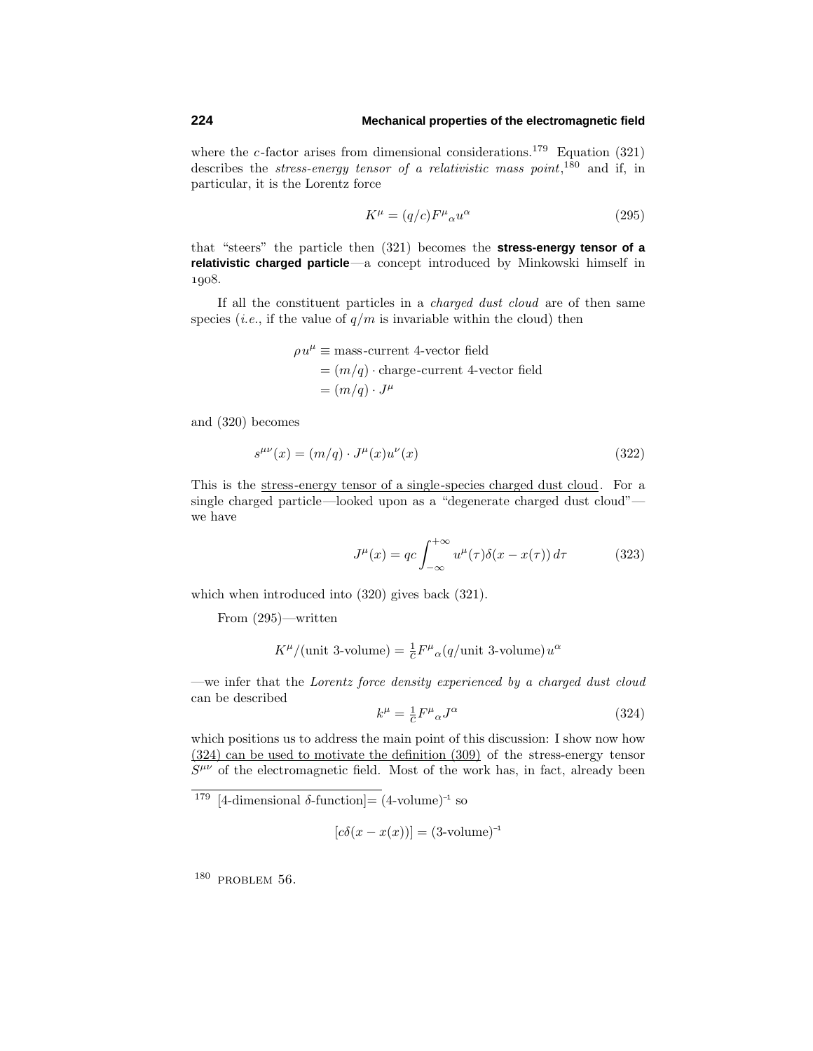where the $c$-factor arises from dimensional considerations.[179] Equation (321) describes the *stress-energy tensor of a relativistic mass point*,[180] and if, in particular, it is the Lorentz force

$$K^\mu = (q/c)F^\mu{}_\alpha u^\alpha \tag{295}$$

that "steers" the particle then (321) becomes the **stress-energy tensor of a relativistic charged particle**—a concept introduced by Minkowski himself in 1908.

If all the constituent particles in a *charged dust cloud* are of then same species (*i.e.*, if the value of $q/m$ is invariable within the cloud) then

$$\begin{aligned}
\rho u^\mu &\equiv \text{mass-current 4-vector field} \\
&= (m/q)\cdot \text{charge-current 4-vector field} \\
&= (m/q)\cdot J^\mu
\end{aligned}$$

and (320) becomes

$$s^{\mu\nu}(x) = (m/q)\cdot J^\mu(x)u^\nu(x) \tag{322}$$

This is the stress-energy tensor of a single-species charged dust cloud. For a single charged particle—looked upon as a "degenerate charged dust cloud"—we have

$$J^\mu(x) = qc\int_{-\infty}^{+\infty} u^\mu(\tau)\delta(x - x(\tau))\,d\tau \tag{323}$$

which when introduced into (320) gives back (321).

From (295)—written

$$K^\mu/(\text{unit 3-volume}) = \tfrac{1}{c}F^\mu{}_\alpha(q/\text{unit 3-volume})\,u^\alpha$$

—we infer that the *Lorentz force density experienced by a charged dust cloud* can be described

$$k^\mu = \tfrac{1}{c}F^\mu{}_\alpha J^\alpha \tag{324}$$

which positions us to address the main point of this discussion: I show now how (324) can be used to motivate the definition (309) of the stress-energy tensor $S^{\mu\nu}$ of the electromagnetic field. Most of the work has, in fact, already been

---

[179] [4-dimensional $\delta$-function]= (4-volume)$^{-1}$ so

$$[c\delta(x - x(x))] = (\text{3-volume})^{-1}$$

[180] PROBLEM 56.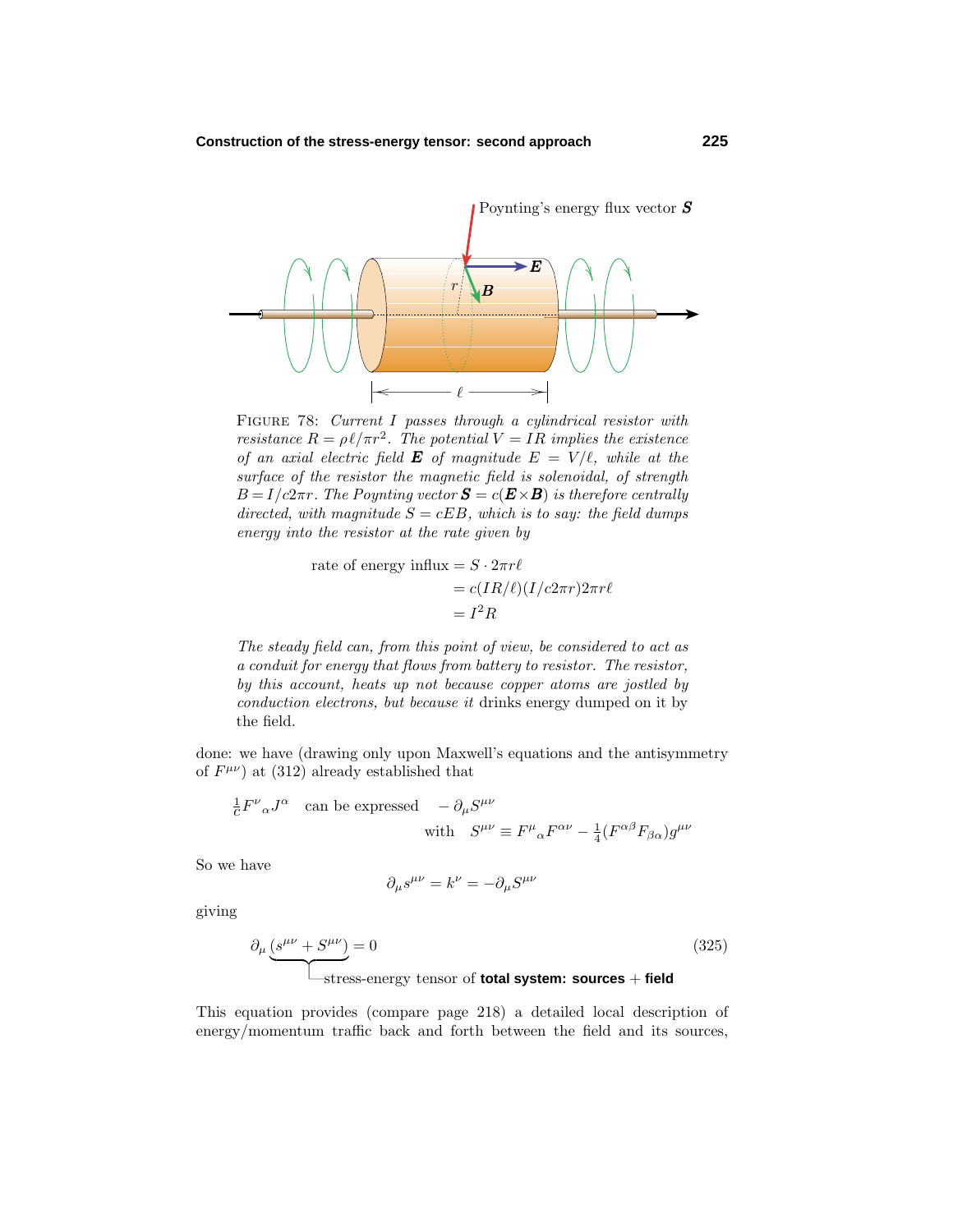FIGURE 78: *Current $I$ passes through a cylindrical resistor with resistance $R = \rho\ell/\pi r^2$. The potential $V = IR$ implies the existence of an axial electric field $\boldsymbol{E}$ of magnitude $E = V/\ell$, while at the surface of the resistor the magnetic field is solenoidal, of strength $B = I/c2\pi r$. The Poynting vector $\boldsymbol{S} = c(\boldsymbol{E}\times\boldsymbol{B})$ is therefore centrally directed, with magnitude $S = cEB$, which is to say: the field dumps energy into the resistor at the rate given by*

$$
\begin{aligned}
\text{rate of energy influx} &= S\cdot 2\pi r\ell \\
&= c(IR/\ell)(I/c2\pi r)2\pi r\ell \\
&= I^2R
\end{aligned}
$$

*The steady field can, from this point of view, be considered to act as a conduit for energy that flows from battery to resistor. The resistor, by this account, heats up not because copper atoms are jostled by conduction electrons, but because it* drinks energy dumped on it by the field.

done: we have (drawing only upon Maxwell's equations and the antisymmetry of $F^{\mu\nu}$) at (312) already established that

$$
\tfrac{1}{c}F^{\nu}{}_{\alpha}J^{\alpha} \quad \text{can be expressed} \quad -\partial_\mu S^{\mu\nu}
$$
$$
\text{with} \quad S^{\mu\nu} \equiv F^{\mu}{}_{\alpha}F^{\alpha\nu} - \tfrac{1}{4}(F^{\alpha\beta}F_{\beta\alpha})g^{\mu\nu}
$$

So we have

$$
\partial_\mu s^{\mu\nu} = k^\nu = -\partial_\mu S^{\mu\nu}
$$

giving

$$
\partial_\mu \underbrace{(s^{\mu\nu} + S^{\mu\nu})}_{\text{stress-energy tensor of }\textbf{total system: sources + field}} = 0 \tag{325}
$$

This equation provides (compare page 218) a detailed local description of energy/momentum traffic back and forth between the field and its sources,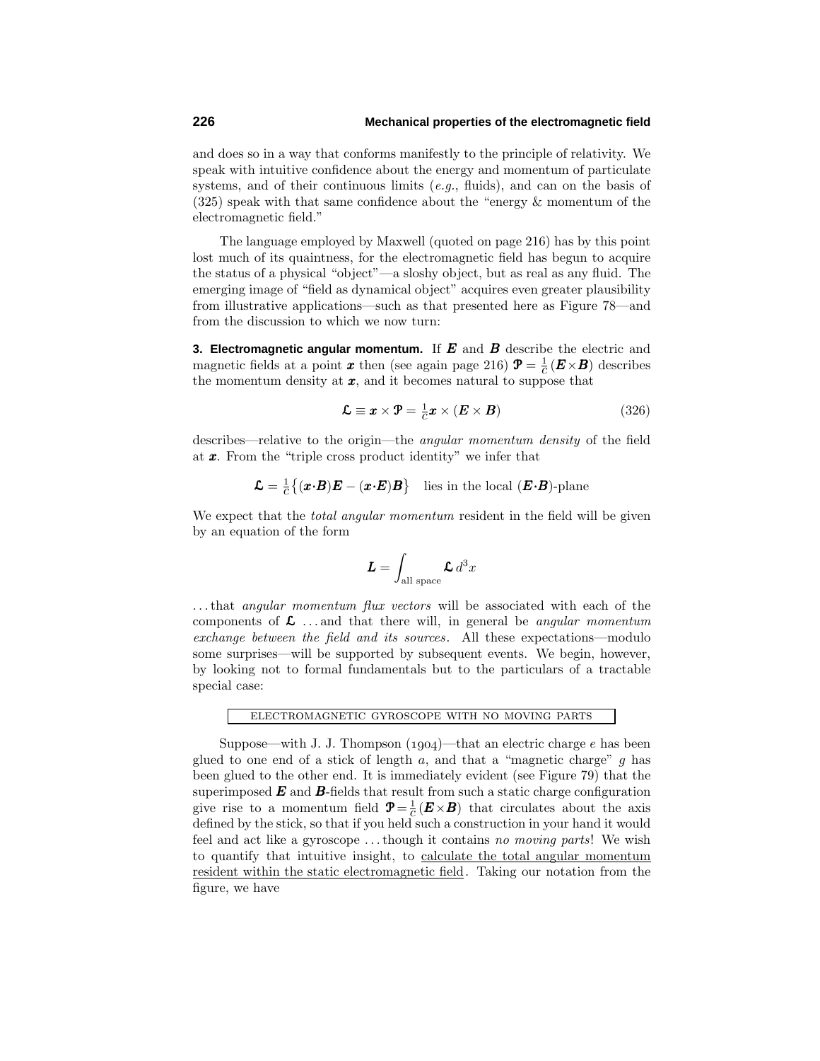and does so in a way that conforms manifestly to the principle of relativity. We speak with intuitive confidence about the energy and momentum of particulate systems, and of their continuous limits (*e.g.*, fluids), and can on the basis of (325) speak with that same confidence about the "energy & momentum of the electromagnetic field."

The language employed by Maxwell (quoted on page 216) has by this point lost much of its quaintness, for the electromagnetic field has begun to acquire the status of a physical "object"—a sloshy object, but as real as any fluid. The emerging image of "field as dynamical object" acquires even greater plausibility from illustrative applications—such as that presented here as Figure 78—and from the discussion to which we now turn:

**3. Electromagnetic angular momentum.** If $\boldsymbol{E}$ and $\boldsymbol{B}$ describe the electric and magnetic fields at a point $\boldsymbol{x}$ then (see again page 216) $\boldsymbol{\mathcal{P}} = \frac{1}{c}(\boldsymbol{E}\times\boldsymbol{B})$ describes the momentum density at $\boldsymbol{x}$, and it becomes natural to suppose that

$$\boldsymbol{\mathcal{L}} \equiv \boldsymbol{x} \times \boldsymbol{\mathcal{P}} = \tfrac{1}{c}\boldsymbol{x} \times (\boldsymbol{E} \times \boldsymbol{B}) \tag{326}$$

describes—relative to the origin—the *angular momentum density* of the field at $\boldsymbol{x}$. From the "triple cross product identity" we infer that

$$\boldsymbol{\mathcal{L}} = \tfrac{1}{c}\big\{(\boldsymbol{x}\cdot\boldsymbol{B})\boldsymbol{E} - (\boldsymbol{x}\cdot\boldsymbol{E})\boldsymbol{B}\big\} \quad \text{lies in the local } (\boldsymbol{E}\cdot\boldsymbol{B})\text{-plane}$$

We expect that the *total angular momentum* resident in the field will be given by an equation of the form

$$\boldsymbol{L} = \int_{\text{all space}} \boldsymbol{\mathcal{L}}\, d^3x$$

. . . that *angular momentum flux vectors* will be associated with each of the components of $\boldsymbol{\mathcal{L}}$ . . . and that there will, in general be *angular momentum exchange between the field and its sources*. All these expectations—modulo some surprises—will be supported by subsequent events. We begin, however, by looking not to formal fundamentals but to the particulars of a tractable special case:

ELECTROMAGNETIC GYROSCOPE WITH NO MOVING PARTS

Suppose—with J. J. Thompson (1904)—that an electric charge $e$ has been glued to one end of a stick of length $a$, and that a "magnetic charge" $g$ has been glued to the other end. It is immediately evident (see Figure 79) that the superimposed $\boldsymbol{E}$ and $\boldsymbol{B}$-fields that result from such a static charge configuration give rise to a momentum field $\boldsymbol{\mathcal{P}} = \frac{1}{c}(\boldsymbol{E}\times\boldsymbol{B})$ that circulates about the axis defined by the stick, so that if you held such a construction in your hand it would feel and act like a gyroscope . . . though it contains *no moving parts*! We wish to quantify that intuitive insight, to calculate the total angular momentum resident within the static electromagnetic field. Taking our notation from the figure, we have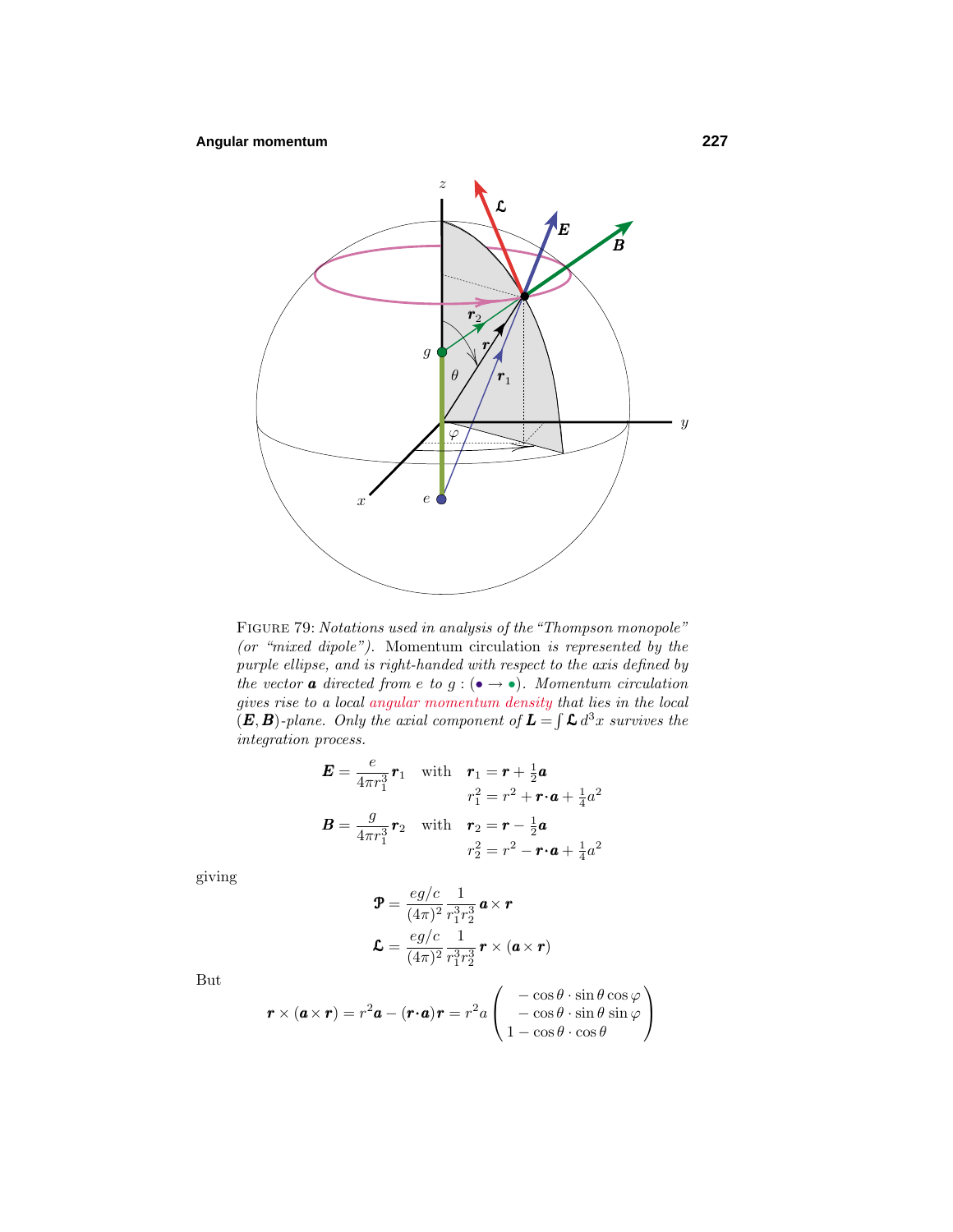FIGURE 79: *Notations used in analysis of the "Thompson monopole" (or "mixed dipole").* Momentum circulation *is represented by the purple ellipse, and is right-handed with respect to the axis defined by the vector* $\boldsymbol{a}$ *directed from* $e$ *to* $g$ : (• → •). *Momentum circulation gives rise to a local* angular momentum density *that lies in the local* $(\boldsymbol{E},\boldsymbol{B})$*-plane. Only the axial component of* $\boldsymbol{L} = \int \boldsymbol{\mathfrak{L}}\, d^3x$ *survives the integration process.*

$$
\begin{aligned}
\boldsymbol{E} &= \frac{e}{4\pi r_1^3}\boldsymbol{r}_1 \quad \text{with} \quad \boldsymbol{r}_1 = \boldsymbol{r} + \tfrac{1}{2}\boldsymbol{a} \\
&\qquad\qquad\qquad\qquad\;\; r_1^2 = r^2 + \boldsymbol{r}\cdot\boldsymbol{a} + \tfrac{1}{4}a^2 \\
\boldsymbol{B} &= \frac{g}{4\pi r_1^3}\boldsymbol{r}_2 \quad \text{with} \quad \boldsymbol{r}_2 = \boldsymbol{r} - \tfrac{1}{2}\boldsymbol{a} \\
&\qquad\qquad\qquad\qquad\;\; r_2^2 = r^2 - \boldsymbol{r}\cdot\boldsymbol{a} + \tfrac{1}{4}a^2
\end{aligned}
$$

giving

$$
\begin{aligned}
\boldsymbol{\mathfrak{P}} &= \frac{eg/c}{(4\pi)^2}\frac{1}{r_1^3 r_2^3}\,\boldsymbol{a}\times\boldsymbol{r} \\
\boldsymbol{\mathfrak{L}} &= \frac{eg/c}{(4\pi)^2}\frac{1}{r_1^3 r_2^3}\,\boldsymbol{r}\times(\boldsymbol{a}\times\boldsymbol{r})
\end{aligned}
$$

But

$$
\boldsymbol{r}\times(\boldsymbol{a}\times\boldsymbol{r}) = r^2\boldsymbol{a} - (\boldsymbol{r}\cdot\boldsymbol{a})\boldsymbol{r} = r^2 a \begin{pmatrix} -\cos\theta\cdot\sin\theta\cos\varphi \\ -\cos\theta\cdot\sin\theta\sin\varphi \\ 1-\cos\theta\cdot\cos\theta \end{pmatrix}
$$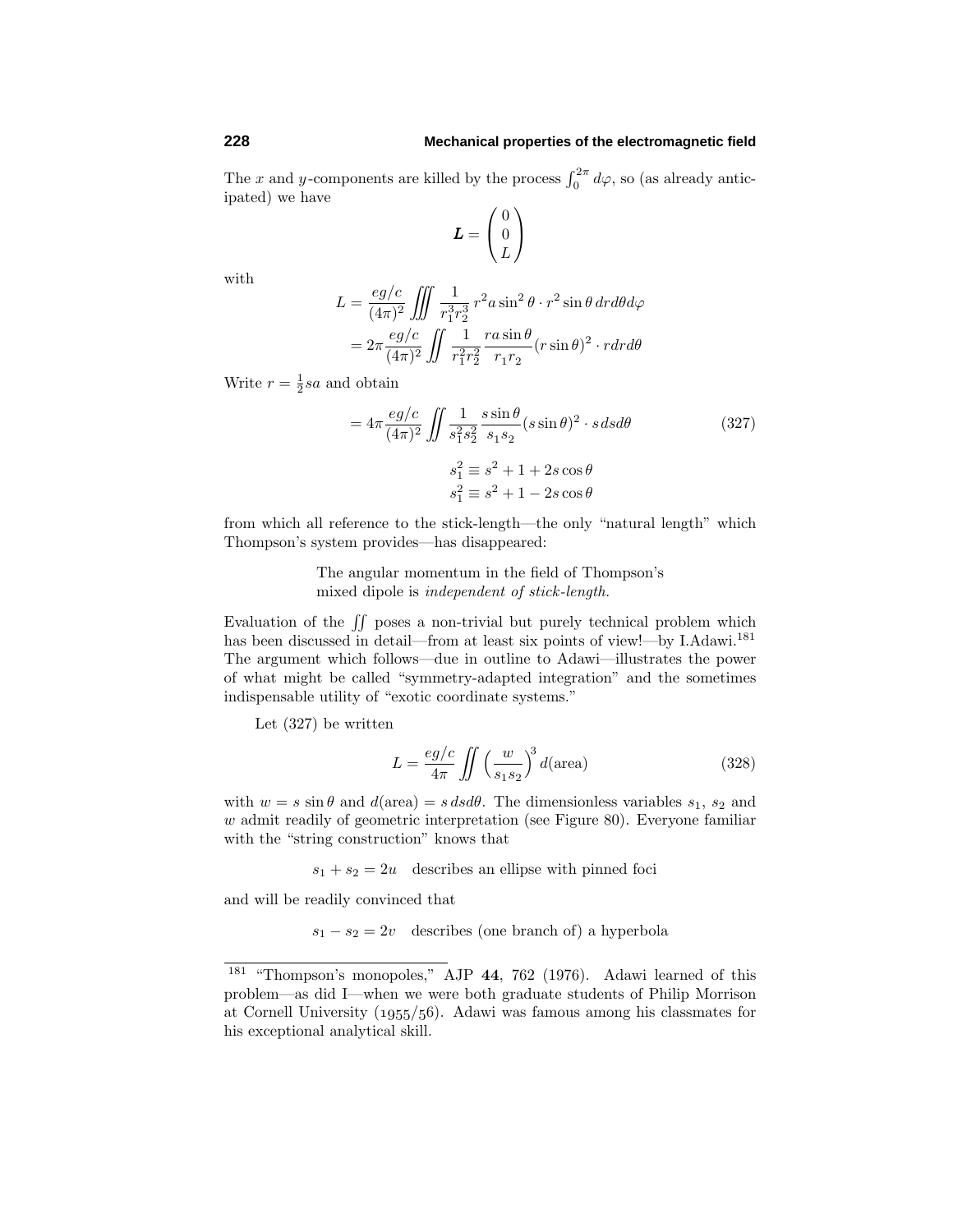The $x$ and $y$-components are killed by the process $\int_0^{2\pi} d\varphi$, so (as already anticipated) we have

$$\boldsymbol{L} = \begin{pmatrix} 0 \\ 0 \\ L \end{pmatrix}$$

with

$$\begin{aligned}
L &= \frac{eg/c}{(4\pi)^2} \iiint \frac{1}{r_1^3 r_2^3}\, r^2 a \sin^2\theta \cdot r^2 \sin\theta\, dr d\theta d\varphi \\
&= 2\pi \frac{eg/c}{(4\pi)^2} \iint \frac{1}{r_1^2 r_2^2} \frac{ra\sin\theta}{r_1 r_2} (r\sin\theta)^2 \cdot r dr d\theta
\end{aligned}$$

Write $r = \frac{1}{2}sa$ and obtain

$$= 4\pi \frac{eg/c}{(4\pi)^2} \iint \frac{1}{s_1^2 s_2^2} \frac{s\sin\theta}{s_1 s_2} (s\sin\theta)^2 \cdot s\, ds d\theta \tag{327}$$

$$\begin{aligned}
s_1^2 &\equiv s^2 + 1 + 2s\cos\theta \\
s_1^2 &\equiv s^2 + 1 - 2s\cos\theta
\end{aligned}$$

from which all reference to the stick-length—the only "natural length" which Thompson's system provides—has disappeared:

> The angular momentum in the field of Thompson's mixed dipole is *independent of stick-length.*

Evaluation of the $\iint$ poses a non-trivial but purely technical problem which has been discussed in detail—from at least six points of view!—by I. Adawi.[181] The argument which follows—due in outline to Adawi—illustrates the power of what might be called "symmetry-adapted integration" and the sometimes indispensable utility of "exotic coordinate systems."

Let (327) be written

$$L = \frac{eg/c}{4\pi} \iint \Big(\frac{w}{s_1 s_2}\Big)^3 d(\text{area}) \tag{328}$$

with $w = s\sin\theta$ and $d(\text{area}) = s\, ds d\theta$. The dimensionless variables $s_1$, $s_2$ and $w$ admit readily of geometric interpretation (see Figure 80). Everyone familiar with the "string construction" knows that

$s_1 + s_2 = 2u$   describes an ellipse with pinned foci

and will be readily convinced that

$s_1 - s_2 = 2v$   describes (one branch of) a hyperbola

---

[181] "Thompson's monopoles," AJP **44**, 762 (1976). Adawi learned of this problem—as did I—when we were both graduate students of Philip Morrison at Cornell University (1955/56). Adawi was famous among his classmates for his exceptional analytical skill.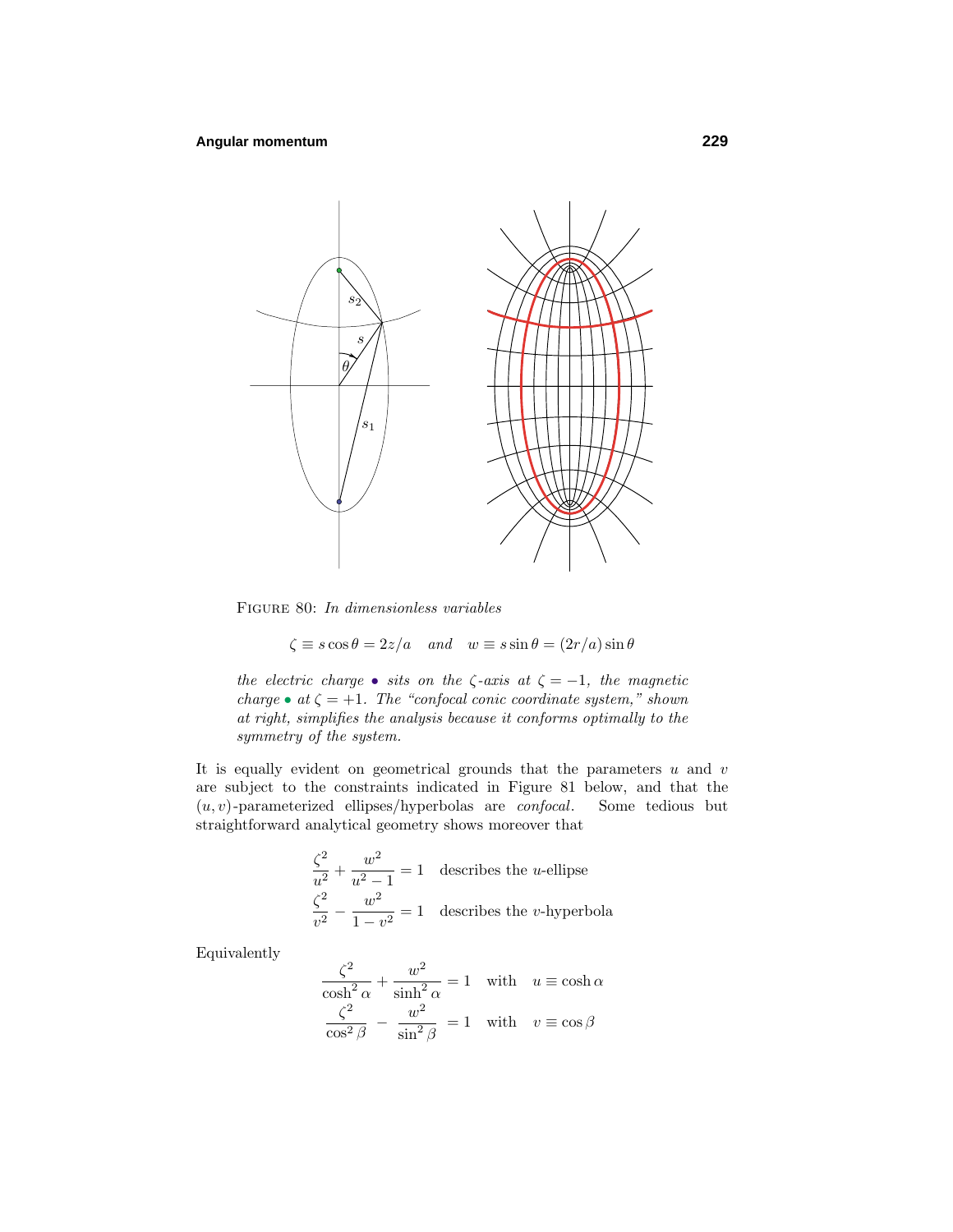FIGURE 80: *In dimensionless variables*

$$\zeta \equiv s\cos\theta = 2z/a \quad \textit{and} \quad w \equiv s\sin\theta = (2r/a)\sin\theta$$

*the electric charge* • *sits on the* $\zeta$*-axis at* $\zeta = -1$*, the magnetic charge* • *at* $\zeta = +1$*. The "confocal conic coordinate system," shown at right, simplifies the analysis because it conforms optimally to the symmetry of the system.*

It is equally evident on geometrical grounds that the parameters $u$ and $v$ are subject to the constraints indicated in Figure 81 below, and that the $(u, v)$-parameterized ellipses/hyperbolas are *confocal*. Some tedious but straightforward analytical geometry shows moreover that

$$\frac{\zeta^2}{u^2} + \frac{w^2}{u^2 - 1} = 1 \quad \text{describes the } u\text{-ellipse}$$

$$\frac{\zeta^2}{v^2} - \frac{w^2}{1 - v^2} = 1 \quad \text{describes the } v\text{-hyperbola}$$

Equivalently

$$\frac{\zeta^2}{\cosh^2\alpha} + \frac{w^2}{\sinh^2\alpha} = 1 \quad \text{with} \quad u \equiv \cosh\alpha$$

$$\frac{\zeta^2}{\cos^2\beta} - \frac{w^2}{\sin^2\beta} = 1 \quad \text{with} \quad v \equiv \cos\beta$$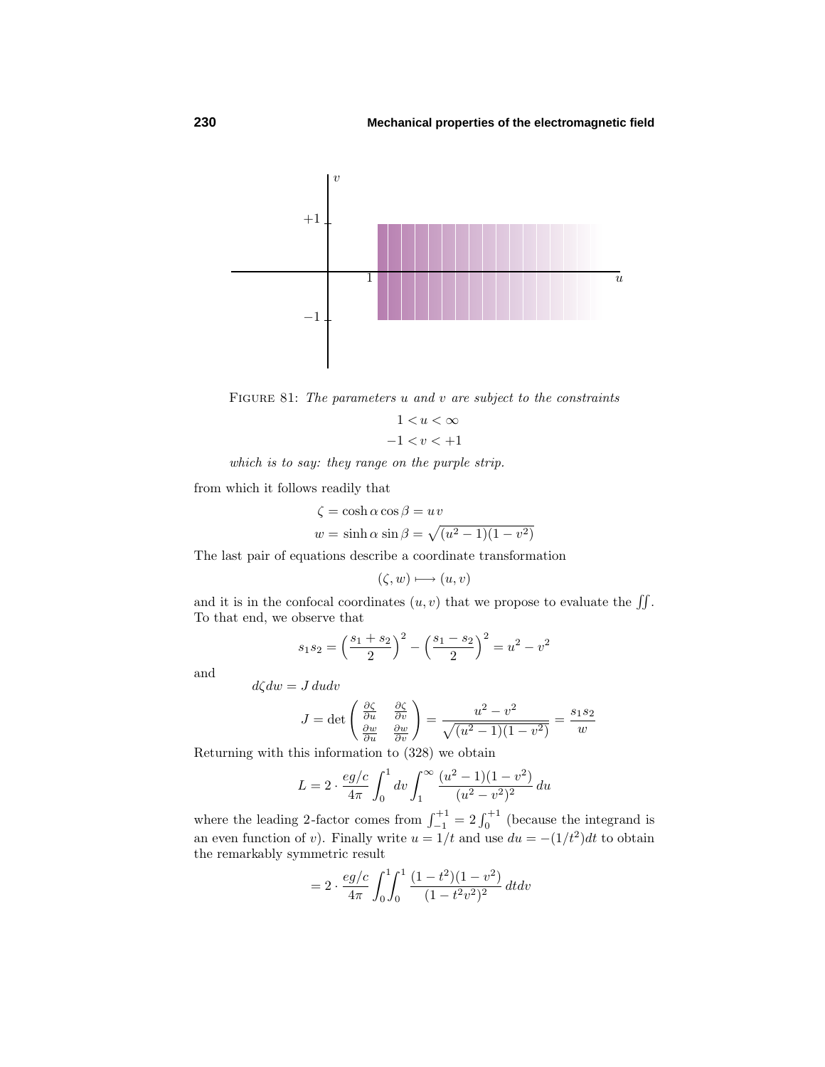FIGURE 81: *The parameters $u$ and $v$ are subject to the constraints*

$$1 < u < \infty$$
$$-1 < v < +1$$

*which is to say: they range on the purple strip.*

from which it follows readily that

$$\zeta = \cosh\alpha\cos\beta = u\,v$$
$$w = \sinh\alpha\sin\beta = \sqrt{(u^2-1)(1-v^2)}$$

The last pair of equations describe a coordinate transformation

$$(\zeta, w) \longmapsto (u, v)$$

and it is in the confocal coordinates $(u, v)$ that we propose to evaluate the $\iint$. To that end, we observe that

$$s_1 s_2 = \Big(\frac{s_1+s_2}{2}\Big)^2 - \Big(\frac{s_1-s_2}{2}\Big)^2 = u^2 - v^2$$

and

$$d\zeta dw = J\,dudv$$

$$J = \det\begin{pmatrix} \frac{\partial\zeta}{\partial u} & \frac{\partial\zeta}{\partial v} \\ \frac{\partial w}{\partial u} & \frac{\partial w}{\partial v}\end{pmatrix} = \frac{u^2-v^2}{\sqrt{(u^2-1)(1-v^2)}} = \frac{s_1 s_2}{w}$$

Returning with this information to (328) we obtain

$$L = 2\cdot\frac{eg/c}{4\pi}\int_0^1 dv\int_1^\infty \frac{(u^2-1)(1-v^2)}{(u^2-v^2)^2}\,du$$

where the leading 2-factor comes from $\int_{-1}^{+1} = 2\int_0^{+1}$ (because the integrand is an even function of $v$). Finally write $u = 1/t$ and use $du = -(1/t^2)dt$ to obtain the remarkably symmetric result

$$= 2\cdot\frac{eg/c}{4\pi}\int_0^1\!\!\int_0^1 \frac{(1-t^2)(1-v^2)}{(1-t^2v^2)^2}\,dtdv$$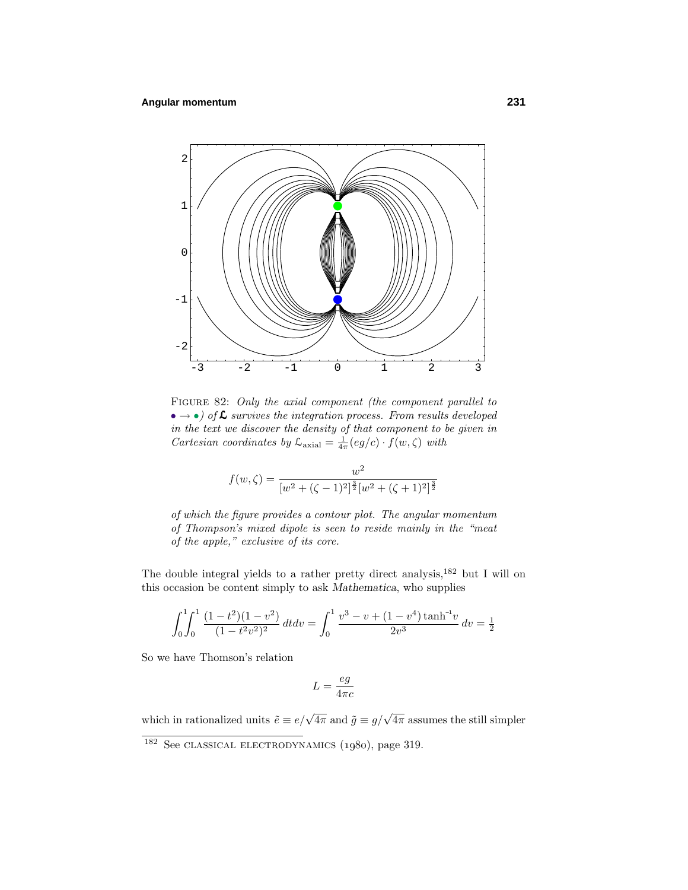FIGURE 82: *Only the axial component (the component parallel to* $\bullet \rightarrow \bullet$*) of* $\boldsymbol{\mathfrak{L}}$ *survives the integration process. From results developed in the text we discover the density of that component to be given in Cartesian coordinates by* $\mathcal{L}_{\text{axial}} = \frac{1}{4\pi}(eg/c) \cdot f(w, \zeta)$ *with*

$$f(w, \zeta) = \frac{w^2}{[w^2 + (\zeta - 1)^2]^{\frac{3}{2}}[w^2 + (\zeta + 1)^2]^{\frac{3}{2}}}$$

*of which the figure provides a contour plot. The angular momentum of Thompson's mixed dipole is seen to reside mainly in the "meat of the apple," exclusive of its core.*

The double integral yields to a rather pretty direct analysis,[182] but I will on this occasion be content simply to ask *Mathematica*, who supplies

$$\int_0^1\!\!\int_0^1 \frac{(1-t^2)(1-v^2)}{(1-t^2v^2)^2}\,dtdv = \int_0^1 \frac{v^3 - v + (1-v^4)\tanh^{-1}v}{2v^3}\,dv = \tfrac{1}{2}$$

So we have Thomson's relation

$$L = \frac{eg}{4\pi c}$$

which in rationalized units $\tilde{e} \equiv e/\sqrt{4\pi}$ and $\tilde{g} \equiv g/\sqrt{4\pi}$ assumes the still simpler

[182] See CLASSICAL ELECTRODYNAMICS (1980), page 319.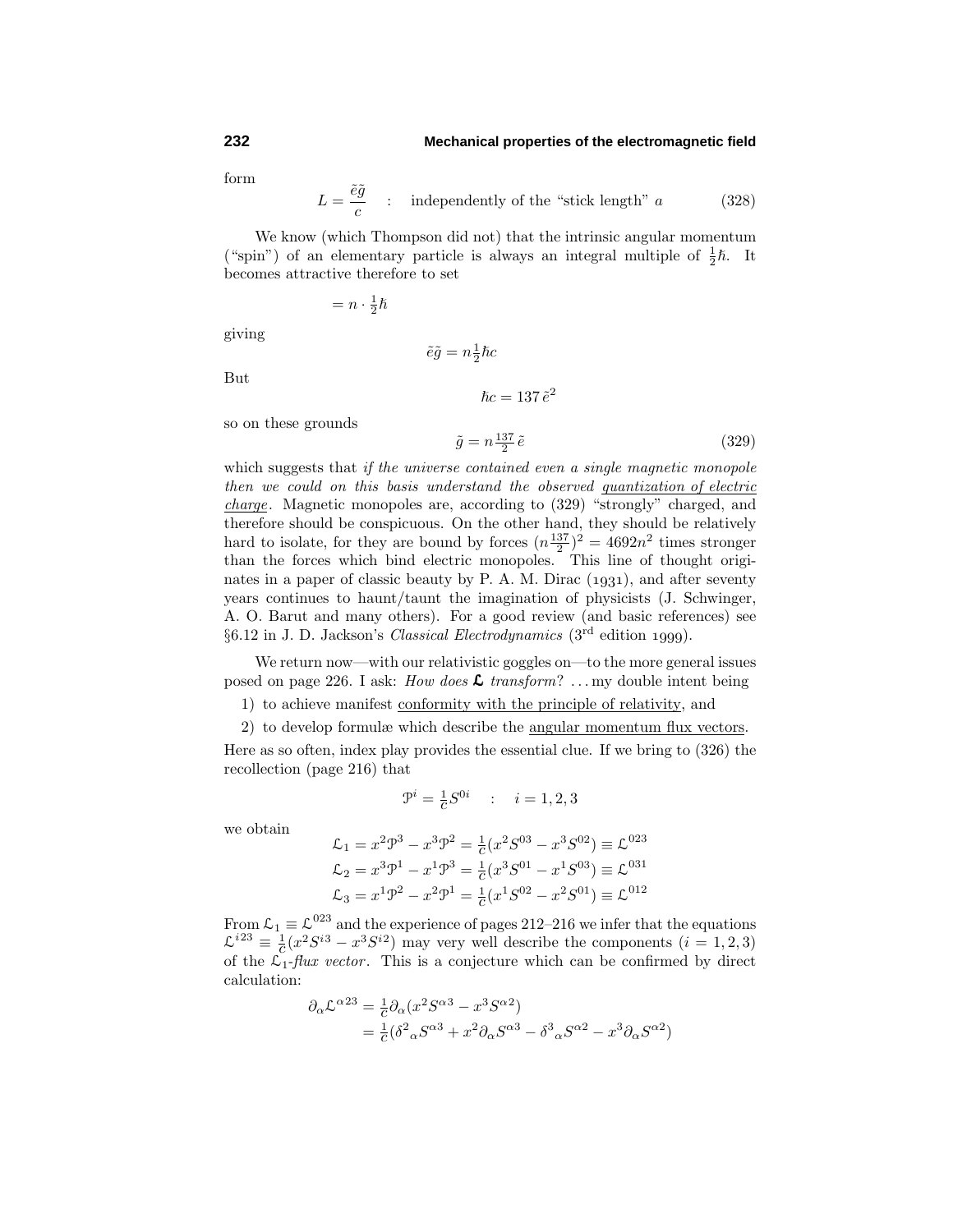form

$$L = \frac{\tilde{e}\tilde{g}}{c} \quad : \quad \text{independently of the "stick length" } a \tag{328}$$

We know (which Thompson did not) that the intrinsic angular momentum ("spin") of an elementary particle is always an integral multiple of $\frac{1}{2}\hbar$. It becomes attractive therefore to set

$$= n \cdot \tfrac{1}{2}\hbar$$

giving

$$\tilde{e}\tilde{g} = n\tfrac{1}{2}\hbar c$$

But

$$\hbar c = 137\,\tilde{e}^2$$

so on these grounds

$$\tilde{g} = n\tfrac{137}{2}\,\tilde{e} \tag{329}$$

which suggests that *if the universe contained even a single magnetic monopole then we could on this basis understand the observed quantization of electric charge*. Magnetic monopoles are, according to (329) "strongly" charged, and therefore should be conspicuous. On the other hand, they should be relatively hard to isolate, for they are bound by forces $(n\frac{137}{2})^2 = 4692n^2$ times stronger than the forces which bind electric monopoles. This line of thought originates in a paper of classic beauty by P. A. M. Dirac (1931), and after seventy years continues to haunt/taunt the imagination of physicists (J. Schwinger, A. O. Barut and many others). For a good review (and basic references) see §6.12 in J. D. Jackson's *Classical Electrodynamics* (3rd edition 1999).

We return now—with our relativistic goggles on—to the more general issues posed on page 226. I ask: *How does* $\boldsymbol{\mathcal{L}}$ *transform?* ... my double intent being

1) to achieve manifest conformity with the principle of relativity, and

2) to develop formulæ which describe the angular momentum flux vectors.

Here as so often, index play provides the essential clue. If we bring to (326) the recollection (page 216) that

$$\mathcal{P}^i = \tfrac{1}{c}S^{0i} \quad : \quad i = 1,2,3$$

we obtain

$$\begin{aligned}
\mathcal{L}_1 &= x^2\mathcal{P}^3 - x^3\mathcal{P}^2 = \tfrac{1}{c}(x^2S^{03} - x^3S^{02}) \equiv \mathcal{L}^{023}\\
\mathcal{L}_2 &= x^3\mathcal{P}^1 - x^1\mathcal{P}^3 = \tfrac{1}{c}(x^3S^{01} - x^1S^{03}) \equiv \mathcal{L}^{031}\\
\mathcal{L}_3 &= x^1\mathcal{P}^2 - x^2\mathcal{P}^1 = \tfrac{1}{c}(x^1S^{02} - x^2S^{01}) \equiv \mathcal{L}^{012}
\end{aligned}$$

From $\mathcal{L}_1 \equiv \mathcal{L}^{023}$ and the experience of pages 212–216 we infer that the equations $\mathcal{L}^{i23} \equiv \frac{1}{c}(x^2S^{i3} - x^3S^{i2})$ may very well describe the components $(i = 1,2,3)$ of the $\mathcal{L}_1$-*flux vector*. This is a conjecture which can be confirmed by direct calculation:

$$\begin{aligned}
\partial_\alpha\mathcal{L}^{\alpha 23} &= \tfrac{1}{c}\partial_\alpha(x^2S^{\alpha 3} - x^3S^{\alpha 2})\\
&= \tfrac{1}{c}(\delta^2{}_\alpha S^{\alpha 3} + x^2\partial_\alpha S^{\alpha 3} - \delta^3{}_\alpha S^{\alpha 2} - x^3\partial_\alpha S^{\alpha 2})
\end{aligned}$$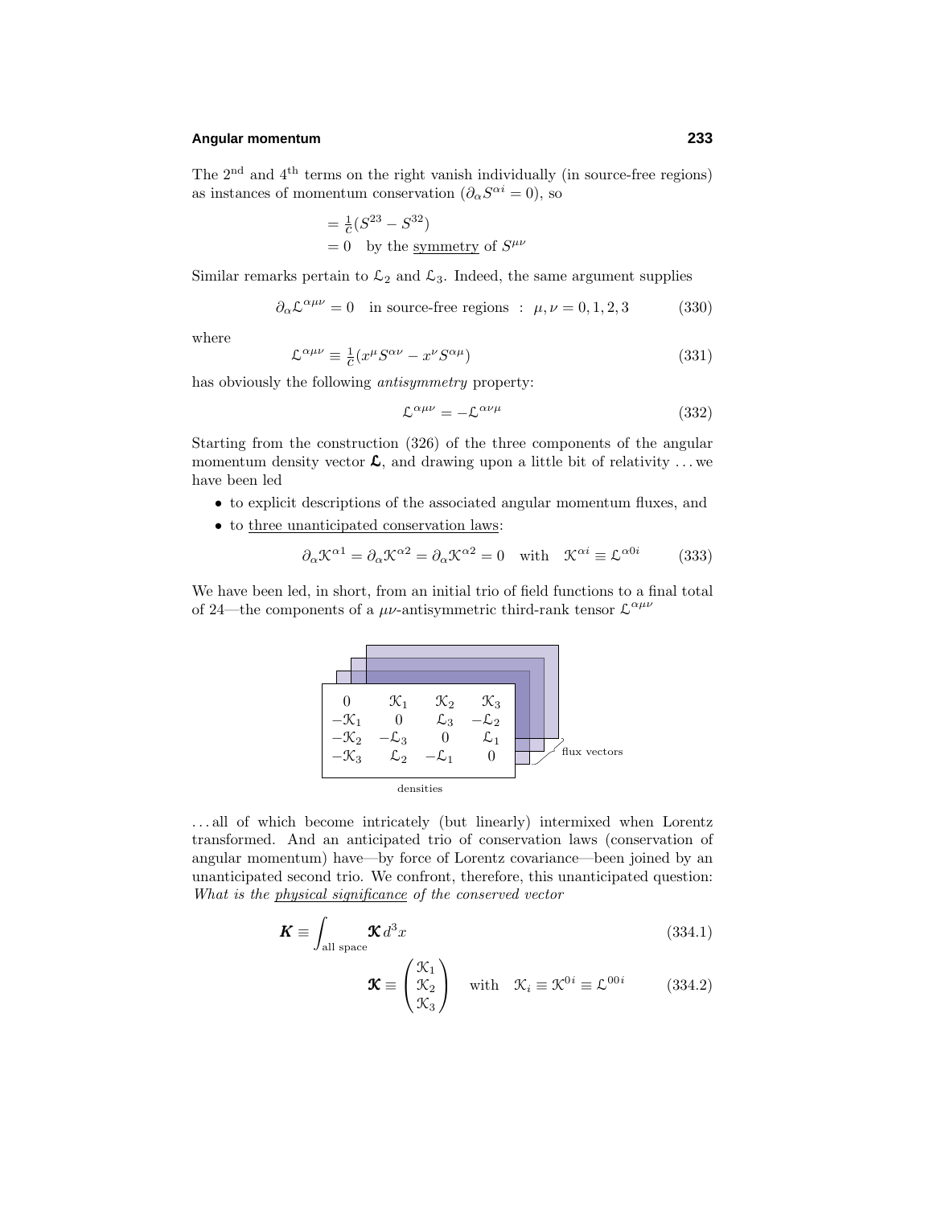The 2[nd] and 4[th] terms on the right vanish individually (in source-free regions) as instances of momentum conservation ($\partial_\alpha S^{\alpha i} = 0$), so

$$
\begin{aligned}
&= \tfrac{1}{c}(S^{23} - S^{32}) \\
&= 0 \quad \text{by the } \underline{\text{symmetry}} \text{ of } S^{\mu\nu}
\end{aligned}
$$

Similar remarks pertain to $\mathcal{L}_2$ and $\mathcal{L}_3$. Indeed, the same argument supplies

$$
\partial_\alpha \mathcal{L}^{\alpha\mu\nu} = 0 \quad \text{in source-free regions} \;:\; \mu, \nu = 0, 1, 2, 3 \tag{330}
$$

where

$$
\mathcal{L}^{\alpha\mu\nu} \equiv \tfrac{1}{c}(x^\mu S^{\alpha\nu} - x^\nu S^{\alpha\mu}) \tag{331}
$$

has obviously the following *antisymmetry* property:

$$
\mathcal{L}^{\alpha\mu\nu} = -\mathcal{L}^{\alpha\nu\mu} \tag{332}
$$

Starting from the construction (326) of the three components of the angular momentum density vector $\boldsymbol{\mathcal{L}}$, and drawing upon a little bit of relativity . . . we have been led

- to explicit descriptions of the associated angular momentum fluxes, and
- to three unanticipated conservation laws:

$$
\partial_\alpha \mathcal{K}^{\alpha 1} = \partial_\alpha \mathcal{K}^{\alpha 2} = \partial_\alpha \mathcal{K}^{\alpha 2} = 0 \quad \text{with} \quad \mathcal{K}^{\alpha i} \equiv \mathcal{L}^{\alpha 0 i} \tag{333}
$$

We have been led, in short, from an initial trio of field functions to a final total of 24—the components of a $\mu\nu$-antisymmetric third-rank tensor $\mathcal{L}^{\alpha\mu\nu}$

$$
\begin{matrix}
0 & \mathcal{K}_1 & \mathcal{K}_2 & \mathcal{K}_3 \\
-\mathcal{K}_1 & 0 & \mathcal{L}_3 & -\mathcal{L}_2 \\
-\mathcal{K}_2 & -\mathcal{L}_3 & 0 & \mathcal{L}_1 \\
-\mathcal{K}_3 & \mathcal{L}_2 & -\mathcal{L}_1 & 0
\end{matrix}
$$

densities — flux vectors

. . . all of which become intricately (but linearly) intermixed when Lorentz transformed. And an anticipated trio of conservation laws (conservation of angular momentum) have—by force of Lorentz covariance—been joined by an unanticipated second trio. We confront, therefore, this unanticipated question: *What is the physical significance of the conserved vector*

$$
\boldsymbol{K} \equiv \int_{\text{all space}} \boldsymbol{\mathcal{K}}\, d^3x \tag{334.1}
$$

$$
\boldsymbol{\mathcal{K}} \equiv \begin{pmatrix} \mathcal{K}_1 \\ \mathcal{K}_2 \\ \mathcal{K}_3 \end{pmatrix} \quad \text{with} \quad \mathcal{K}_i \equiv \mathcal{K}^{0i} \equiv \mathcal{L}^{00i} \tag{334.2}
$$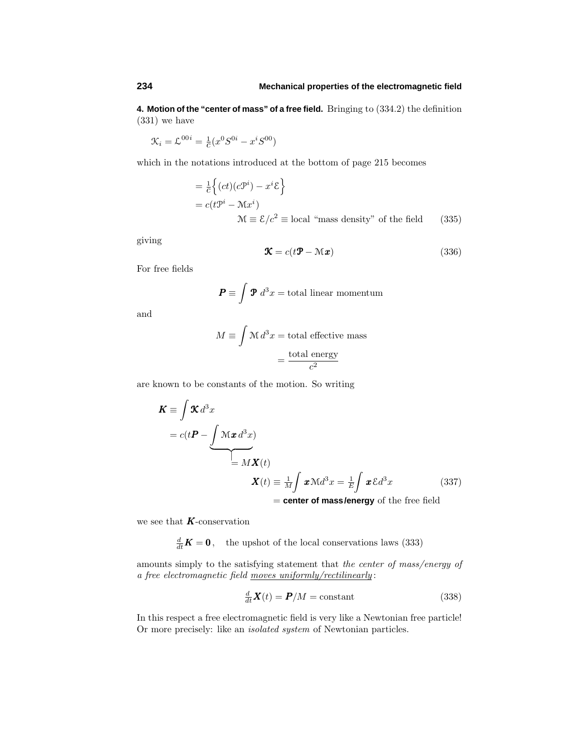**4. Motion of the "center of mass" of a free field.** Bringing to (334.2) the definition (331) we have

$$\mathcal{K}_i = \mathcal{L}^{00i} = \tfrac{1}{c}(x^0 S^{0i} - x^i S^{00})$$

which in the notations introduced at the bottom of page 215 becomes

$$\begin{aligned}
&= \tfrac{1}{c}\Big\{(ct)(c\mathcal{P}^i) - x^i \mathcal{E}\Big\} \\
&= c(t\mathcal{P}^i - \mathcal{M}x^i) \\
&\qquad \mathcal{M} \equiv \mathcal{E}/c^2 \equiv \text{local "mass density" of the field} \qquad (335)
\end{aligned}$$

giving

$$\boldsymbol{\mathcal{K}} = c(t\boldsymbol{\mathcal{P}} - \mathcal{M}\boldsymbol{x}) \tag{336}$$

For free fields

$$\boldsymbol{P} \equiv \int \boldsymbol{\mathcal{P}}\; d^3x = \text{total linear momentum}$$

and

$$\begin{aligned}
M \equiv \int \mathcal{M}\, d^3x &= \text{total effective mass} \\
&= \frac{\text{total energy}}{c^2}
\end{aligned}$$

are known to be constants of the motion. So writing

$$\begin{aligned}
\boldsymbol{K} &\equiv \int \boldsymbol{\mathcal{K}}\, d^3x \\
&= c(t\boldsymbol{P} - \underbrace{\int \mathcal{M}\boldsymbol{x}\, d^3x}_{=\, M\boldsymbol{X}(t)}) \\
&\qquad \boldsymbol{X}(t) \equiv \tfrac{1}{M}\int \boldsymbol{x}\mathcal{M}d^3x = \tfrac{1}{E}\int \boldsymbol{x}\,\mathcal{E}d^3x \qquad (337) \\
&\qquad\qquad = \textbf{center of mass/energy} \text{ of the free field}
\end{aligned}$$

we see that $\boldsymbol{K}$-conservation

$$\tfrac{d}{dt}\boldsymbol{K} = \boldsymbol{0}, \quad \text{the upshot of the local conservations laws (333)}$$

amounts simply to the satisfying statement that *the center of mass/energy of a free electromagnetic field moves uniformly/rectilinearly*:

$$\tfrac{d}{dt}\boldsymbol{X}(t) = \boldsymbol{P}/M = \text{constant} \tag{338}$$

In this respect a free electromagnetic field is very like a Newtonian free particle! Or more precisely: like an *isolated system* of Newtonian particles.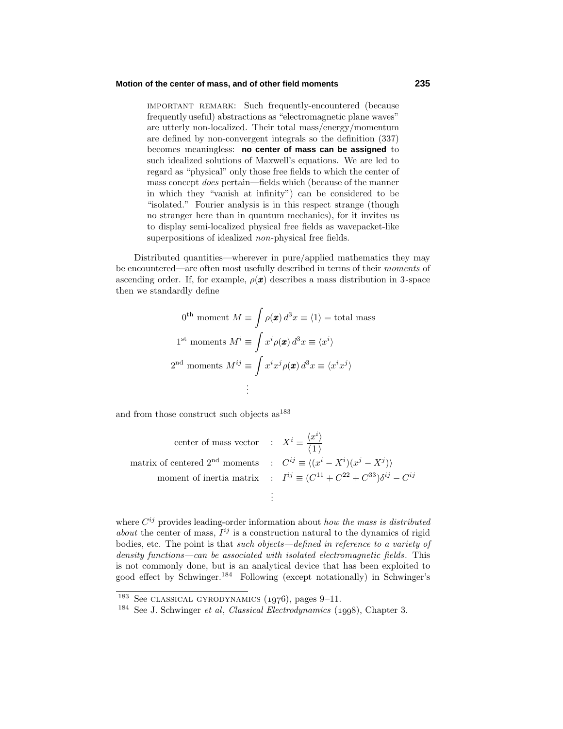IMPORTANT REMARK: Such frequently-encountered (because frequently useful) abstractions as "electromagnetic plane waves" are utterly non-localized. Their total mass/energy/momentum are defined by non-convergent integrals so the definition (337) becomes meaningless: **no center of mass can be assigned** to such idealized solutions of Maxwell's equations. We are led to regard as "physical" only those free fields to which the center of mass concept *does* pertain—fields which (because of the manner in which they "vanish at infinity") can be considered to be "isolated." Fourier analysis is in this respect strange (though no stranger here than in quantum mechanics), for it invites us to display semi-localized physical free fields as wavepacket-like superpositions of idealized *non*-physical free fields.

Distributed quantities—wherever in pure/applied mathematics they may be encountered—are often most usefully described in terms of their *moments* of ascending order. If, for example, $\rho(\boldsymbol{x})$ describes a mass distribution in 3-space then we standardly define

$$
\begin{aligned}
0^{\text{th}} \text{ moment } M &\equiv \int \rho(\boldsymbol{x})\, d^3x \equiv \langle 1 \rangle = \text{total mass} \\
1^{\text{st}} \text{ moments } M^i &\equiv \int x^i \rho(\boldsymbol{x})\, d^3x \equiv \langle x^i \rangle \\
2^{\text{nd}} \text{ moments } M^{ij} &\equiv \int x^i x^j \rho(\boldsymbol{x})\, d^3x \equiv \langle x^i x^j \rangle \\
&\;\;\vdots
\end{aligned}
$$

and from those construct such objects as[183]

$$
\begin{aligned}
\text{center of mass vector} \quad &: \quad X^i \equiv \frac{\langle x^i \rangle}{\langle 1 \rangle} \\
\text{matrix of centered } 2^{\text{nd}} \text{ moments} \quad &: \quad C^{ij} \equiv \langle (x^i - X^i)(x^j - X^j) \rangle \\
\text{moment of inertia matrix} \quad &: \quad I^{ij} \equiv (C^{11} + C^{22} + C^{33})\delta^{ij} - C^{ij} \\
&\;\;\vdots
\end{aligned}
$$

where $C^{ij}$ provides leading-order information about *how the mass is distributed about* the center of mass, $I^{ij}$ is a construction natural to the dynamics of rigid bodies, etc. The point is that *such objects—defined in reference to a variety of density functions—can be associated with isolated electromagnetic fields*. This is not commonly done, but is an analytical device that has been exploited to good effect by Schwinger.[184] Following (except notationally) in Schwinger's

[183] See CLASSICAL GYRODYNAMICS (1976), pages 9–11.

[184] See J. Schwinger *et al*, *Classical Electrodynamics* (1998), Chapter 3.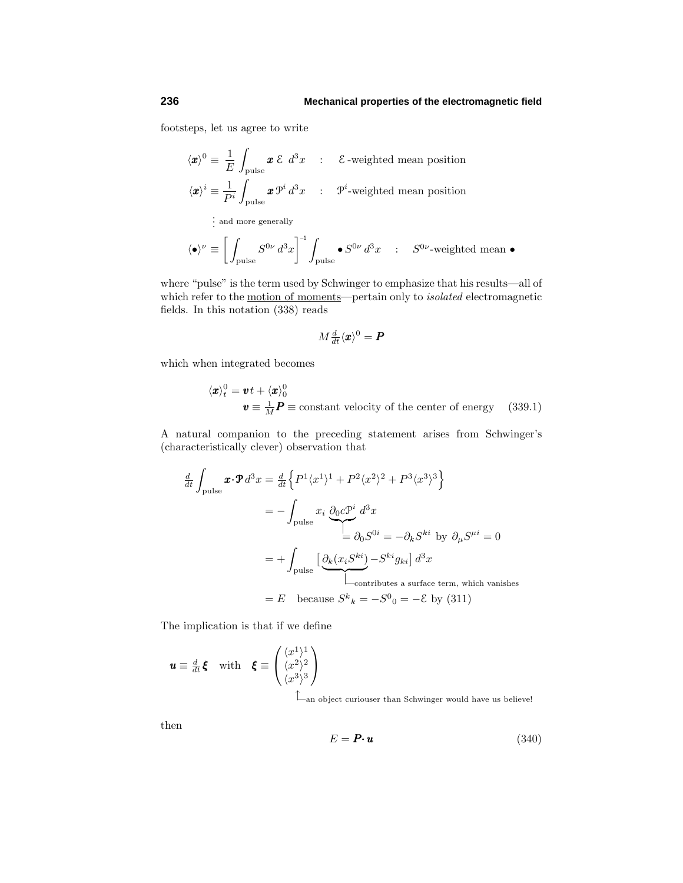footsteps, let us agree to write

$$
\begin{aligned}
\langle \boldsymbol{x} \rangle^0 &\equiv \frac{1}{E}\int_{\text{pulse}} \boldsymbol{x}\,\mathcal{E}\;d^3x \quad : \quad \mathcal{E}\text{-weighted mean position}\\
\langle \boldsymbol{x} \rangle^i &\equiv \frac{1}{P^i}\int_{\text{pulse}} \boldsymbol{x}\,\mathcal{P}^i\,d^3x \quad : \quad \mathcal{P}^i\text{-weighted mean position}\\
&\;\vdots \text{ and more generally}\\
\langle \bullet \rangle^\nu &\equiv \left[\int_{\text{pulse}} S^{0\nu}\,d^3x\right]^{-1}\int_{\text{pulse}} \bullet\, S^{0\nu}\,d^3x \quad : \quad S^{0\nu}\text{-weighted mean } \bullet
\end{aligned}
$$

where "pulse" is the term used by Schwinger to emphasize that his results—all of which refer to the <u>motion of moments</u>—pertain only to *isolated* electromagnetic fields. In this notation (338) reads

$$
M\tfrac{d}{dt}\langle \boldsymbol{x}\rangle^0 = \boldsymbol{P}
$$

which when integrated becomes

$$
\begin{aligned}
\langle \boldsymbol{x}\rangle^0_t &= \boldsymbol{v}\,t + \langle \boldsymbol{x}\rangle^0_0\\
&\qquad \boldsymbol{v} \equiv \tfrac{1}{M}\boldsymbol{P} \equiv \text{constant velocity of the center of energy} \qquad (339.1)
\end{aligned}
$$

A natural companion to the preceding statement arises from Schwinger's (characteristically clever) observation that

$$
\begin{aligned}
\tfrac{d}{dt}\int_{\text{pulse}} \boldsymbol{x}\cdot\boldsymbol{\mathcal{P}}\,d^3x &= \tfrac{d}{dt}\Big\{P^1\langle x^1\rangle^1 + P^2\langle x^2\rangle^2 + P^3\langle x^3\rangle^3\Big\}\\
&= -\int_{\text{pulse}} x_i\,\underbrace{\partial_0 c\mathcal{P}^i}_{=\,\partial_0 S^{0i}\,=\,-\partial_k S^{ki} \text{ by } \partial_\mu S^{\mu i}=0}\,d^3x\\
&= +\int_{\text{pulse}}\big[\underbrace{\partial_k(x_i S^{ki})}_{\text{contributes a surface term, which vanishes}} - S^{ki}g_{ki}\big]\,d^3x\\
&= E \quad \text{because } S^k{}_k = -S^0{}_0 = -\mathcal{E} \text{ by (311)}
\end{aligned}
$$

The implication is that if we define

$$
\boldsymbol{u} \equiv \tfrac{d}{dt}\boldsymbol{\xi} \quad \text{with} \quad \boldsymbol{\xi} \equiv \begin{pmatrix}\langle x^1\rangle^1\\ \langle x^2\rangle^2\\ \langle x^3\rangle^3\end{pmatrix}
$$

↑ an object curiouser than Schwinger would have us believe!

then

$$
E = \boldsymbol{P}\cdot\boldsymbol{u} \tag{340}
$$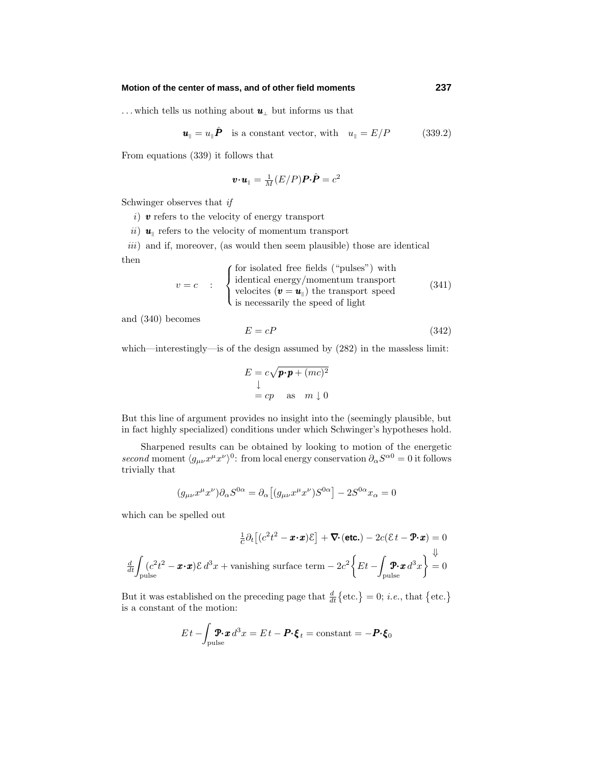... which tells us nothing about $\boldsymbol{u}_\perp$ but informs us that

$$\boldsymbol{u}_\parallel = u_\parallel \hat{\boldsymbol{P}} \quad \text{is a constant vector, with} \quad u_\parallel = E/P \tag{339.2}$$

From equations (339) it follows that

$$\boldsymbol{v}\cdot\boldsymbol{u}_\parallel = \tfrac{1}{M}(E/P)\boldsymbol{P}\cdot\hat{\boldsymbol{P}} = c^2$$

Schwinger observes that *if*

*i*) $\boldsymbol{v}$ refers to the velocity of energy transport

*ii*) $\boldsymbol{u}_\parallel$ refers to the velocity of momentum transport

*iii*) and if, moreover, (as would then seem plausible) those are identical

then

$$v = c \quad : \quad \begin{cases} \text{for isolated free fields ("pulses") with} \\ \text{identical energy/momentum transport} \\ \text{velocites } (\boldsymbol{v} = \boldsymbol{u}_\parallel) \text{ the transport speed} \\ \text{is necessarily the speed of light} \end{cases} \tag{341}$$

and (340) becomes

$$E = cP \tag{342}$$

which—interestingly—is of the design assumed by (282) in the massless limit:

$$\begin{aligned} E &= c\sqrt{\boldsymbol{p}\cdot\boldsymbol{p} + (mc)^2} \\ &\downarrow \\ &= cp \quad \text{as} \quad m \downarrow 0 \end{aligned}$$

But this line of argument provides no insight into the (seemingly plausible, but in fact highly specialized) conditions under which Schwinger's hypotheses hold.

Sharpened results can be obtained by looking to motion of the energetic *second* moment $\langle g_{\mu\nu}x^\mu x^\nu\rangle^0$: from local energy conservation $\partial_\alpha S^{\alpha 0} = 0$ it follows trivially that

$$(g_{\mu\nu}x^\mu x^\nu)\partial_\alpha S^{0\alpha} = \partial_\alpha\big[(g_{\mu\nu}x^\mu x^\nu)S^{0\alpha}\big] - 2S^{0\alpha}x_\alpha = 0$$

which can be spelled out

$$\tfrac{1}{c}\partial_t\big[(c^2t^2 - \boldsymbol{x}\cdot\boldsymbol{x})\mathcal{E}\big] + \boldsymbol{\nabla}\cdot(\textbf{etc.}) - 2c(\mathcal{E}\,t - \boldsymbol{\mathfrak{P}}\cdot\boldsymbol{x}) = 0$$

$$\Downarrow$$

$$\frac{d}{dt}\int_{\text{pulse}}(c^2t^2 - \boldsymbol{x}\cdot\boldsymbol{x})\mathcal{E}\,d^3x + \text{vanishing surface term} - 2c^2\Big\{Et - \int_{\text{pulse}}\boldsymbol{\mathfrak{P}}\cdot\boldsymbol{x}\,d^3x\Big\} = 0$$

But it was established on the preceding page that $\frac{d}{dt}\big\{\text{etc.}\big\} = 0$; *i.e.*, that $\big\{\text{etc.}\big\}$ is a constant of the motion:

$$Et - \int_{\text{pulse}}\boldsymbol{\mathfrak{P}}\cdot\boldsymbol{x}\,d^3x = Et - \boldsymbol{P}\cdot\boldsymbol{\xi}_t = \text{constant} = -\boldsymbol{P}\cdot\boldsymbol{\xi}_0$$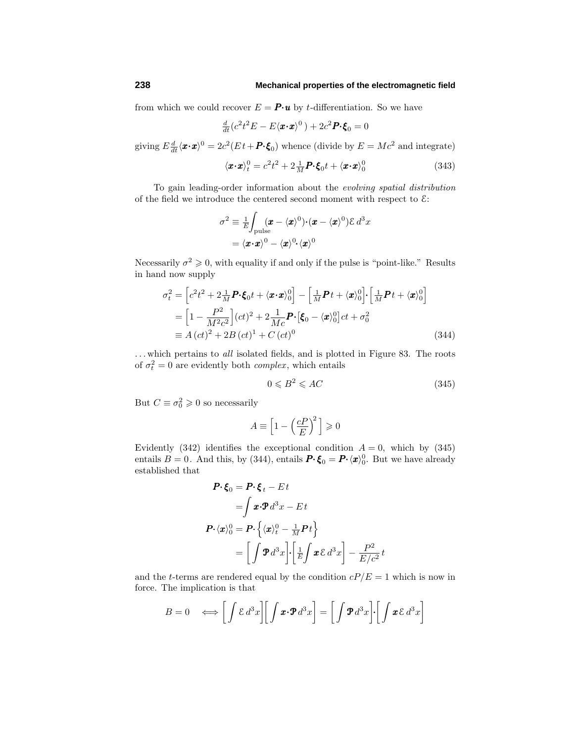from which we could recover $E = \boldsymbol{P}\cdot\boldsymbol{u}$ by $t$-differentiation. So we have

$$\tfrac{d}{dt}\big(c^2t^2E - E\langle \boldsymbol{x}\cdot\boldsymbol{x}\rangle^0\big) + 2c^2\boldsymbol{P}\cdot\boldsymbol{\xi}_0 = 0$$

giving $E\frac{d}{dt}\langle \boldsymbol{x}\cdot\boldsymbol{x}\rangle^0 = 2c^2(Et + \boldsymbol{P}\cdot\boldsymbol{\xi}_0)$ whence (divide by $E = Mc^2$ and integrate)

$$\langle \boldsymbol{x}\cdot\boldsymbol{x}\rangle^0_t = c^2t^2 + 2\tfrac{1}{M}\boldsymbol{P}\cdot\boldsymbol{\xi}_0 t + \langle \boldsymbol{x}\cdot\boldsymbol{x}\rangle^0_0 \tag{343}$$

To gain leading-order information about the *evolving spatial distribution* of the field we introduce the centered second moment with respect to $\mathcal{E}$:

$$\begin{aligned}
\sigma^2 &\equiv \tfrac{1}{E}\int_{\text{pulse}} (\boldsymbol{x} - \langle \boldsymbol{x}\rangle^0)\cdot(\boldsymbol{x} - \langle \boldsymbol{x}\rangle^0)\mathcal{E}\,d^3x \\
&= \langle \boldsymbol{x}\cdot\boldsymbol{x}\rangle^0 - \langle \boldsymbol{x}\rangle^0\cdot\langle \boldsymbol{x}\rangle^0
\end{aligned}$$

Necessarily $\sigma^2 \geqslant 0$, with equality if and only if the pulse is "point-like." Results in hand now supply

$$\begin{aligned}
\sigma^2_t &= \Big[c^2t^2 + 2\tfrac{1}{M}\boldsymbol{P}\cdot\boldsymbol{\xi}_0 t + \langle \boldsymbol{x}\cdot\boldsymbol{x}\rangle^0_0\Big] - \Big[\tfrac{1}{M}\boldsymbol{P}t + \langle \boldsymbol{x}\rangle^0_0\Big]\cdot\Big[\tfrac{1}{M}\boldsymbol{P}t + \langle \boldsymbol{x}\rangle^0_0\Big] \\
&= \Big[1 - \frac{P^2}{M^2c^2}\Big](ct)^2 + 2\frac{1}{Mc}\boldsymbol{P}\cdot\big[\boldsymbol{\xi}_0 - \langle \boldsymbol{x}\rangle^0_0\big]ct + \sigma^2_0 \\
&\equiv A\,(ct)^2 + 2B\,(ct)^1 + C\,(ct)^0
\end{aligned} \tag{344}$$

. . . which pertains to *all* isolated fields, and is plotted in Figure 83. The roots of $\sigma^2_t = 0$ are evidently both *complex*, which entails

$$0 \leqslant B^2 \leqslant AC \tag{345}$$

But $C \equiv \sigma^2_0 \geqslant 0$ so necessarily

$$A \equiv \Big[1 - \Big(\frac{cP}{E}\Big)^2\Big] \geqslant 0$$

Evidently (342) identifies the exceptional condition $A = 0$, which by (345) entails $B = 0$. And this, by (344), entails $\boldsymbol{P}\cdot\boldsymbol{\xi}_0 = \boldsymbol{P}\cdot\langle \boldsymbol{x}\rangle^0_0$. But we have already established that

$$\begin{aligned}
\boldsymbol{P}\cdot\boldsymbol{\xi}_0 &= \boldsymbol{P}\cdot\boldsymbol{\xi}_t - Et \\
&= \int \boldsymbol{x}\cdot\boldsymbol{\mathcal{P}}\,d^3x - Et \\
\boldsymbol{P}\cdot\langle \boldsymbol{x}\rangle^0_0 &= \boldsymbol{P}\cdot\Big\{\langle \boldsymbol{x}\rangle^0_t - \tfrac{1}{M}\boldsymbol{P}t\Big\} \\
&= \Big[\int \boldsymbol{\mathcal{P}}\,d^3x\Big]\cdot\Big[\tfrac{1}{E}\int \boldsymbol{x}\,\mathcal{E}\,d^3x\Big] - \frac{P^2}{E/c^2}\,t
\end{aligned}$$

and the $t$-terms are rendered equal by the condition $cP/E = 1$ which is now in force. The implication is that

$$B = 0 \quad\Longleftrightarrow \Big[\int \mathcal{E}\,d^3x\Big]\Big[\int \boldsymbol{x}\cdot\boldsymbol{\mathcal{P}}\,d^3x\Big] = \Big[\int \boldsymbol{\mathcal{P}}\,d^3x\Big]\cdot\Big[\int \boldsymbol{x}\,\mathcal{E}\,d^3x\Big]$$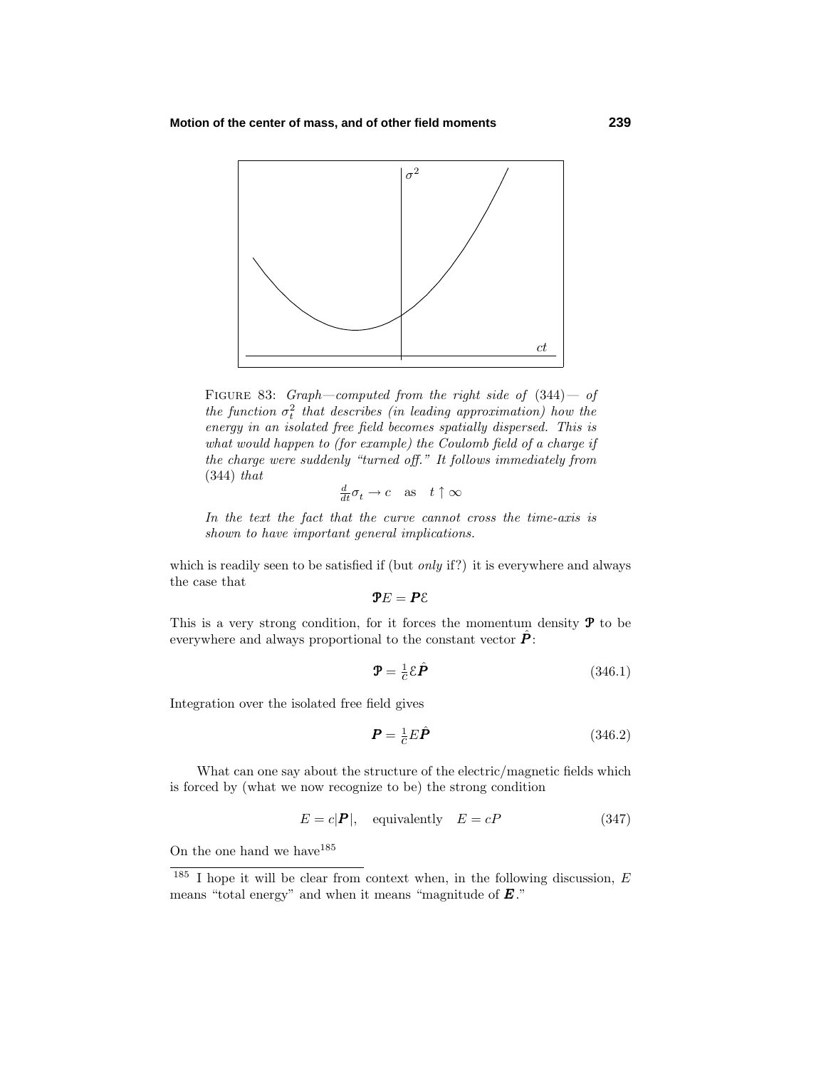FIGURE 83: *Graph—computed from the right side of* (344)*— of the function* $\sigma_t^2$ *that describes (in leading approximation) how the energy in an isolated free field becomes spatially dispersed. This is what would happen to (for example) the Coulomb field of a charge if the charge were suddenly "turned off." It follows immediately from* (344) *that*

$$\tfrac{d}{dt}\sigma_t \to c \quad \text{as} \quad t \uparrow \infty$$

*In the text the fact that the curve cannot cross the time-axis is shown to have important general implications.*

which is readily seen to be satisfied if (but *only* if?) it is everywhere and always the case that

$$\boldsymbol{\mathcal{P}}E = \boldsymbol{P}\mathcal{E}$$

This is a very strong condition, for it forces the momentum density $\boldsymbol{\mathcal{P}}$ to be everywhere and always proportional to the constant vector $\hat{\boldsymbol{P}}$:

$$\boldsymbol{\mathcal{P}} = \tfrac{1}{c}\mathcal{E}\hat{\boldsymbol{P}} \tag{346.1}$$

Integration over the isolated free field gives

$$\boldsymbol{P} = \tfrac{1}{c}E\hat{\boldsymbol{P}} \tag{346.2}$$

What can one say about the structure of the electric/magnetic fields which is forced by (what we now recognize to be) the strong condition

$$E = c|\boldsymbol{P}|, \quad \text{equivalently} \quad E = cP \tag{347}$$

On the one hand we have[185]

[185] I hope it will be clear from context when, in the following discussion, $E$ means "total energy" and when it means "magnitude of $\boldsymbol{E}$."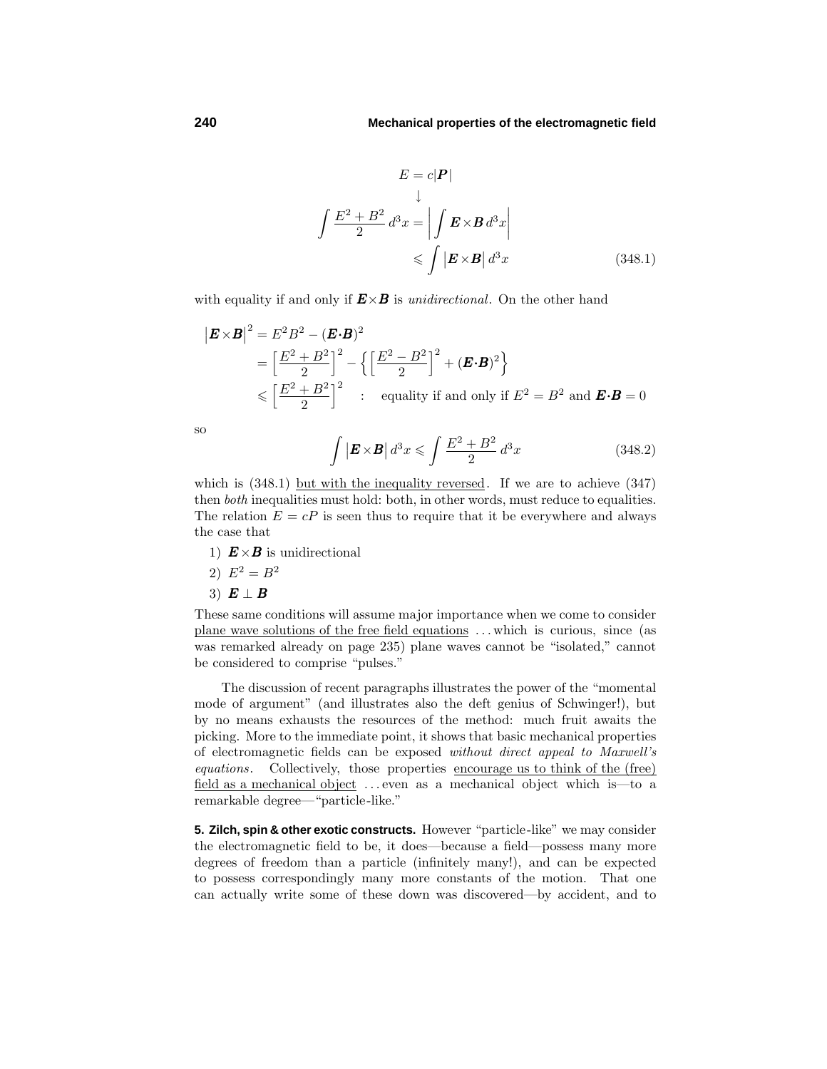$$
\begin{aligned}
E &= c|\boldsymbol{P}| \\
&\downarrow \\
\int \frac{E^2+B^2}{2}\,d^3x &= \Big|\int \boldsymbol{E}\times\boldsymbol{B}\,d^3x\Big| \\
&\leqslant \int \big|\boldsymbol{E}\times\boldsymbol{B}\big|\,d^3x
\end{aligned}
\tag{348.1}
$$

with equality if and only if $\boldsymbol{E}\times\boldsymbol{B}$ is *unidirectional*. On the other hand

$$
\begin{aligned}
\big|\boldsymbol{E}\times\boldsymbol{B}\big|^2 &= E^2B^2 - (\boldsymbol{E}\cdot\boldsymbol{B})^2 \\
&= \Big[\frac{E^2+B^2}{2}\Big]^2 - \Big\{\Big[\frac{E^2-B^2}{2}\Big]^2 + (\boldsymbol{E}\cdot\boldsymbol{B})^2\Big\} \\
&\leqslant \Big[\frac{E^2+B^2}{2}\Big]^2 \quad : \quad \text{equality if and only if } E^2 = B^2 \text{ and } \boldsymbol{E}\cdot\boldsymbol{B} = 0
\end{aligned}
$$

so

$$
\int \big|\boldsymbol{E}\times\boldsymbol{B}\big|\,d^3x \leqslant \int \frac{E^2+B^2}{2}\,d^3x \tag{348.2}
$$

which is (348.1) <u>but with the inequality reversed</u>. If we are to achieve (347) then *both* inequalities must hold: both, in other words, must reduce to equalities. The relation $E = cP$ is seen thus to require that it be everywhere and always the case that

1) $\boldsymbol{E}\times\boldsymbol{B}$ is unidirectional
2) $E^2 = B^2$
3) $\boldsymbol{E}\perp\boldsymbol{B}$

These same conditions will assume major importance when we come to consider <u>plane wave solutions of the free field equations</u> . . . which is curious, since (as was remarked already on page 235) plane waves cannot be "isolated," cannot be considered to comprise "pulses."

The discussion of recent paragraphs illustrates the power of the "momental mode of argument" (and illustrates also the deft genius of Schwinger!), but by no means exhausts the resources of the method: much fruit awaits the picking. More to the immediate point, it shows that basic mechanical properties of electromagnetic fields can be exposed *without direct appeal to Maxwell's equations*. Collectively, those properties <u>encourage us to think of the (free) field as a mechanical object</u> . . . even as a mechanical object which is—to a remarkable degree—"particle-like."

**5. Zilch, spin & other exotic constructs.** However "particle-like" we may consider the electromagnetic field to be, it does—because a field—possess many more degrees of freedom than a particle (infinitely many!), and can be expected to possess correspondingly many more constants of the motion. That one can actually write some of these down was discovered—by accident, and to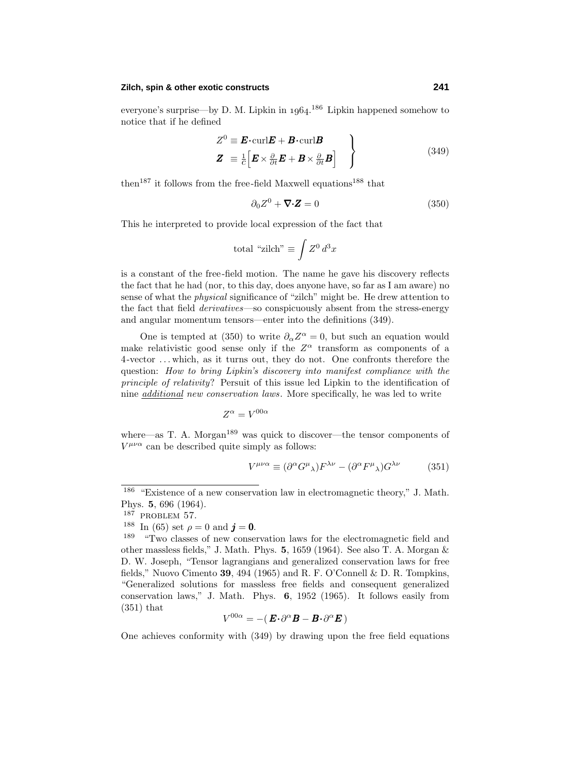everyone's surprise—by D. M. Lipkin in 1964.[186] Lipkin happened somehow to notice that if he defined

$$
\left.
\begin{aligned}
Z^0 &\equiv \boldsymbol{E}\cdot\text{curl}\boldsymbol{E} + \boldsymbol{B}\cdot\text{curl}\boldsymbol{B}\\
\boldsymbol{Z} &\equiv \tfrac{1}{c}\Big[\boldsymbol{E}\times\tfrac{\partial}{\partial t}\boldsymbol{E} + \boldsymbol{B}\times\tfrac{\partial}{\partial t}\boldsymbol{B}\Big]
\end{aligned}
\right\}
\tag{349}
$$

then[187] it follows from the free-field Maxwell equations[188] that

$$
\partial_0 Z^0 + \boldsymbol{\nabla}\cdot\boldsymbol{Z} = 0 \tag{350}
$$

This he interpreted to provide local expression of the fact that

$$
\text{total "zilch"} \equiv \int Z^0\,d^3x
$$

is a constant of the free-field motion. The name he gave his discovery reflects the fact that he had (nor, to this day, does anyone have, so far as I am aware) no sense of what the *physical* significance of "zilch" might be. He drew attention to the fact that field *derivatives*—so conspicuously absent from the stress-energy and angular momentum tensors—enter into the definitions (349).

One is tempted at (350) to write $\partial_\alpha Z^\alpha = 0$, but such an equation would make relativistic good sense only if the $Z^\alpha$ transform as components of a 4-vector ... which, as it turns out, they do not. One confronts therefore the question: *How to bring Lipkin's discovery into manifest compliance with the principle of relativity?* Persuit of this issue led Lipkin to the identification of nine *additional new conservation laws*. More specifically, he was led to write

$$
Z^\alpha = V^{00\alpha}
$$

where—as T. A. Morgan[189] was quick to discover—the tensor components of $V^{\mu\nu\alpha}$ can be described quite simply as follows:

$$
V^{\mu\nu\alpha} \equiv (\partial^\alpha G^\mu{}_\lambda)F^{\lambda\nu} - (\partial^\alpha F^\mu{}_\lambda)G^{\lambda\nu} \tag{351}
$$

---

[186] "Existence of a new conservation law in electromagnetic theory," J. Math. Phys. **5**, 696 (1964).

[187] PROBLEM 57.

[188] In (65) set $\rho = 0$ and $\boldsymbol{j} = \boldsymbol{0}$.

[189] "Two classes of new conservation laws for the electromagnetic field and other massless fields," J. Math. Phys. **5**, 1659 (1964). See also T. A. Morgan & D. W. Joseph, "Tensor lagrangians and generalized conservation laws for free fields," Nuovo Cimento **39**, 494 (1965) and R. F. O'Connell & D. R. Tompkins, "Generalized solutions for massless free fields and consequent generalized conservation laws," J. Math. Phys. **6**, 1952 (1965). It follows easily from (351) that

$$
V^{00\alpha} = -(\,\boldsymbol{E}\cdot\partial^\alpha\boldsymbol{B} - \boldsymbol{B}\cdot\partial^\alpha\boldsymbol{E}\,)
$$

One achieves conformity with (349) by drawing upon the free field equations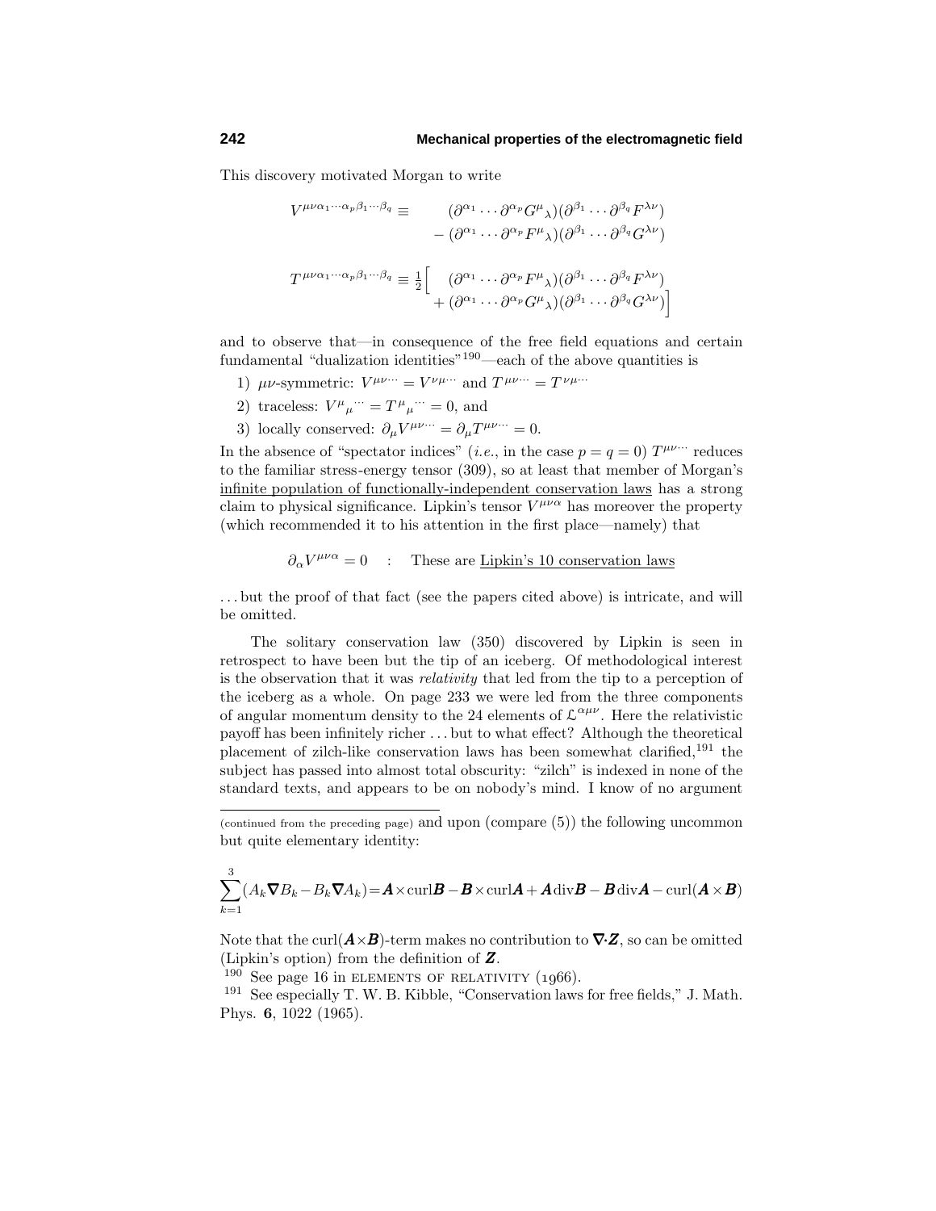This discovery motivated Morgan to write

$$
\begin{aligned}
V^{\mu\nu\alpha_1\cdots\alpha_p\beta_1\cdots\beta_q} \equiv\; & (\partial^{\alpha_1}\cdots\partial^{\alpha_p}G^{\mu}{}_{\lambda})(\partial^{\beta_1}\cdots\partial^{\beta_q}F^{\lambda\nu}) \\
& - (\partial^{\alpha_1}\cdots\partial^{\alpha_p}F^{\mu}{}_{\lambda})(\partial^{\beta_1}\cdots\partial^{\beta_q}G^{\lambda\nu})
\end{aligned}
$$

$$
\begin{aligned}
T^{\mu\nu\alpha_1\cdots\alpha_p\beta_1\cdots\beta_q} \equiv \tfrac{1}{2}\Big[\; & (\partial^{\alpha_1}\cdots\partial^{\alpha_p}F^{\mu}{}_{\lambda})(\partial^{\beta_1}\cdots\partial^{\beta_q}F^{\lambda\nu}) \\
& + (\partial^{\alpha_1}\cdots\partial^{\alpha_p}G^{\mu}{}_{\lambda})(\partial^{\beta_1}\cdots\partial^{\beta_q}G^{\lambda\nu})\Big]
\end{aligned}
$$

and to observe that—in consequence of the free field equations and certain fundamental "dualization identities"[190]—each of the above quantities is

1) $\mu\nu$-symmetric: $V^{\mu\nu\cdots} = V^{\nu\mu\cdots}$ and $T^{\mu\nu\cdots} = T^{\nu\mu\cdots}$
2) traceless: $V^{\mu}{}_{\mu}{}^{\cdots} = T^{\mu}{}_{\mu}{}^{\cdots} = 0$, and
3) locally conserved: $\partial_\mu V^{\mu\nu\cdots} = \partial_\mu T^{\mu\nu\cdots} = 0$.

In the absence of "spectator indices" (*i.e.*, in the case $p = q = 0$) $T^{\mu\nu\cdots}$ reduces to the familiar stress-energy tensor (309), so at least that member of Morgan's infinite population of functionally-independent conservation laws has a strong claim to physical significance. Lipkin's tensor $V^{\mu\nu\alpha}$ has moreover the property (which recommended it to his attention in the first place—namely) that

$$\partial_\alpha V^{\mu\nu\alpha} = 0 \quad : \quad \text{These are Lipkin's 10 conservation laws}$$

... but the proof of that fact (see the papers cited above) is intricate, and will be omitted.

The solitary conservation law (350) discovered by Lipkin is seen in retrospect to have been but the tip of an iceberg. Of methodological interest is the observation that it was *relativity* that led from the tip to a perception of the iceberg as a whole. On page 233 we were led from the three components of angular momentum density to the 24 elements of $\mathcal{L}^{\alpha\mu\nu}$. Here the relativistic payoff has been infinitely richer ... but to what effect? Although the theoretical placement of zilch-like conservation laws has been somewhat clarified,[191] the subject has passed into almost total obscurity: "zilch" is indexed in none of the standard texts, and appears to be on nobody's mind. I know of no argument

---

(continued from the preceding page) and upon (compare (5)) the following uncommon but quite elementary identity:

$$\sum_{k=1}^{3}(A_k\boldsymbol{\nabla}B_k - B_k\boldsymbol{\nabla}A_k) = \boldsymbol{A}\times\text{curl}\boldsymbol{B} - \boldsymbol{B}\times\text{curl}\boldsymbol{A} + \boldsymbol{A}\,\text{div}\boldsymbol{B} - \boldsymbol{B}\,\text{div}\boldsymbol{A} - \text{curl}(\boldsymbol{A}\times\boldsymbol{B})$$

Note that the curl$(\boldsymbol{A}\times\boldsymbol{B})$-term makes no contribution to $\boldsymbol{\nabla}\cdot\boldsymbol{Z}$, so can be omitted (Lipkin's option) from the definition of $\boldsymbol{Z}$.

[190] See page 16 in ELEMENTS OF RELATIVITY (1966).

[191] See especially T. W. B. Kibble, "Conservation laws for free fields," J. Math. Phys. **6**, 1022 (1965).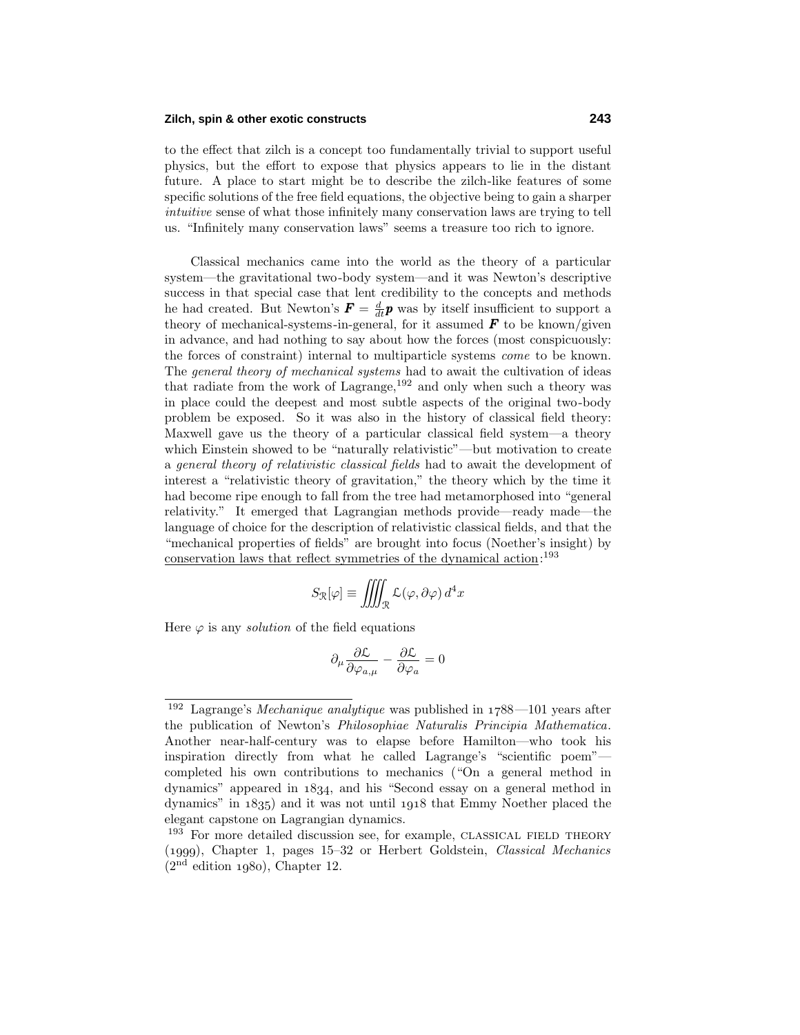to the effect that zilch is a concept too fundamentally trivial to support useful physics, but the effort to expose that physics appears to lie in the distant future. A place to start might be to describe the zilch-like features of some specific solutions of the free field equations, the objective being to gain a sharper *intuitive* sense of what those infinitely many conservation laws are trying to tell us. "Infinitely many conservation laws" seems a treasure too rich to ignore.

Classical mechanics came into the world as the theory of a particular system—the gravitational two-body system—and it was Newton's descriptive success in that special case that lent credibility to the concepts and methods he had created. But Newton's $\boldsymbol{F} = \frac{d}{dt}\boldsymbol{p}$ was by itself insufficient to support a theory of mechanical-systems-in-general, for it assumed $\boldsymbol{F}$ to be known/given in advance, and had nothing to say about how the forces (most conspicuously: the forces of constraint) internal to multiparticle systems *come* to be known. The *general theory of mechanical systems* had to await the cultivation of ideas that radiate from the work of Lagrange,[192] and only when such a theory was in place could the deepest and most subtle aspects of the original two-body problem be exposed. So it was also in the history of classical field theory: Maxwell gave us the theory of a particular classical field system—a theory which Einstein showed to be "naturally relativistic"—but motivation to create a *general theory of relativistic classical fields* had to await the development of interest a "relativistic theory of gravitation," the theory which by the time it had become ripe enough to fall from the tree had metamorphosed into "general relativity." It emerged that Lagrangian methods provide—ready made—the language of choice for the description of relativistic classical fields, and that the "mechanical properties of fields" are brought into focus (Noether's insight) by <u>conservation laws that reflect symmetries of the dynamical action</u>:[193]

$$S_{\mathcal{R}}[\varphi] \equiv \iiiint_{\mathcal{R}} \mathcal{L}(\varphi, \partial\varphi)\, d^4x$$

Here $\varphi$ is any *solution* of the field equations

$$\partial_\mu \frac{\partial \mathcal{L}}{\partial \varphi_{a,\mu}} - \frac{\partial \mathcal{L}}{\partial \varphi_a} = 0$$

---

[192] Lagrange's *Mechanique analytique* was published in 1788—101 years after the publication of Newton's *Philosophiae Naturalis Principia Mathematica*. Another near-half-century was to elapse before Hamilton—who took his inspiration directly from what he called Lagrange's "scientific poem"—completed his own contributions to mechanics ("On a general method in dynamics" appeared in 1834, and his "Second essay on a general method in dynamics" in 1835) and it was not until 1918 that Emmy Noether placed the elegant capstone on Lagrangian dynamics.

[193] For more detailed discussion see, for example, CLASSICAL FIELD THEORY (1999), Chapter 1, pages 15–32 or Herbert Goldstein, *Classical Mechanics* ($2^{\text{nd}}$ edition 1980), Chapter 12.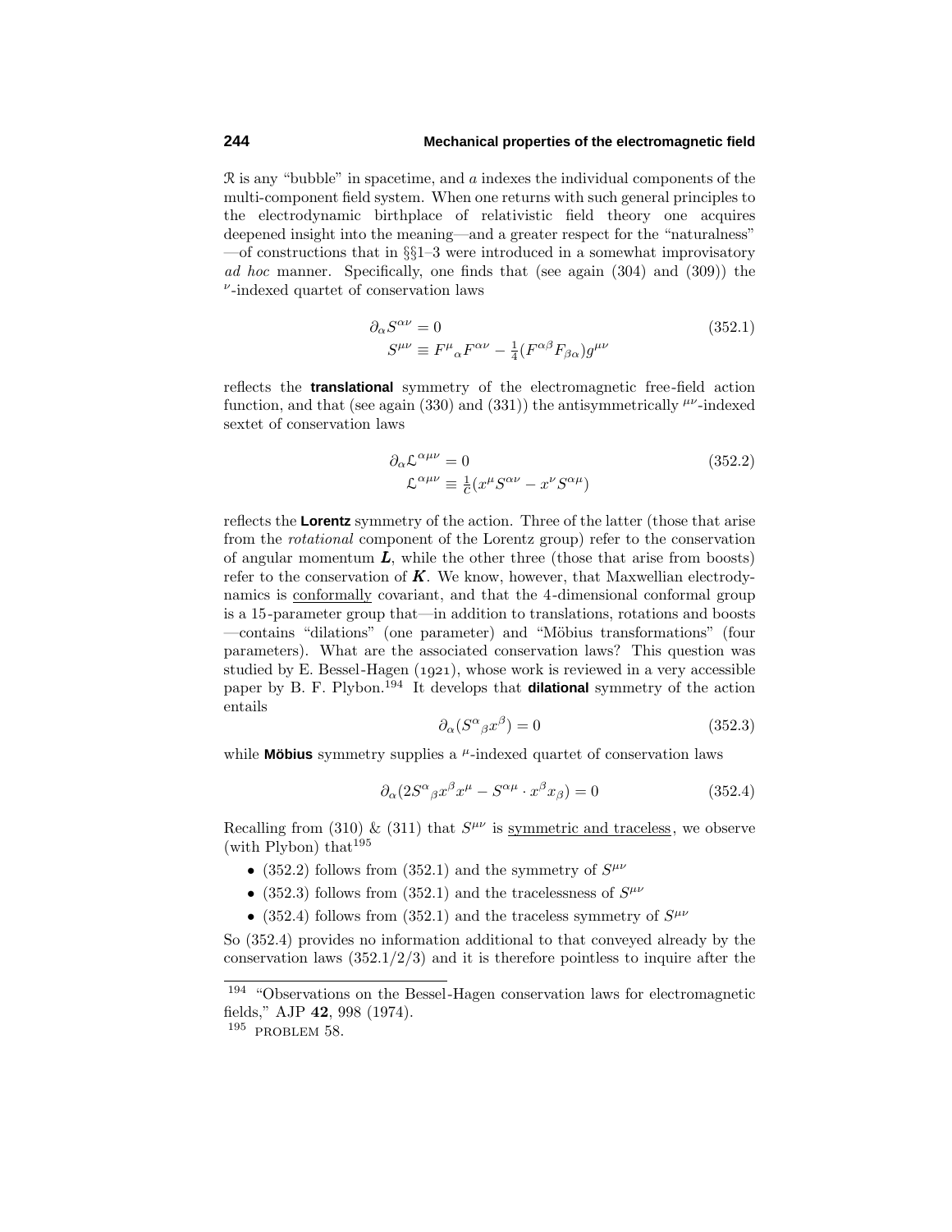$\mathcal{R}$ is any "bubble" in spacetime, and $a$ indexes the individual components of the multi-component field system. When one returns with such general principles to the electrodynamic birthplace of relativistic field theory one acquires deepened insight into the meaning—and a greater respect for the "naturalness" —of constructions that in §§1–3 were introduced in a somewhat improvisatory *ad hoc* manner. Specifically, one finds that (see again (304) and (309)) the $^{\nu}$-indexed quartet of conservation laws

$$\begin{aligned} \partial_\alpha S^{\alpha\nu} &= 0 \\ S^{\mu\nu} &\equiv F^{\mu}{}_{\alpha}F^{\alpha\nu} - \tfrac{1}{4}(F^{\alpha\beta}F_{\beta\alpha})g^{\mu\nu} \end{aligned} \tag{352.1}$$

reflects the **translational** symmetry of the electromagnetic free-field action function, and that (see again (330) and (331)) the antisymmetrically $^{\mu\nu}$-indexed sextet of conservation laws

$$\begin{aligned} \partial_\alpha \mathcal{L}^{\alpha\mu\nu} &= 0 \\ \mathcal{L}^{\alpha\mu\nu} &\equiv \tfrac{1}{c}(x^\mu S^{\alpha\nu} - x^\nu S^{\alpha\mu}) \end{aligned} \tag{352.2}$$

reflects the **Lorentz** symmetry of the action. Three of the latter (those that arise from the *rotational* component of the Lorentz group) refer to the conservation of angular momentum $\boldsymbol{L}$, while the other three (those that arise from boosts) refer to the conservation of $\boldsymbol{K}$. We know, however, that Maxwellian electrodynamics is conformally covariant, and that the 4-dimensional conformal group is a 15-parameter group that—in addition to translations, rotations and boosts —contains "dilations" (one parameter) and "Möbius transformations" (four parameters). What are the associated conservation laws? This question was studied by E. Bessel-Hagen (1921), whose work is reviewed in a very accessible paper by B. F. Plybon.[194] It develops that **dilational** symmetry of the action entails

$$\partial_\alpha(S^{\alpha}{}_{\beta}x^\beta) = 0 \tag{352.3}$$

while **Möbius** symmetry supplies a $^{\mu}$-indexed quartet of conservation laws

$$\partial_\alpha(2S^{\alpha}{}_{\beta}x^\beta x^\mu - S^{\alpha\mu}\cdot x^\beta x_\beta) = 0 \tag{352.4}$$

Recalling from (310) & (311) that $S^{\mu\nu}$ is symmetric and traceless, we observe (with Plybon) that[195]

- (352.2) follows from (352.1) and the symmetry of $S^{\mu\nu}$
- (352.3) follows from (352.1) and the tracelessness of $S^{\mu\nu}$
- (352.4) follows from (352.1) and the traceless symmetry of $S^{\mu\nu}$

So (352.4) provides no information additional to that conveyed already by the conservation laws (352.1/2/3) and it is therefore pointless to inquire after the

---

[194] "Observations on the Bessel-Hagen conservation laws for electromagnetic fields," AJP **42**, 998 (1974).

[195] PROBLEM 58.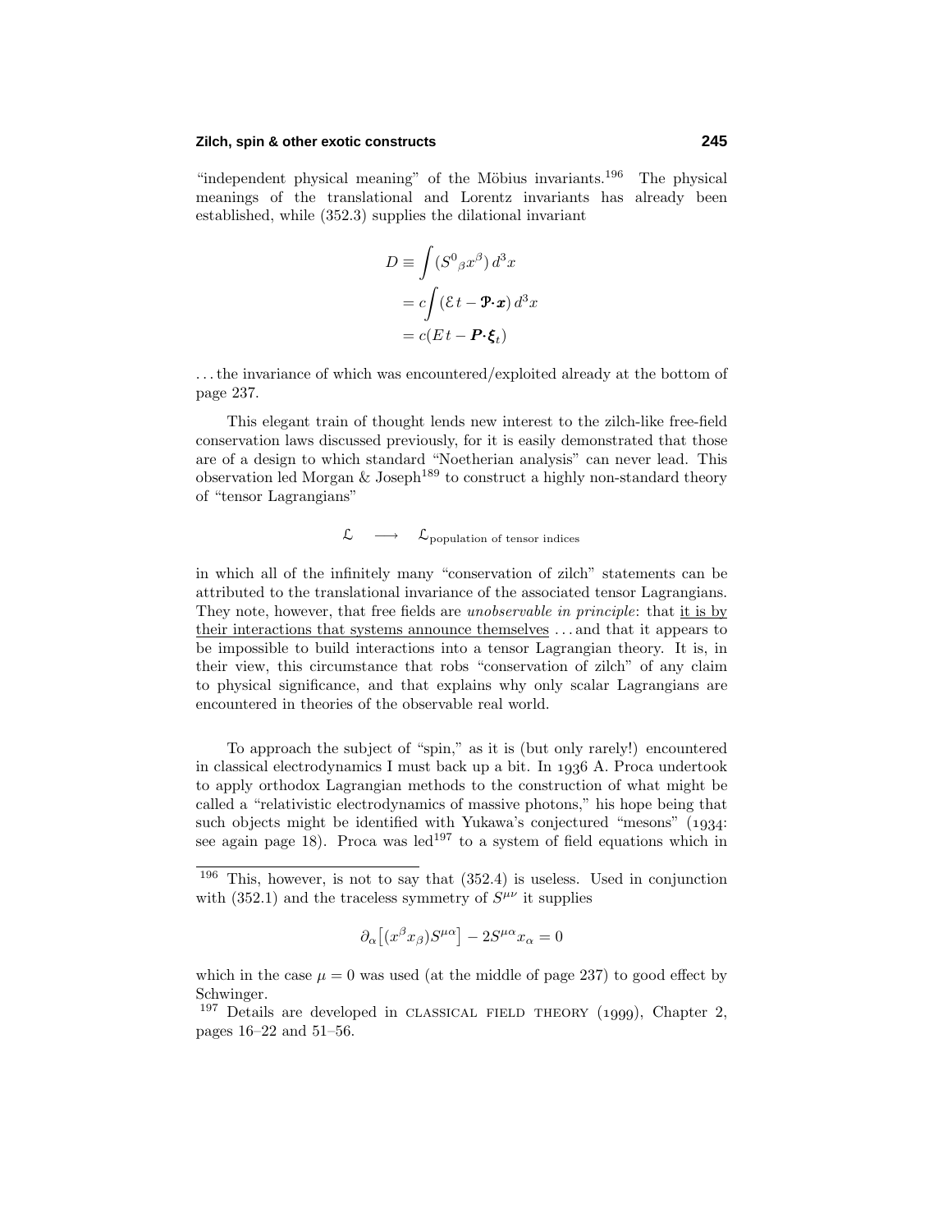"independent physical meaning" of the Möbius invariants.[196] The physical meanings of the translational and Lorentz invariants has already been established, while (352.3) supplies the dilational invariant

$$
\begin{aligned}
D &\equiv \int (S^0{}_\beta x^\beta)\, d^3x \\
&= c\int (\mathcal{E}\, t - \boldsymbol{\mathcal{P}}\boldsymbol{\cdot}\boldsymbol{x})\, d^3x \\
&= c(E\, t - \boldsymbol{P}\boldsymbol{\cdot}\boldsymbol{\xi}_t)
\end{aligned}
$$

. . . the invariance of which was encountered/exploited already at the bottom of page 237.

This elegant train of thought lends new interest to the zilch-like free-field conservation laws discussed previously, for it is easily demonstrated that those are of a design to which standard "Noetherian analysis" can never lead. This observation led Morgan & Joseph[189] to construct a highly non-standard theory of "tensor Lagrangians"

$$
\mathcal{L} \quad\longrightarrow\quad \mathcal{L}_{\text{population of tensor indices}}
$$

in which all of the infinitely many "conservation of zilch" statements can be attributed to the translational invariance of the associated tensor Lagrangians. They note, however, that free fields are *unobservable in principle*: that <u>it is by their interactions that systems announce themselves</u> . . . and that it appears to be impossible to build interactions into a tensor Lagrangian theory. It is, in their view, this circumstance that robs "conservation of zilch" of any claim to physical significance, and that explains why only scalar Lagrangians are encountered in theories of the observable real world.

To approach the subject of "spin," as it is (but only rarely!) encountered in classical electrodynamics I must back up a bit. In 1936 A. Proca undertook to apply orthodox Lagrangian methods to the construction of what might be called a "relativistic electrodynamics of massive photons," his hope being that such objects might be identified with Yukawa's conjectured "mesons" (1934: see again page 18). Proca was led[197] to a system of field equations which in

---

[196] This, however, is not to say that (352.4) is useless. Used in conjunction with (352.1) and the traceless symmetry of $S^{\mu\nu}$ it supplies

$$
\partial_\alpha\big[(x^\beta x_\beta)S^{\mu\alpha}\big] - 2S^{\mu\alpha}x_\alpha = 0
$$

which in the case $\mu = 0$ was used (at the middle of page 237) to good effect by Schwinger.

[197] Details are developed in CLASSICAL FIELD THEORY (1999), Chapter 2, pages 16–22 and 51–56.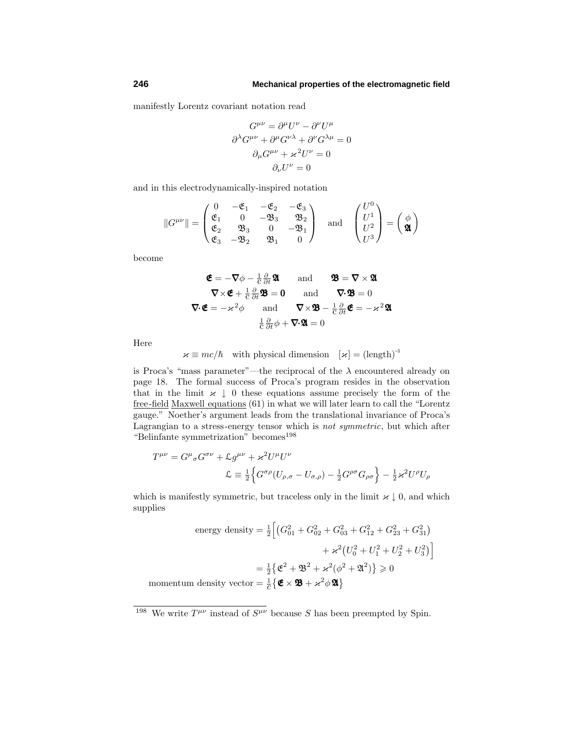manifestly Lorentz covariant notation read

$$
\begin{gathered}
G^{\mu\nu} = \partial^\mu U^\nu - \partial^\nu U^\mu \\
\partial^\lambda G^{\mu\nu} + \partial^\mu G^{\nu\lambda} + \partial^\nu G^{\lambda\mu} = 0 \\
\partial_\mu G^{\mu\nu} + \varkappa^2 U^\nu = 0 \\
\partial_\nu U^\nu = 0
\end{gathered}
$$

and in this electrodynamically-inspired notation

$$
\|G^{\mu\nu}\| = \begin{pmatrix} 0 & -\mathfrak{E}_1 & -\mathfrak{E}_2 & -\mathfrak{E}_3 \\ \mathfrak{E}_1 & 0 & -\mathfrak{B}_3 & \mathfrak{B}_2 \\ \mathfrak{E}_2 & \mathfrak{B}_3 & 0 & -\mathfrak{B}_1 \\ \mathfrak{E}_3 & -\mathfrak{B}_2 & \mathfrak{B}_1 & 0 \end{pmatrix} \quad \text{and} \quad \begin{pmatrix} U^0 \\ U^1 \\ U^2 \\ U^3 \end{pmatrix} = \begin{pmatrix} \phi \\ \boldsymbol{\mathfrak{A}} \end{pmatrix}
$$

become

$$
\begin{gathered}
\boldsymbol{\mathfrak{E}} = -\boldsymbol{\nabla}\phi - \tfrac{1}{c}\tfrac{\partial}{\partial t}\boldsymbol{\mathfrak{A}} \qquad \text{and} \qquad \boldsymbol{\mathfrak{B}} = \boldsymbol{\nabla}\times\boldsymbol{\mathfrak{A}} \\
\boldsymbol{\nabla}\times\boldsymbol{\mathfrak{E}} + \tfrac{1}{c}\tfrac{\partial}{\partial t}\boldsymbol{\mathfrak{B}} = \mathbf{0} \qquad \text{and} \qquad \boldsymbol{\nabla}\cdot\boldsymbol{\mathfrak{B}} = 0 \\
\boldsymbol{\nabla}\cdot\boldsymbol{\mathfrak{E}} = -\varkappa^2\phi \qquad \text{and} \qquad \boldsymbol{\nabla}\times\boldsymbol{\mathfrak{B}} - \tfrac{1}{c}\tfrac{\partial}{\partial t}\boldsymbol{\mathfrak{E}} = -\varkappa^2\boldsymbol{\mathfrak{A}} \\
\tfrac{1}{c}\tfrac{\partial}{\partial t}\phi + \boldsymbol{\nabla}\cdot\boldsymbol{\mathfrak{A}} = 0
\end{gathered}
$$

Here

$$
\varkappa \equiv mc/\hbar \quad \text{with physical dimension} \quad [\varkappa] = (\text{length})^{-1}
$$

is Proca's "mass parameter"—the reciprocal of the $\lambda$ encountered already on page 18. The formal success of Proca's program resides in the observation that in the limit $\varkappa \downarrow 0$ these equations assume precisely the form of the free-field Maxwell equations (61) in what we will later learn to call the "Lorentz gauge." Noether's argument leads from the translational invariance of Proca's Lagrangian to a stress-energy tensor which is *not symmetric*, but which after "Belinfante symmetrization" becomes[198]

$$
\begin{aligned}
T^{\mu\nu} &= G^{\mu}{}_{\sigma}G^{\sigma\nu} + \mathcal{L}g^{\mu\nu} + \varkappa^2 U^\mu U^\nu \\
&\qquad \mathcal{L} \equiv \tfrac{1}{2}\Big\{G^{\sigma\rho}(U_{\rho,\sigma} - U_{\sigma,\rho}) - \tfrac{1}{2}G^{\rho\sigma}G_{\rho\sigma}\Big\} - \tfrac{1}{2}\varkappa^2 U^\rho U_\rho
\end{aligned}
$$

which is manifestly symmetric, but traceless only in the limit $\varkappa \downarrow 0$, and which supplies

$$
\begin{aligned}
\text{energy density} &= \tfrac{1}{2}\Big[\big(G_{01}^2 + G_{02}^2 + G_{03}^2 + G_{12}^2 + G_{23}^2 + G_{31}^2\big) \\
&\qquad\qquad + \varkappa^2\big(U_0^2 + U_1^2 + U_2^2 + U_3^2\big)\Big] \\
&= \tfrac{1}{2}\big\{\mathfrak{E}^2 + \mathfrak{B}^2 + \varkappa^2(\phi^2 + \mathfrak{A}^2)\big\} \geqslant 0 \\
\text{momentum density vector} &= \tfrac{1}{c}\big\{\boldsymbol{\mathfrak{E}}\times\boldsymbol{\mathfrak{B}} + \varkappa^2\phi\boldsymbol{\mathfrak{A}}\big\}
\end{aligned}
$$

---

[198] We write $T^{\mu\nu}$ instead of $S^{\mu\nu}$ because $S$ has been preempted by Spin.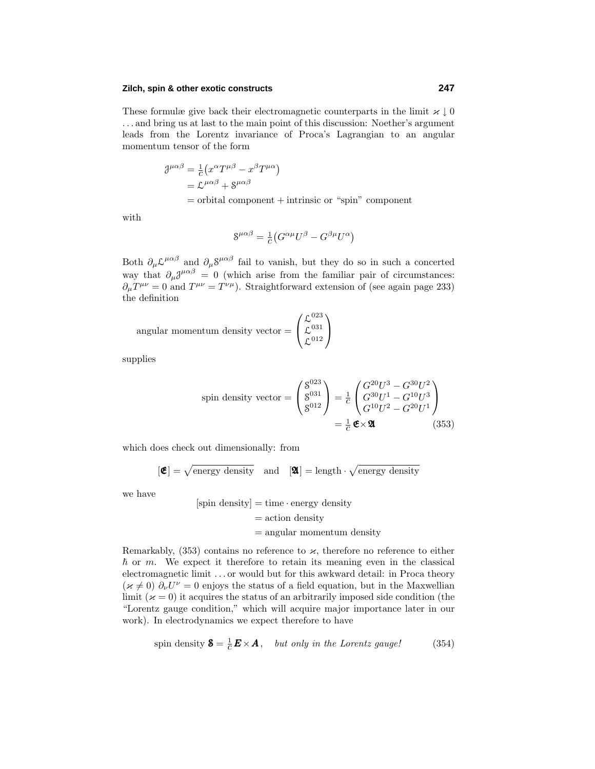These formulæ give back their electromagnetic counterparts in the limit $\varkappa \downarrow 0$ ... and bring us at last to the main point of this discussion: Noether's argument leads from the Lorentz invariance of Proca's Lagrangian to an angular momentum tensor of the form

$$
\begin{aligned}
\mathcal{J}^{\mu\alpha\beta} &= \tfrac{1}{c}\big(x^\alpha T^{\mu\beta} - x^\beta T^{\mu\alpha}\big) \\
&= \mathcal{L}^{\mu\alpha\beta} + \mathcal{S}^{\mu\alpha\beta} \\
&= \text{orbital component} + \text{intrinsic or "spin" component}
\end{aligned}
$$

with

$$
\mathcal{S}^{\mu\alpha\beta} = \tfrac{1}{c}\big(G^{\alpha\mu}U^\beta - G^{\beta\mu}U^\alpha\big)
$$

Both $\partial_\mu \mathcal{L}^{\mu\alpha\beta}$ and $\partial_\mu \mathcal{S}^{\mu\alpha\beta}$ fail to vanish, but they do so in such a concerted way that $\partial_\mu \mathcal{J}^{\mu\alpha\beta} = 0$ (which arise from the familiar pair of circumstances: $\partial_\mu T^{\mu\nu} = 0$ and $T^{\mu\nu} = T^{\nu\mu}$). Straightforward extension of (see again page 233) the definition

$$
\text{angular momentum density vector} = \begin{pmatrix} \mathcal{L}^{023} \\ \mathcal{L}^{031} \\ \mathcal{L}^{012} \end{pmatrix}
$$

supplies

$$
\begin{aligned}
\text{spin density vector} = \begin{pmatrix} \mathcal{S}^{023} \\ \mathcal{S}^{031} \\ \mathcal{S}^{012} \end{pmatrix} &= \tfrac{1}{c}\begin{pmatrix} G^{20}U^3 - G^{30}U^2 \\ G^{30}U^1 - G^{10}U^3 \\ G^{10}U^2 - G^{20}U^1 \end{pmatrix} \\
&= \tfrac{1}{c}\,\boldsymbol{\mathfrak{E}}\times\boldsymbol{\mathfrak{A}} \qquad (353)
\end{aligned}
$$

which does check out dimensionally: from

$$
[\boldsymbol{\mathfrak{E}}] = \sqrt{\text{energy density}} \quad \text{and} \quad [\boldsymbol{\mathfrak{A}}] = \text{length} \cdot \sqrt{\text{energy density}}
$$

we have

$$
\begin{aligned}
[\text{spin density}] &= \text{time} \cdot \text{energy density} \\
&= \text{action density} \\
&= \text{angular momentum density}
\end{aligned}
$$

Remarkably, (353) contains no reference to $\varkappa$, therefore no reference to either $\hbar$ or $m$. We expect it therefore to retain its meaning even in the classical electromagnetic limit ... or would but for this awkward detail: in Proca theory ($\varkappa \neq 0$) $\partial_\nu U^\nu = 0$ enjoys the status of a field equation, but in the Maxwellian limit ($\varkappa = 0$) it acquires the status of an arbitrarily imposed side condition (the "Lorentz gauge condition," which will acquire major importance later in our work). In electrodynamics we expect therefore to have

$$
\text{spin density } \boldsymbol{\mathcal{S}} = \tfrac{1}{c}\,\boldsymbol{E}\times\boldsymbol{A}, \quad \textit{but only in the Lorentz gauge!} \qquad (354)
$$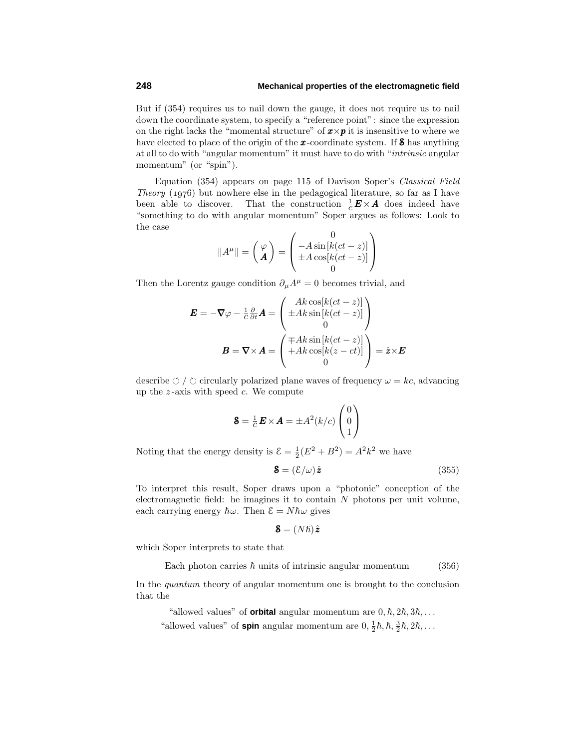But if (354) requires us to nail down the gauge, it does not require us to nail down the coordinate system, to specify a "reference point": since the expression on the right lacks the "momental structure" of $\boldsymbol{x}\times\boldsymbol{p}$ it is insensitive to where we have elected to place of the origin of the $\boldsymbol{x}$-coordinate system. If $\boldsymbol{\mathcal{S}}$ has anything at all to do with "angular momentum" it must have to do with "*intrinsic* angular momentum" (or "spin").

Equation (354) appears on page 115 of Davison Soper's *Classical Field Theory* (1976) but nowhere else in the pedagogical literature, so far as I have been able to discover. That the construction $\frac{1}{c}\boldsymbol{E}\times\boldsymbol{A}$ does indeed have "something to do with angular momentum" Soper argues as follows: Look to the case

$$\|A^\mu\| = \begin{pmatrix} \varphi \\ \boldsymbol{A} \end{pmatrix} = \begin{pmatrix} 0 \\ -A\sin[k(ct-z)] \\ \pm A\cos[k(ct-z)] \\ 0 \end{pmatrix}$$

Then the Lorentz gauge condition $\partial_\mu A^\mu = 0$ becomes trivial, and

$$\boldsymbol{E} = -\boldsymbol{\nabla}\varphi - \tfrac{1}{c}\tfrac{\partial}{\partial t}\boldsymbol{A} = \begin{pmatrix} Ak\cos[k(ct-z)] \\ \pm Ak\sin[k(ct-z)] \\ 0 \end{pmatrix}$$

$$\boldsymbol{B} = \boldsymbol{\nabla}\times\boldsymbol{A} = \begin{pmatrix} \mp Ak\sin[k(ct-z)] \\ +Ak\cos[k(z-ct)] \\ 0 \end{pmatrix} = \hat{\boldsymbol{z}}\times\boldsymbol{E}$$

describe ↺ / ↻ circularly polarized plane waves of frequency $\omega = kc$, advancing up the $z$-axis with speed $c$. We compute

$$\boldsymbol{\mathcal{S}} = \tfrac{1}{c}\boldsymbol{E}\times\boldsymbol{A} = \pm A^2(k/c)\begin{pmatrix} 0 \\ 0 \\ 1 \end{pmatrix}$$

Noting that the energy density is $\mathcal{E} = \frac{1}{2}(E^2 + B^2) = A^2k^2$ we have

$$\boldsymbol{\mathcal{S}} = (\mathcal{E}/\omega)\,\hat{\boldsymbol{z}} \tag{355}$$

To interpret this result, Soper draws upon a "photonic" conception of the electromagnetic field: he imagines it to contain $N$ photons per unit volume, each carrying energy $\hbar\omega$. Then $\mathcal{E} = N\hbar\omega$ gives

$$\boldsymbol{\mathcal{S}} = (N\hbar)\,\hat{\boldsymbol{z}}$$

which Soper interprets to state that

Each photon carries $\hbar$ units of intrinsic angular momentum (356)

In the *quantum* theory of angular momentum one is brought to the conclusion that the

"allowed values" of **orbital** angular momentum are $0, \hbar, 2\hbar, 3\hbar, \ldots$

"allowed values" of **spin** angular momentum are $0, \frac{1}{2}\hbar, \hbar, \frac{3}{2}\hbar, 2\hbar, \ldots$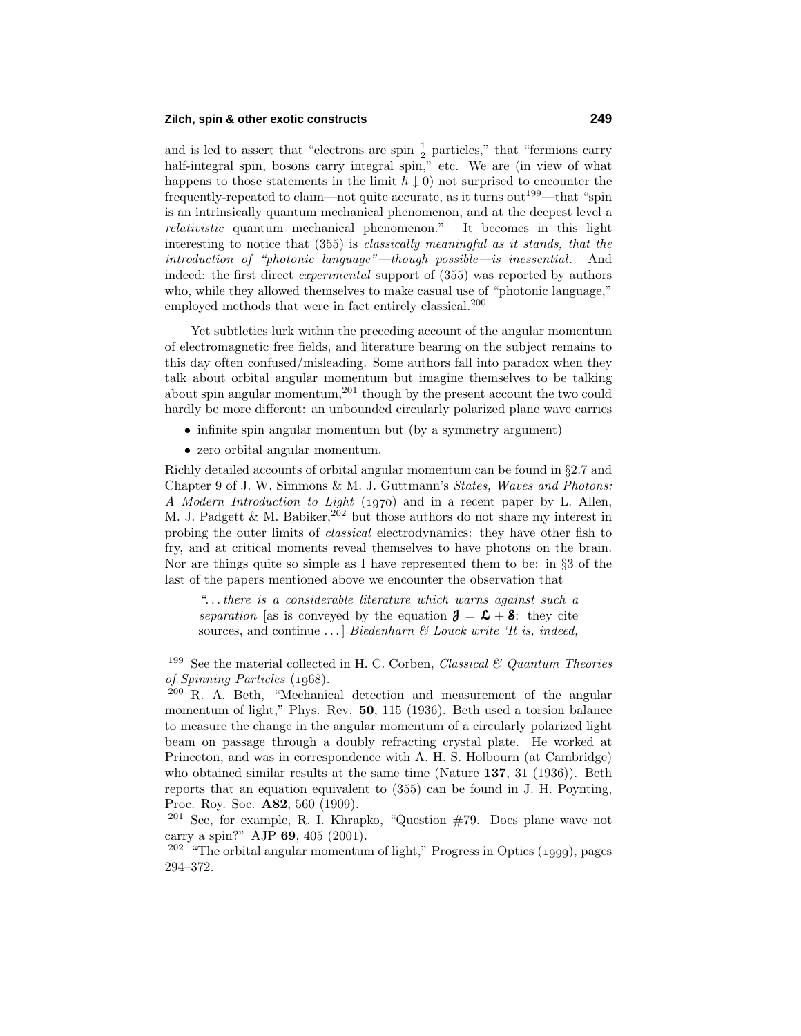and is led to assert that "electrons are spin $\frac{1}{2}$ particles," that "fermions carry half-integral spin, bosons carry integral spin," etc. We are (in view of what happens to those statements in the limit $\hbar \downarrow 0$) not surprised to encounter the frequently-repeated to claim—not quite accurate, as it turns out[199]—that "spin is an intrinsically quantum mechanical phenomenon, and at the deepest level a *relativistic* quantum mechanical phenomenon." It becomes in this light interesting to notice that (355) is *classically meaningful as it stands, that the introduction of "photonic language"—though possible—is inessential*. And indeed: the first direct *experimental* support of (355) was reported by authors who, while they allowed themselves to make casual use of "photonic language," employed methods that were in fact entirely classical.[200]

Yet subtleties lurk within the preceding account of the angular momentum of electromagnetic free fields, and literature bearing on the subject remains to this day often confused/misleading. Some authors fall into paradox when they talk about orbital angular momentum but imagine themselves to be talking about spin angular momentum,[201] though by the present account the two could hardly be more different: an unbounded circularly polarized plane wave carries

- infinite spin angular momentum but (by a symmetry argument)
- zero orbital angular momentum.

Richly detailed accounts of orbital angular momentum can be found in §2.7 and Chapter 9 of J. W. Simmons & M. J. Guttmann's *States, Waves and Photons: A Modern Introduction to Light* (1970) and in a recent paper by L. Allen, M. J. Padgett & M. Babiker,[202] but those authors do not share my interest in probing the outer limits of *classical* electrodynamics: they have other fish to fry, and at critical moments reveal themselves to have photons on the brain. Nor are things quite so simple as I have represented them to be: in §3 of the last of the papers mentioned above we encounter the observation that

> *"... there is a considerable literature which warns against such a separation* [as is conveyed by the equation $\boldsymbol{\mathcal{J}} = \boldsymbol{\mathcal{L}} + \boldsymbol{\mathcal{S}}$: they cite sources, and continue ...] *Biedenharn & Louck write 'It is, indeed,*

---

[199] See the material collected in H. C. Corben, *Classical & Quantum Theories of Spinning Particles* (1968).

[200] R. A. Beth, "Mechanical detection and measurement of the angular momentum of light," Phys. Rev. **50**, 115 (1936). Beth used a torsion balance to measure the change in the angular momentum of a circularly polarized light beam on passage through a doubly refracting crystal plate. He worked at Princeton, and was in correspondence with A. H. S. Holbourn (at Cambridge) who obtained similar results at the same time (Nature **137**, 31 (1936)). Beth reports that an equation equivalent to (355) can be found in J. H. Poynting, Proc. Roy. Soc. **A82**, 560 (1909).

[201] See, for example, R. I. Khrapko, "Question #79. Does plane wave not carry a spin?" AJP **69**, 405 (2001).

[202] "The orbital angular momentum of light," Progress in Optics (1999), pages 294–372.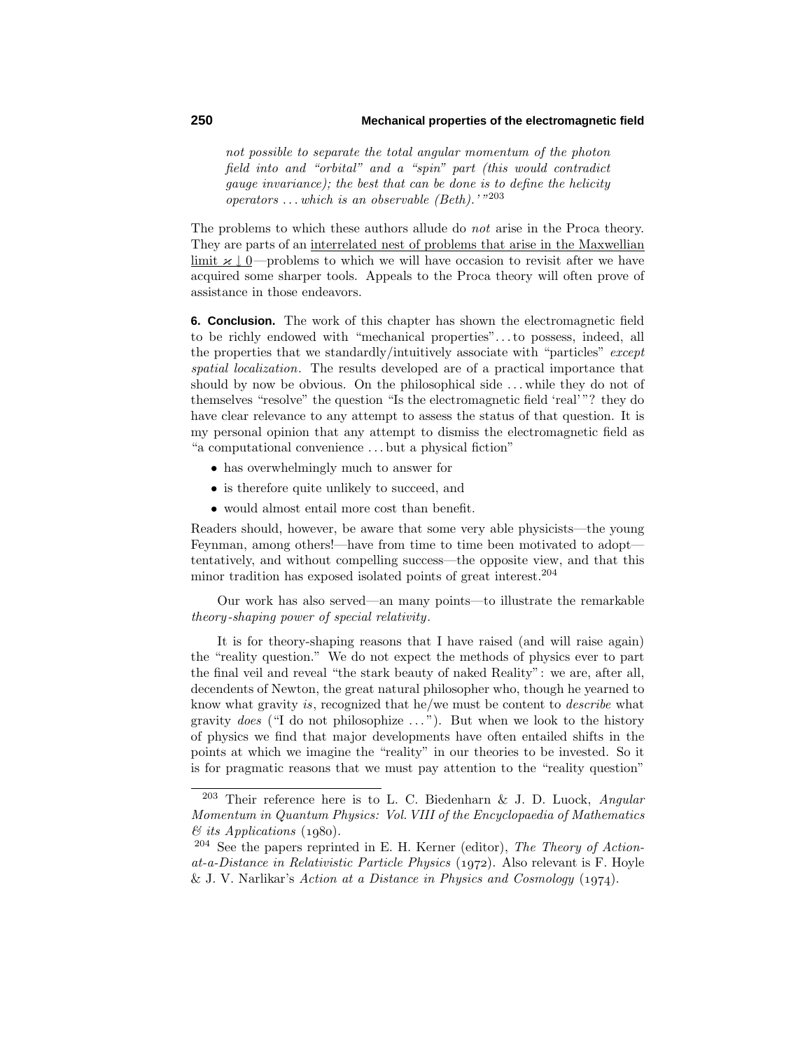*not possible to separate the total angular momentum of the photon field into and "orbital" and a "spin" part (this would contradict gauge invariance); the best that can be done is to define the helicity operators ... which is an observable (Beth).'*"[203]

The problems to which these authors allude do *not* arise in the Proca theory. They are parts of an interrelated nest of problems that arise in the Maxwellian limit $\varkappa \downarrow 0$—problems to which we will have occasion to revisit after we have acquired some sharper tools. Appeals to the Proca theory will often prove of assistance in those endeavors.

**6. Conclusion.** The work of this chapter has shown the electromagnetic field to be richly endowed with "mechanical properties"... to possess, indeed, all the properties that we standardly/intuitively associate with "particles" *except spatial localization*. The results developed are of a practical importance that should by now be obvious. On the philosophical side ... while they do not of themselves "resolve" the question "Is the electromagnetic field 'real'"? they do have clear relevance to any attempt to assess the status of that question. It is my personal opinion that any attempt to dismiss the electromagnetic field as "a computational convenience ... but a physical fiction"

- has overwhelmingly much to answer for
- is therefore quite unlikely to succeed, and
- would almost entail more cost than benefit.

Readers should, however, be aware that some very able physicists—the young Feynman, among others!—have from time to time been motivated to adopt—tentatively, and without compelling success—the opposite view, and that this minor tradition has exposed isolated points of great interest.[204]

Our work has also served—an many points—to illustrate the remarkable *theory-shaping power of special relativity*.

It is for theory-shaping reasons that I have raised (and will raise again) the "reality question." We do not expect the methods of physics ever to part the final veil and reveal "the stark beauty of naked Reality": we are, after all, decendents of Newton, the great natural philosopher who, though he yearned to know what gravity *is*, recognized that he/we must be content to *describe* what gravity *does* ("I do not philosophize ..."). But when we look to the history of physics we find that major developments have often entailed shifts in the points at which we imagine the "reality" in our theories to be invested. So it is for pragmatic reasons that we must pay attention to the "reality question"

---

[203] Their reference here is to L. C. Biedenharn & J. D. Luock, *Angular Momentum in Quantum Physics: Vol. VIII of the Encyclopaedia of Mathematics & its Applications* (1980).

[204] See the papers reprinted in E. H. Kerner (editor), *The Theory of Action-at-a-Distance in Relativistic Particle Physics* (1972). Also relevant is F. Hoyle & J. V. Narlikar's *Action at a Distance in Physics and Cosmology* (1974).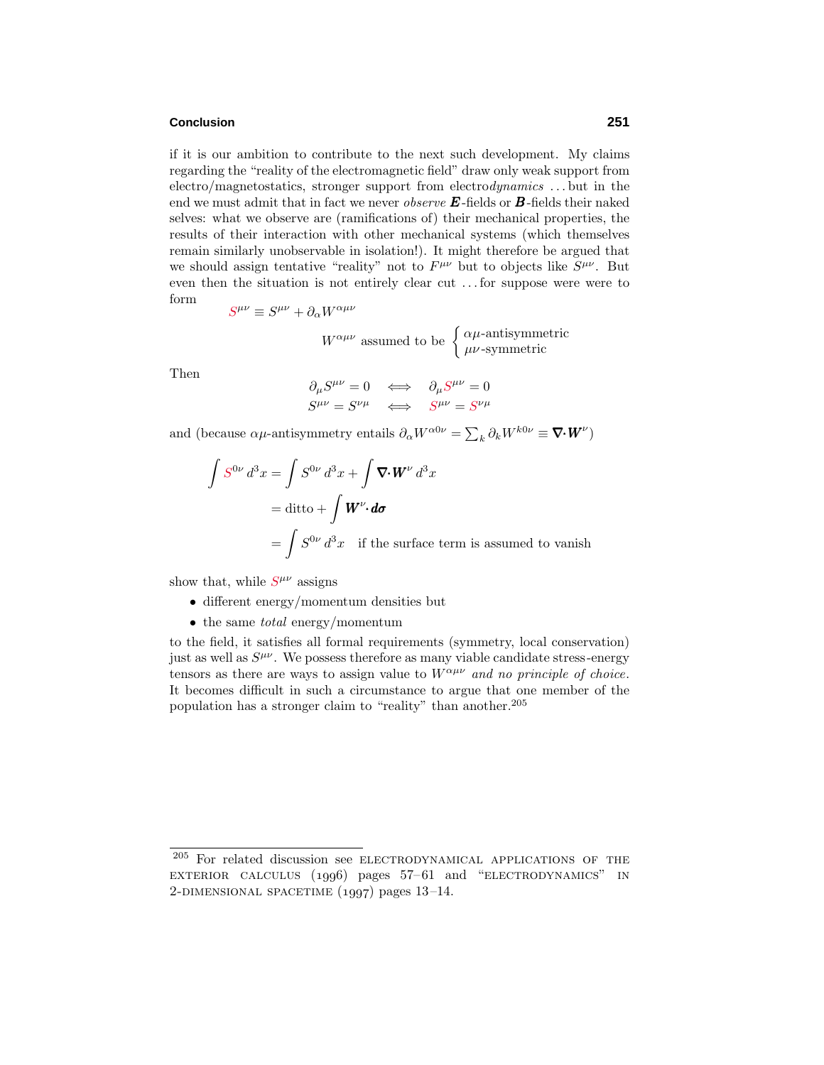if it is our ambition to contribute to the next such development. My claims regarding the "reality of the electromagnetic field" draw only weak support from electro/magnetostatics, stronger support from electro*dynamics* ...but in the end we must admit that in fact we never *observe* $\boldsymbol{E}$-fields or $\boldsymbol{B}$-fields their naked selves: what we observe are (ramifications of) their mechanical properties, the results of their interaction with other mechanical systems (which themselves remain similarly unobservable in isolation!). It might therefore be argued that we should assign tentative "reality" not to $F^{\mu\nu}$ but to objects like $S^{\mu\nu}$. But even then the situation is not entirely clear cut ...for suppose were were to form

$$S^{\mu\nu} \equiv S^{\mu\nu} + \partial_\alpha W^{\alpha\mu\nu}$$

$$W^{\alpha\mu\nu} \text{ assumed to be } \begin{cases} \alpha\mu\text{-antisymmetric} \\ \mu\nu\text{-symmetric} \end{cases}$$

Then

$$\begin{aligned} \partial_\mu S^{\mu\nu} = 0 \quad &\Longleftrightarrow \quad \partial_\mu S^{\mu\nu} = 0 \\ S^{\mu\nu} = S^{\nu\mu} \quad &\Longleftrightarrow \quad S^{\mu\nu} = S^{\nu\mu} \end{aligned}$$

and (because $\alpha\mu$-antisymmetry entails $\partial_\alpha W^{\alpha 0\nu} = \sum_k \partial_k W^{k0\nu} \equiv \boldsymbol{\nabla}\!\cdot\!\boldsymbol{W}^\nu$)

$$\begin{aligned} \int S^{0\nu}\, d^3x &= \int S^{0\nu}\, d^3x + \int \boldsymbol{\nabla}\!\cdot\!\boldsymbol{W}^\nu\, d^3x \\ &= \text{ditto} + \int \boldsymbol{W}^\nu\!\cdot d\boldsymbol{\sigma} \\ &= \int S^{0\nu}\, d^3x \quad \text{if the surface term is assumed to vanish} \end{aligned}$$

show that, while $S^{\mu\nu}$ assigns

- different energy/momentum densities but
- the same *total* energy/momentum

to the field, it satisfies all formal requirements (symmetry, local conservation) just as well as $S^{\mu\nu}$. We possess therefore as many viable candidate stress-energy tensors as there are ways to assign value to $W^{\alpha\mu\nu}$ *and no principle of choice*. It becomes difficult in such a circumstance to argue that one member of the population has a stronger claim to "reality" than another.[205]

[205] For related discussion see ELECTRODYNAMICAL APPLICATIONS OF THE EXTERIOR CALCULUS (1996) pages 57–61 and "ELECTRODYNAMICS" IN 2-DIMENSIONAL SPACETIME (1997) pages 13–14.